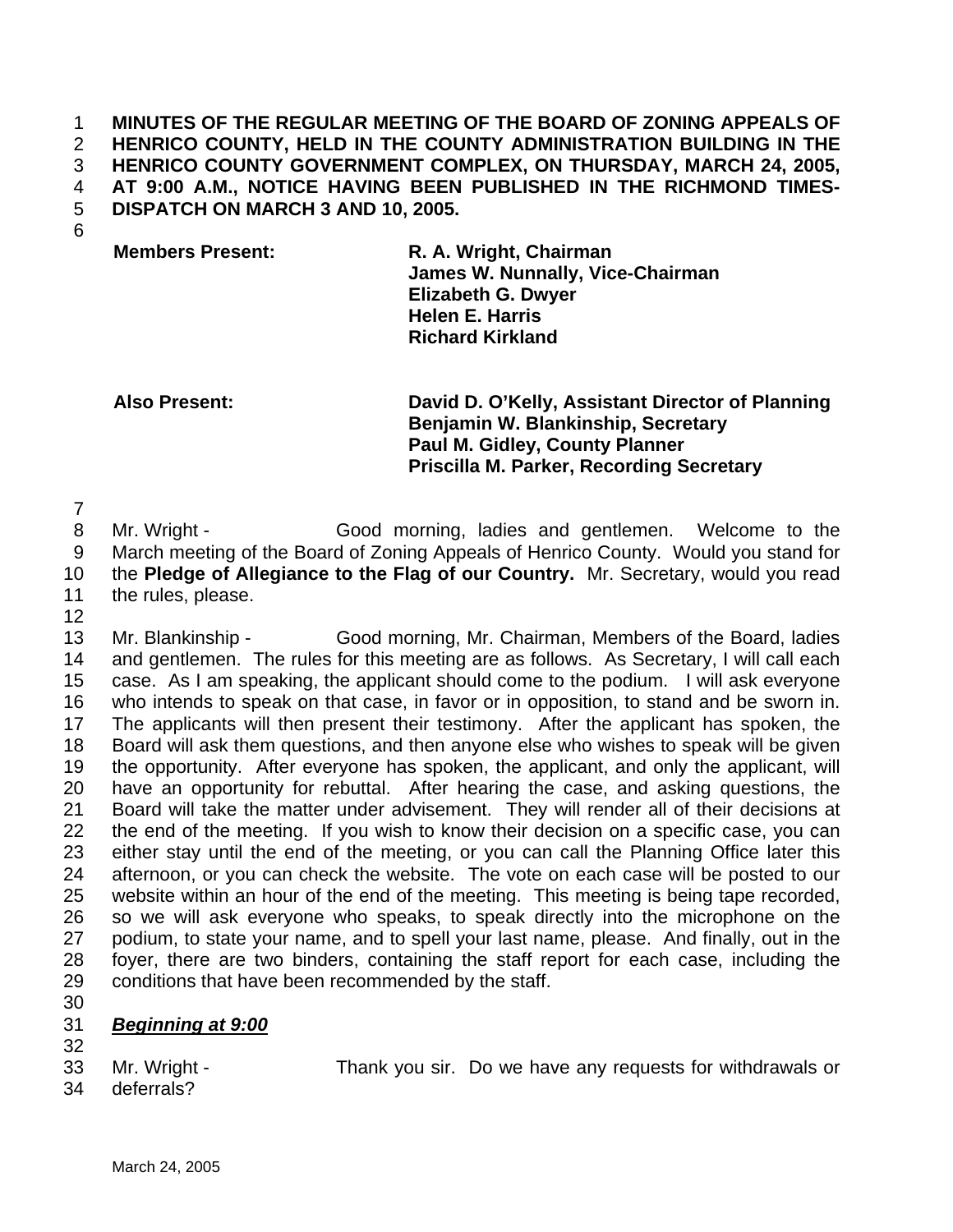**MINUTES OF THE REGULAR MEETING OF THE BOARD OF ZONING APPEALS OF HENRICO COUNTY, HELD IN THE COUNTY ADMINISTRATION BUILDING IN THE HENRICO COUNTY GOVERNMENT COMPLEX, ON THURSDAY, MARCH 24, 2005, AT 9:00 A.M., NOTICE HAVING BEEN PUBLISHED IN THE RICHMOND TIMES-DISPATCH ON MARCH 3 AND 10, 2005.**

| | |
|---|---|
| **Members Present:** | **R. A. Wright, Chairman** |
| | **James W. Nunnally, Vice-Chairman** |
| | **Elizabeth G. Dwyer** |
| | **Helen E. Harris** |
| | **Richard Kirkland** |
| **Also Present:** | **David D. O'Kelly, Assistant Director of Planning** |
| | **Benjamin W. Blankinship, Secretary** |
| | **Paul M. Gidley, County Planner** |
| | **Priscilla M. Parker, Recording Secretary** |

Mr. Wright - Good morning, ladies and gentlemen. Welcome to the March meeting of the Board of Zoning Appeals of Henrico County. Would you stand for the **Pledge of Allegiance to the Flag of our Country.** Mr. Secretary, would you read the rules, please.

Mr. Blankinship - Good morning, Mr. Chairman, Members of the Board, ladies and gentlemen. The rules for this meeting are as follows. As Secretary, I will call each case. As I am speaking, the applicant should come to the podium. I will ask everyone who intends to speak on that case, in favor or in opposition, to stand and be sworn in. The applicants will then present their testimony. After the applicant has spoken, the Board will ask them questions, and then anyone else who wishes to speak will be given the opportunity. After everyone has spoken, the applicant, and only the applicant, will have an opportunity for rebuttal. After hearing the case, and asking questions, the Board will take the matter under advisement. They will render all of their decisions at the end of the meeting. If you wish to know their decision on a specific case, you can either stay until the end of the meeting, or you can call the Planning Office later this afternoon, or you can check the website. The vote on each case will be posted to our website within an hour of the end of the meeting. This meeting is being tape recorded, so we will ask everyone who speaks, to speak directly into the microphone on the podium, to state your name, and to spell your last name, please. And finally, out in the foyer, there are two binders, containing the staff report for each case, including the conditions that have been recommended by the staff.

***Beginning at 9:00***

Mr. Wright - Thank you sir. Do we have any requests for withdrawals or deferrals?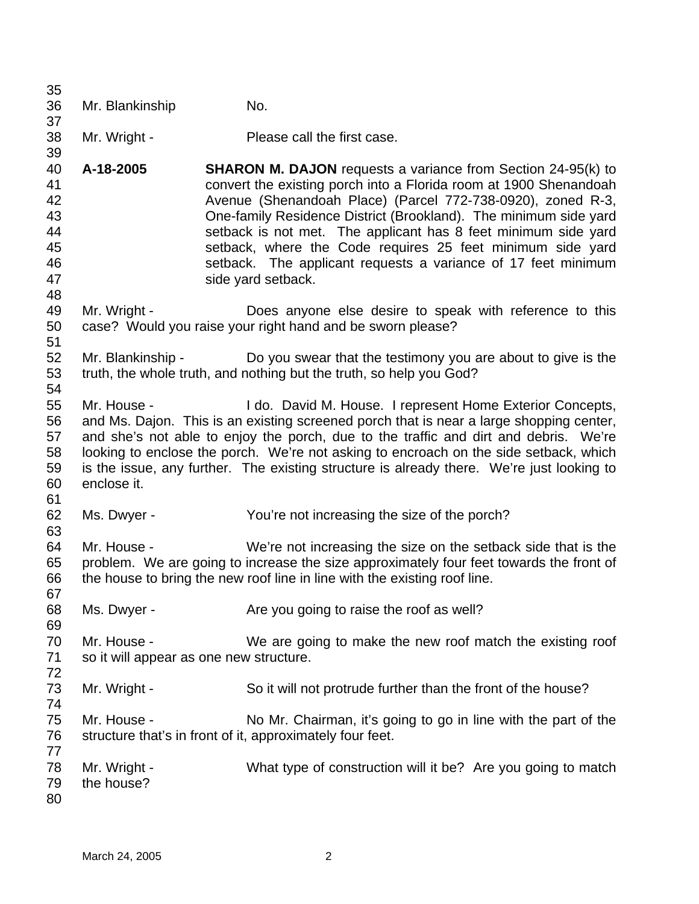Mr. Blankinship No.

Mr. Wright - Please call the first case.

**A-18-2005** **SHARON M. DAJON** requests a variance from Section 24-95(k) to convert the existing porch into a Florida room at 1900 Shenandoah Avenue (Shenandoah Place) (Parcel 772-738-0920), zoned R-3, One-family Residence District (Brookland). The minimum side yard setback is not met. The applicant has 8 feet minimum side yard setback, where the Code requires 25 feet minimum side yard setback. The applicant requests a variance of 17 feet minimum side yard setback.

Mr. Wright - Does anyone else desire to speak with reference to this case? Would you raise your right hand and be sworn please?

Mr. Blankinship - Do you swear that the testimony you are about to give is the truth, the whole truth, and nothing but the truth, so help you God?

Mr. House - I do. David M. House. I represent Home Exterior Concepts, and Ms. Dajon. This is an existing screened porch that is near a large shopping center, and she's not able to enjoy the porch, due to the traffic and dirt and debris. We're looking to enclose the porch. We're not asking to encroach on the side setback, which is the issue, any further. The existing structure is already there. We're just looking to enclose it.

Ms. Dwyer - You're not increasing the size of the porch?

Mr. House - We're not increasing the size on the setback side that is the problem. We are going to increase the size approximately four feet towards the front of the house to bring the new roof line in line with the existing roof line.

Ms. Dwyer - Are you going to raise the roof as well?

Mr. House - We are going to make the new roof match the existing roof so it will appear as one new structure.

Mr. Wright - So it will not protrude further than the front of the house?

Mr. House - No Mr. Chairman, it's going to go in line with the part of the structure that's in front of it, approximately four feet.

Mr. Wright - What type of construction will it be? Are you going to match the house?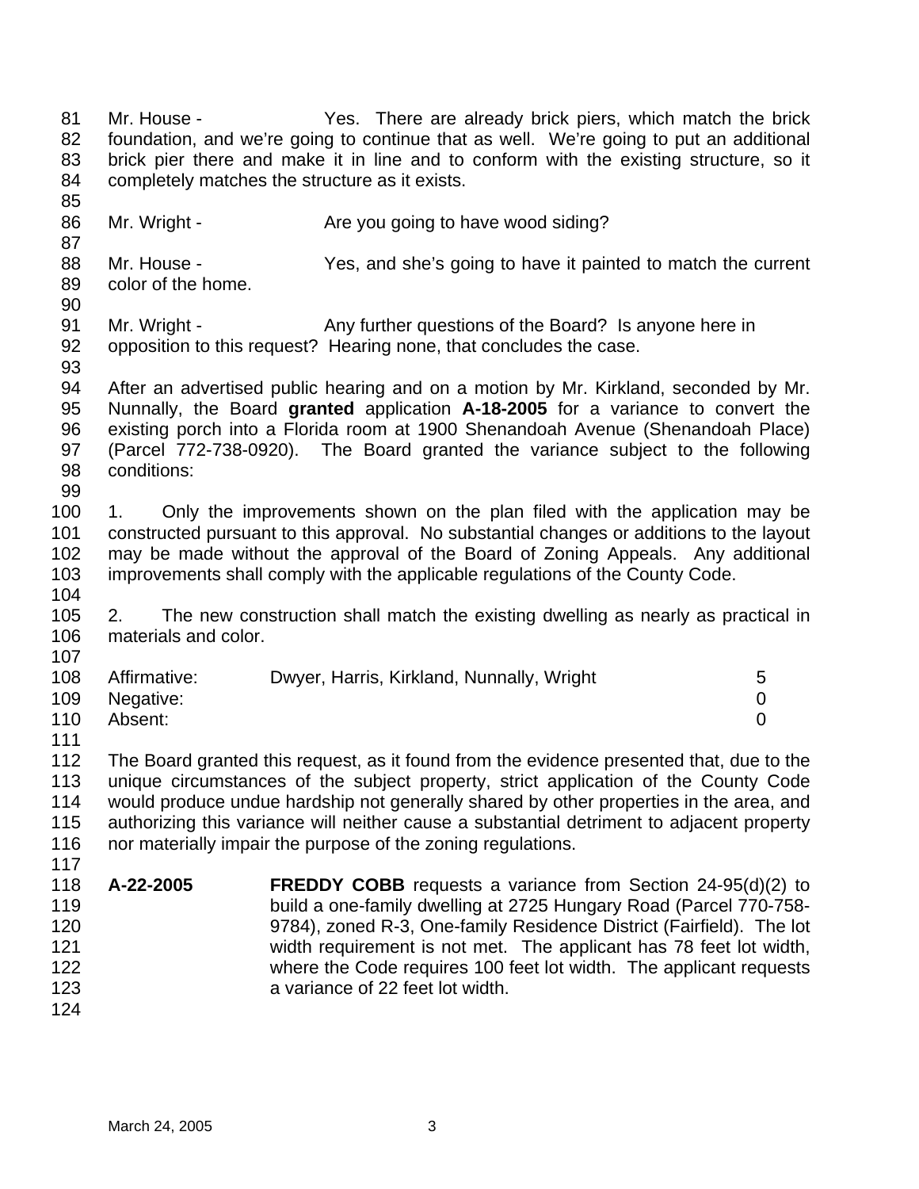Mr. House - Yes. There are already brick piers, which match the brick foundation, and we're going to continue that as well. We're going to put an additional brick pier there and make it in line and to conform with the existing structure, so it completely matches the structure as it exists.

Mr. Wright - Are you going to have wood siding?

Mr. House - Yes, and she's going to have it painted to match the current color of the home.

Mr. Wright - Any further questions of the Board? Is anyone here in opposition to this request? Hearing none, that concludes the case.

After an advertised public hearing and on a motion by Mr. Kirkland, seconded by Mr. Nunnally, the Board **granted** application **A-18-2005** for a variance to convert the existing porch into a Florida room at 1900 Shenandoah Avenue (Shenandoah Place) (Parcel 772-738-0920). The Board granted the variance subject to the following conditions:

1. Only the improvements shown on the plan filed with the application may be constructed pursuant to this approval. No substantial changes or additions to the layout may be made without the approval of the Board of Zoning Appeals. Any additional improvements shall comply with the applicable regulations of the County Code.

2. The new construction shall match the existing dwelling as nearly as practical in materials and color.

| | | |
|---|---|---|
| Affirmative: | Dwyer, Harris, Kirkland, Nunnally, Wright | 5 |
| Negative: | | 0 |
| Absent: | | 0 |

The Board granted this request, as it found from the evidence presented that, due to the unique circumstances of the subject property, strict application of the County Code would produce undue hardship not generally shared by other properties in the area, and authorizing this variance will neither cause a substantial detriment to adjacent property nor materially impair the purpose of the zoning regulations.

**A-22-2005** **FREDDY COBB** requests a variance from Section 24-95(d)(2) to build a one-family dwelling at 2725 Hungary Road (Parcel 770-758-9784), zoned R-3, One-family Residence District (Fairfield). The lot width requirement is not met. The applicant has 78 feet lot width, where the Code requires 100 feet lot width. The applicant requests a variance of 22 feet lot width.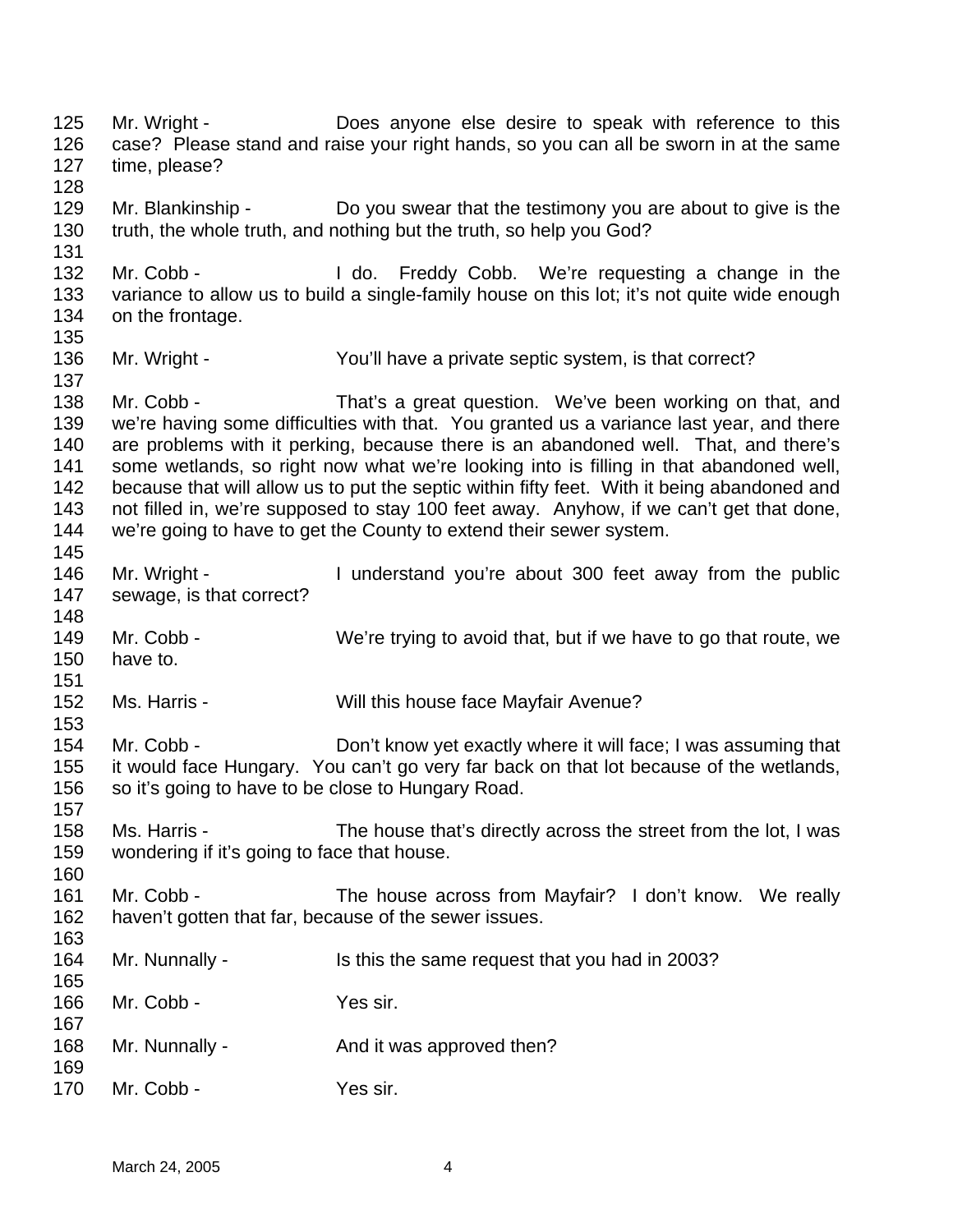Mr. Wright - Does anyone else desire to speak with reference to this case? Please stand and raise your right hands, so you can all be sworn in at the same time, please?

Mr. Blankinship - Do you swear that the testimony you are about to give is the truth, the whole truth, and nothing but the truth, so help you God?

Mr. Cobb - I do. Freddy Cobb. We're requesting a change in the variance to allow us to build a single-family house on this lot; it's not quite wide enough on the frontage.

Mr. Wright - You'll have a private septic system, is that correct?

Mr. Cobb - That's a great question. We've been working on that, and we're having some difficulties with that. You granted us a variance last year, and there are problems with it perking, because there is an abandoned well. That, and there's some wetlands, so right now what we're looking into is filling in that abandoned well, because that will allow us to put the septic within fifty feet. With it being abandoned and not filled in, we're supposed to stay 100 feet away. Anyhow, if we can't get that done, we're going to have to get the County to extend their sewer system.

Mr. Wright - I understand you're about 300 feet away from the public sewage, is that correct?

Mr. Cobb - We're trying to avoid that, but if we have to go that route, we have to.

Ms. Harris - Will this house face Mayfair Avenue?

Mr. Cobb - Don't know yet exactly where it will face; I was assuming that it would face Hungary. You can't go very far back on that lot because of the wetlands, so it's going to have to be close to Hungary Road.

Ms. Harris - The house that's directly across the street from the lot, I was wondering if it's going to face that house.

Mr. Cobb - The house across from Mayfair? I don't know. We really haven't gotten that far, because of the sewer issues.

Mr. Nunnally - Is this the same request that you had in 2003?

Mr. Cobb - Yes sir.

Mr. Nunnally - And it was approved then?

Mr. Cobb - Yes sir.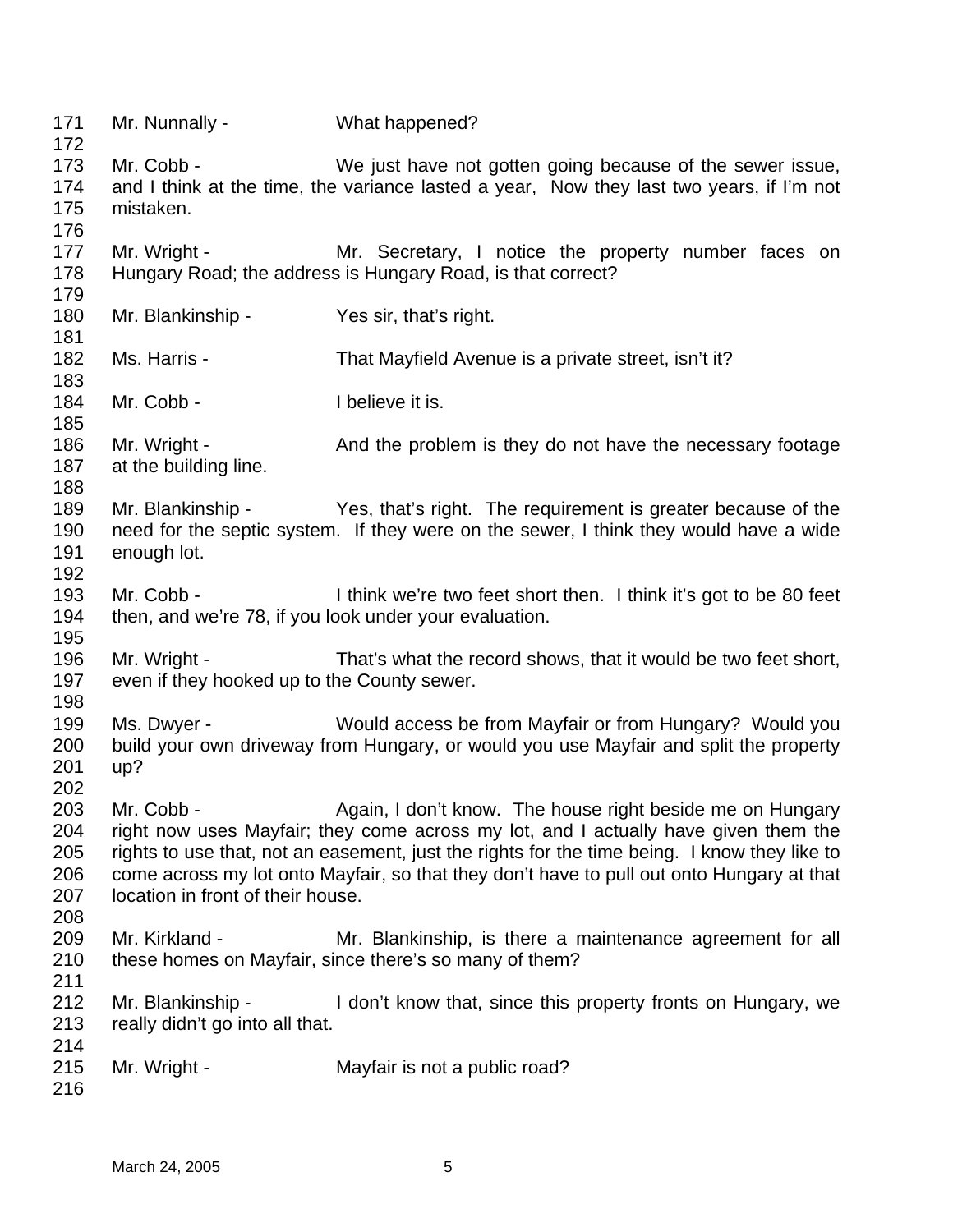Mr. Nunnally - What happened?

Mr. Cobb - We just have not gotten going because of the sewer issue, and I think at the time, the variance lasted a year, Now they last two years, if I'm not mistaken.

Mr. Wright - Mr. Secretary, I notice the property number faces on Hungary Road; the address is Hungary Road, is that correct?

Mr. Blankinship - Yes sir, that's right.

Ms. Harris - That Mayfield Avenue is a private street, isn't it?

Mr. Cobb - I believe it is.

Mr. Wright - And the problem is they do not have the necessary footage at the building line.

Mr. Blankinship - Yes, that's right. The requirement is greater because of the need for the septic system. If they were on the sewer, I think they would have a wide enough lot.

Mr. Cobb - I think we're two feet short then. I think it's got to be 80 feet then, and we're 78, if you look under your evaluation.

Mr. Wright - That's what the record shows, that it would be two feet short, even if they hooked up to the County sewer.

Ms. Dwyer - Would access be from Mayfair or from Hungary? Would you build your own driveway from Hungary, or would you use Mayfair and split the property up?

Mr. Cobb - Again, I don't know. The house right beside me on Hungary right now uses Mayfair; they come across my lot, and I actually have given them the rights to use that, not an easement, just the rights for the time being. I know they like to come across my lot onto Mayfair, so that they don't have to pull out onto Hungary at that location in front of their house.

Mr. Kirkland - Mr. Blankinship, is there a maintenance agreement for all these homes on Mayfair, since there's so many of them?

Mr. Blankinship - I don't know that, since this property fronts on Hungary, we really didn't go into all that.

Mr. Wright - Mayfair is not a public road?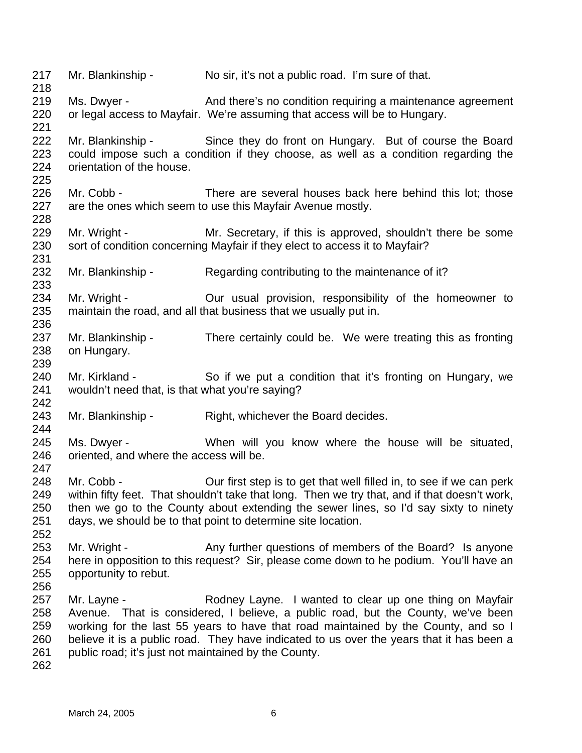217 Mr. Blankinship - No sir, it's not a public road. I'm sure of that.
218
219 Ms. Dwyer - And there's no condition requiring a maintenance agreement
220 or legal access to Mayfair. We're assuming that access will be to Hungary.
221
222 Mr. Blankinship - Since they do front on Hungary. But of course the Board
223 could impose such a condition if they choose, as well as a condition regarding the
224 orientation of the house.
225
226 Mr. Cobb - There are several houses back here behind this lot; those
227 are the ones which seem to use this Mayfair Avenue mostly.
228
229 Mr. Wright - Mr. Secretary, if this is approved, shouldn't there be some
230 sort of condition concerning Mayfair if they elect to access it to Mayfair?
231
232 Mr. Blankinship - Regarding contributing to the maintenance of it?
233
234 Mr. Wright - Our usual provision, responsibility of the homeowner to
235 maintain the road, and all that business that we usually put in.
236
237 Mr. Blankinship - There certainly could be. We were treating this as fronting
238 on Hungary.
239
240 Mr. Kirkland - So if we put a condition that it's fronting on Hungary, we
241 wouldn't need that, is that what you're saying?
242
243 Mr. Blankinship - Right, whichever the Board decides.
244
245 Ms. Dwyer - When will you know where the house will be situated,
246 oriented, and where the access will be.
247
248 Mr. Cobb - Our first step is to get that well filled in, to see if we can perk
249 within fifty feet. That shouldn't take that long. Then we try that, and if that doesn't work,
250 then we go to the County about extending the sewer lines, so I'd say sixty to ninety
251 days, we should be to that point to determine site location.
252
253 Mr. Wright - Any further questions of members of the Board? Is anyone
254 here in opposition to this request? Sir, please come down to he podium. You'll have an
255 opportunity to rebut.
256
257 Mr. Layne - Rodney Layne. I wanted to clear up one thing on Mayfair
258 Avenue. That is considered, I believe, a public road, but the County, we've been
259 working for the last 55 years to have that road maintained by the County, and so I
260 believe it is a public road. They have indicated to us over the years that it has been a
261 public road; it's just not maintained by the County.
262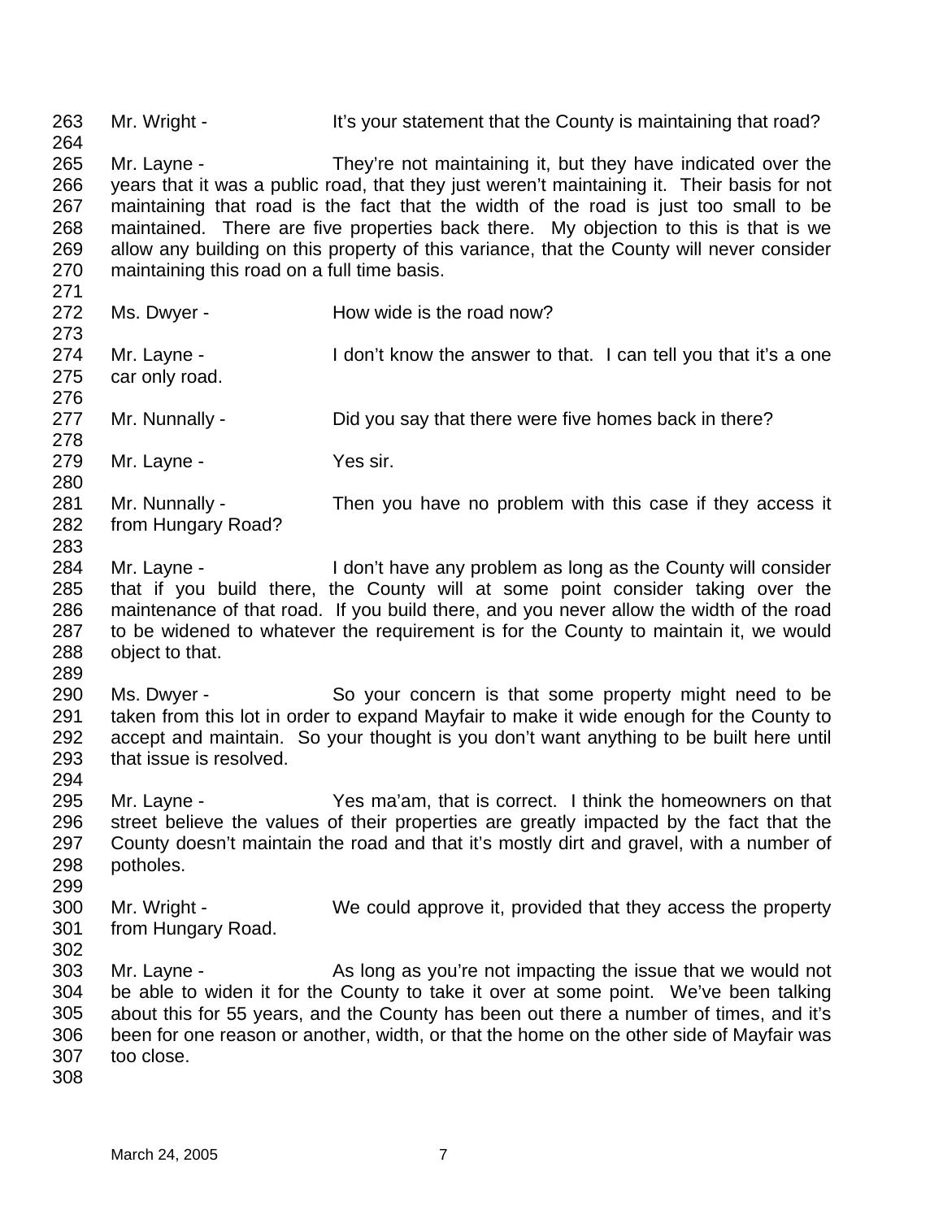263 Mr. Wright - It's your statement that the County is maintaining that road?

264

265 Mr. Layne - They're not maintaining it, but they have indicated over the
266 years that it was a public road, that they just weren't maintaining it. Their basis for not
267 maintaining that road is the fact that the width of the road is just too small to be
268 maintained. There are five properties back there. My objection to this is that is we
269 allow any building on this property of this variance, that the County will never consider
270 maintaining this road on a full time basis.

271

272 Ms. Dwyer - How wide is the road now?

273

274 Mr. Layne - I don't know the answer to that. I can tell you that it's a one
275 car only road.

276

277 Mr. Nunnally - Did you say that there were five homes back in there?

278

279 Mr. Layne - Yes sir.

280

281 Mr. Nunnally - Then you have no problem with this case if they access it
282 from Hungary Road?

283

284 Mr. Layne - I don't have any problem as long as the County will consider
285 that if you build there, the County will at some point consider taking over the
286 maintenance of that road. If you build there, and you never allow the width of the road
287 to be widened to whatever the requirement is for the County to maintain it, we would
288 object to that.

289

290 Ms. Dwyer - So your concern is that some property might need to be
291 taken from this lot in order to expand Mayfair to make it wide enough for the County to
292 accept and maintain. So your thought is you don't want anything to be built here until
293 that issue is resolved.

294

295 Mr. Layne - Yes ma'am, that is correct. I think the homeowners on that
296 street believe the values of their properties are greatly impacted by the fact that the
297 County doesn't maintain the road and that it's mostly dirt and gravel, with a number of
298 potholes.

299

300 Mr. Wright - We could approve it, provided that they access the property
301 from Hungary Road.

302

303 Mr. Layne - As long as you're not impacting the issue that we would not
304 be able to widen it for the County to take it over at some point. We've been talking
305 about this for 55 years, and the County has been out there a number of times, and it's
306 been for one reason or another, width, or that the home on the other side of Mayfair was
307 too close.

308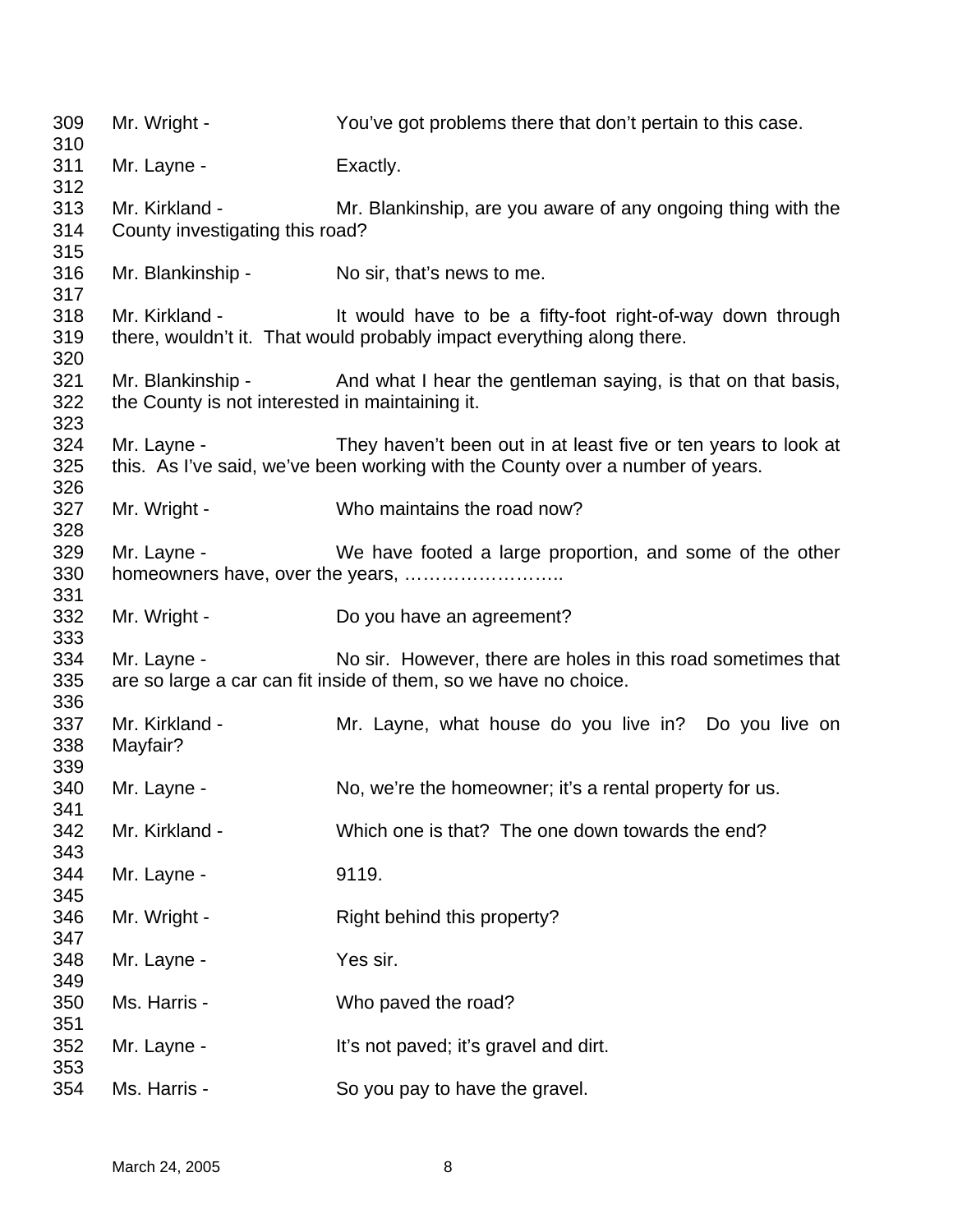309 Mr. Wright - You've got problems there that don't pertain to this case.
310
311 Mr. Layne - Exactly.
312
313 Mr. Kirkland - Mr. Blankinship, are you aware of any ongoing thing with the
314 County investigating this road?
315
316 Mr. Blankinship - No sir, that's news to me.
317
318 Mr. Kirkland - It would have to be a fifty-foot right-of-way down through
319 there, wouldn't it. That would probably impact everything along there.
320
321 Mr. Blankinship - And what I hear the gentleman saying, is that on that basis,
322 the County is not interested in maintaining it.
323
324 Mr. Layne - They haven't been out in at least five or ten years to look at
325 this. As I've said, we've been working with the County over a number of years.
326
327 Mr. Wright - Who maintains the road now?
328
329 Mr. Layne - We have footed a large proportion, and some of the other
330 homeowners have, over the years, ……………………..
331
332 Mr. Wright - Do you have an agreement?
333
334 Mr. Layne - No sir. However, there are holes in this road sometimes that
335 are so large a car can fit inside of them, so we have no choice.
336
337 Mr. Kirkland - Mr. Layne, what house do you live in? Do you live on
338 Mayfair?
339
340 Mr. Layne - No, we're the homeowner; it's a rental property for us.
341
342 Mr. Kirkland - Which one is that? The one down towards the end?
343
344 Mr. Layne - 9119.
345
346 Mr. Wright - Right behind this property?
347
348 Mr. Layne - Yes sir.
349
350 Ms. Harris - Who paved the road?
351
352 Mr. Layne - It's not paved; it's gravel and dirt.
353
354 Ms. Harris - So you pay to have the gravel.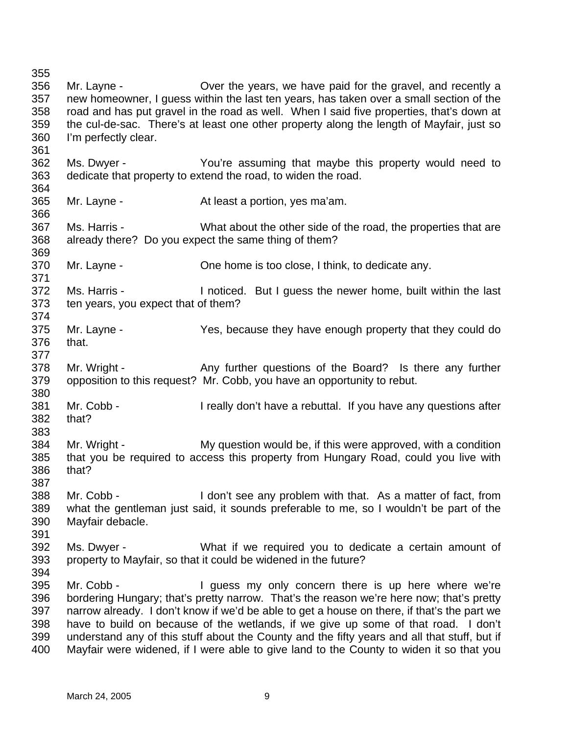Mr. Layne - Over the years, we have paid for the gravel, and recently a new homeowner, I guess within the last ten years, has taken over a small section of the road and has put gravel in the road as well. When I said five properties, that's down at the cul-de-sac. There's at least one other property along the length of Mayfair, just so I'm perfectly clear.

Ms. Dwyer - You're assuming that maybe this property would need to dedicate that property to extend the road, to widen the road.

Mr. Layne - At least a portion, yes ma'am.

Ms. Harris - What about the other side of the road, the properties that are already there? Do you expect the same thing of them?

Mr. Layne - One home is too close, I think, to dedicate any.

Ms. Harris - I noticed. But I guess the newer home, built within the last ten years, you expect that of them?

Mr. Layne - Yes, because they have enough property that they could do that.

Mr. Wright - Any further questions of the Board? Is there any further opposition to this request? Mr. Cobb, you have an opportunity to rebut.

Mr. Cobb - I really don't have a rebuttal. If you have any questions after that?

Mr. Wright - My question would be, if this were approved, with a condition that you be required to access this property from Hungary Road, could you live with that?

Mr. Cobb - I don't see any problem with that. As a matter of fact, from what the gentleman just said, it sounds preferable to me, so I wouldn't be part of the Mayfair debacle.

Ms. Dwyer - What if we required you to dedicate a certain amount of property to Mayfair, so that it could be widened in the future?

Mr. Cobb - I guess my only concern there is up here where we're bordering Hungary; that's pretty narrow. That's the reason we're here now; that's pretty narrow already. I don't know if we'd be able to get a house on there, if that's the part we have to build on because of the wetlands, if we give up some of that road. I don't understand any of this stuff about the County and the fifty years and all that stuff, but if Mayfair were widened, if I were able to give land to the County to widen it so that you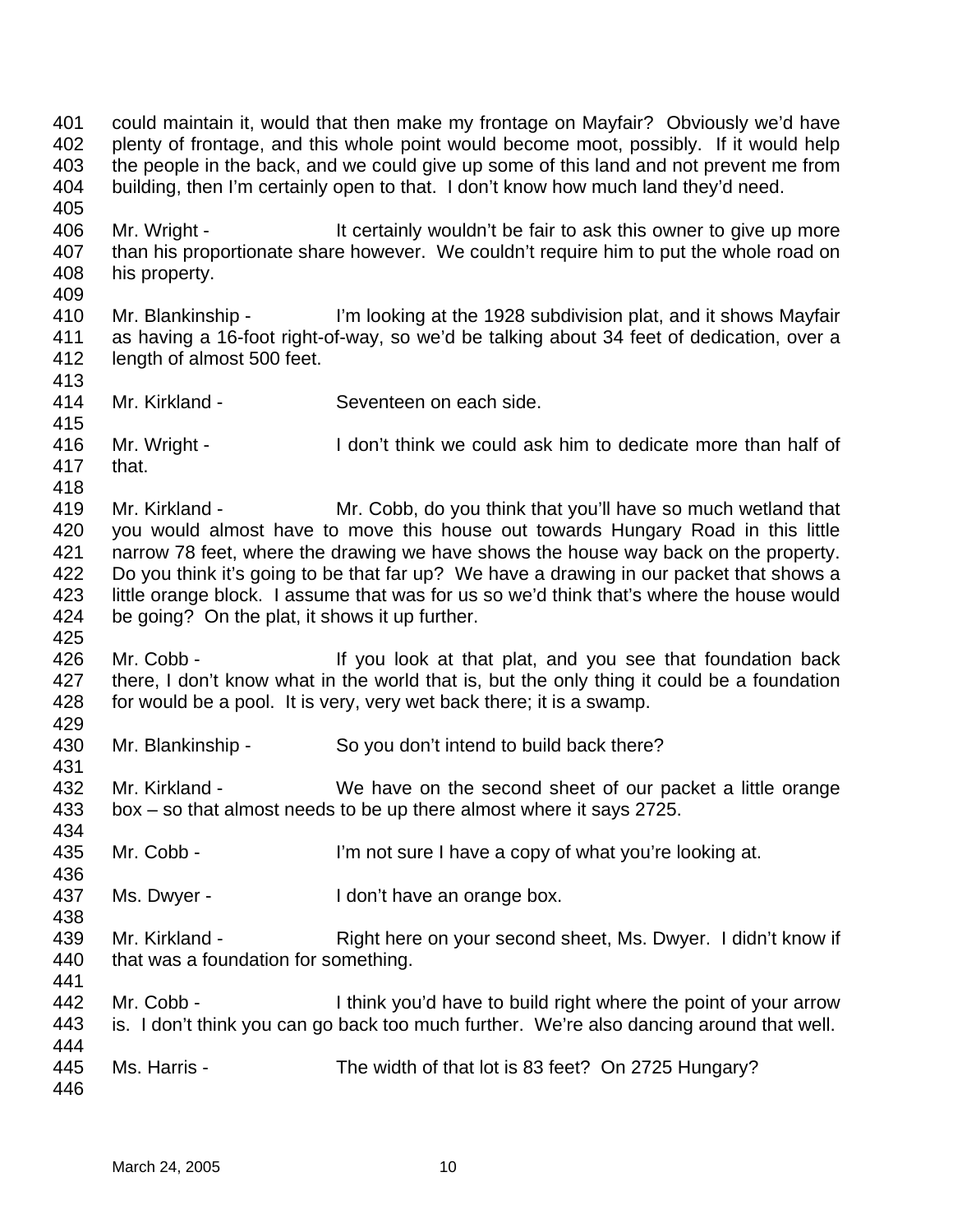could maintain it, would that then make my frontage on Mayfair? Obviously we'd have plenty of frontage, and this whole point would become moot, possibly. If it would help the people in the back, and we could give up some of this land and not prevent me from building, then I'm certainly open to that. I don't know how much land they'd need.

Mr. Wright - It certainly wouldn't be fair to ask this owner to give up more than his proportionate share however. We couldn't require him to put the whole road on his property.

Mr. Blankinship - I'm looking at the 1928 subdivision plat, and it shows Mayfair as having a 16-foot right-of-way, so we'd be talking about 34 feet of dedication, over a length of almost 500 feet.

Mr. Kirkland - Seventeen on each side.

Mr. Wright - I don't think we could ask him to dedicate more than half of that.

Mr. Kirkland - Mr. Cobb, do you think that you'll have so much wetland that you would almost have to move this house out towards Hungary Road in this little narrow 78 feet, where the drawing we have shows the house way back on the property. Do you think it's going to be that far up? We have a drawing in our packet that shows a little orange block. I assume that was for us so we'd think that's where the house would be going? On the plat, it shows it up further.

Mr. Cobb - If you look at that plat, and you see that foundation back there, I don't know what in the world that is, but the only thing it could be a foundation for would be a pool. It is very, very wet back there; it is a swamp.

Mr. Blankinship - So you don't intend to build back there?

Mr. Kirkland - We have on the second sheet of our packet a little orange box – so that almost needs to be up there almost where it says 2725.

Mr. Cobb - I'm not sure I have a copy of what you're looking at.

Ms. Dwyer - I don't have an orange box.

Mr. Kirkland - Right here on your second sheet, Ms. Dwyer. I didn't know if that was a foundation for something.

Mr. Cobb - I think you'd have to build right where the point of your arrow is. I don't think you can go back too much further. We're also dancing around that well.

Ms. Harris - The width of that lot is 83 feet? On 2725 Hungary?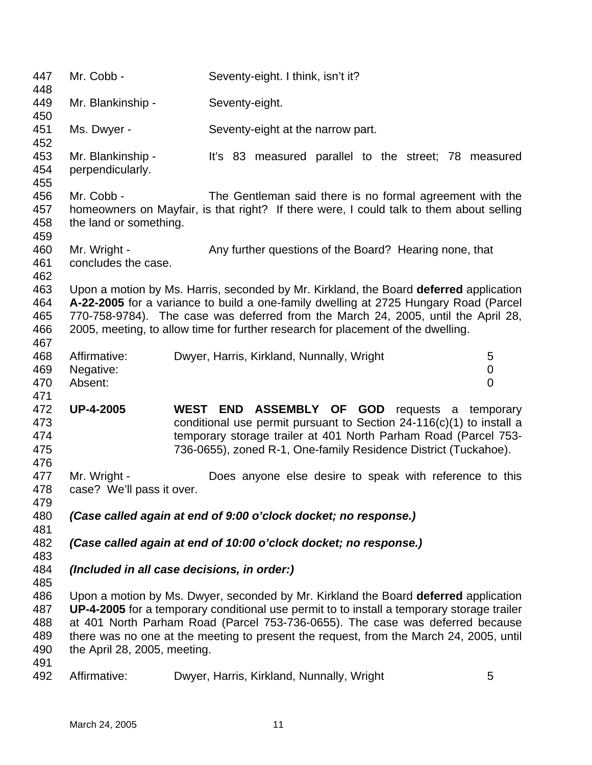Mr. Cobb - Seventy-eight. I think, isn't it?

Mr. Blankinship - Seventy-eight.

Ms. Dwyer - Seventy-eight at the narrow part.

Mr. Blankinship - It's 83 measured parallel to the street; 78 measured perpendicularly.

Mr. Cobb - The Gentleman said there is no formal agreement with the homeowners on Mayfair, is that right? If there were, I could talk to them about selling the land or something.

Mr. Wright - Any further questions of the Board? Hearing none, that concludes the case.

Upon a motion by Ms. Harris, seconded by Mr. Kirkland, the Board **deferred** application **A-22-2005** for a variance to build a one-family dwelling at 2725 Hungary Road (Parcel 770-758-9784). The case was deferred from the March 24, 2005, until the April 28, 2005, meeting, to allow time for further research for placement of the dwelling.

| | | |
|---|---|---|
| Affirmative: | Dwyer, Harris, Kirkland, Nunnally, Wright | 5 |
| Negative: | | 0 |
| Absent: | | 0 |

**UP-4-2005** **WEST END ASSEMBLY OF GOD** requests a temporary conditional use permit pursuant to Section 24-116(c)(1) to install a temporary storage trailer at 401 North Parham Road (Parcel 753-736-0655), zoned R-1, One-family Residence District (Tuckahoe).

Mr. Wright - Does anyone else desire to speak with reference to this case? We'll pass it over.

***(Case called again at end of 9:00 o'clock docket; no response.)***

***(Case called again at end of 10:00 o'clock docket; no response.)***

***(Included in all case decisions, in order:)***

Upon a motion by Ms. Dwyer, seconded by Mr. Kirkland the Board **deferred** application **UP-4-2005** for a temporary conditional use permit to to install a temporary storage trailer at 401 North Parham Road (Parcel 753-736-0655). The case was deferred because there was no one at the meeting to present the request, from the March 24, 2005, until the April 28, 2005, meeting.

| | | |
|---|---|---|
| Affirmative: | Dwyer, Harris, Kirkland, Nunnally, Wright | 5 |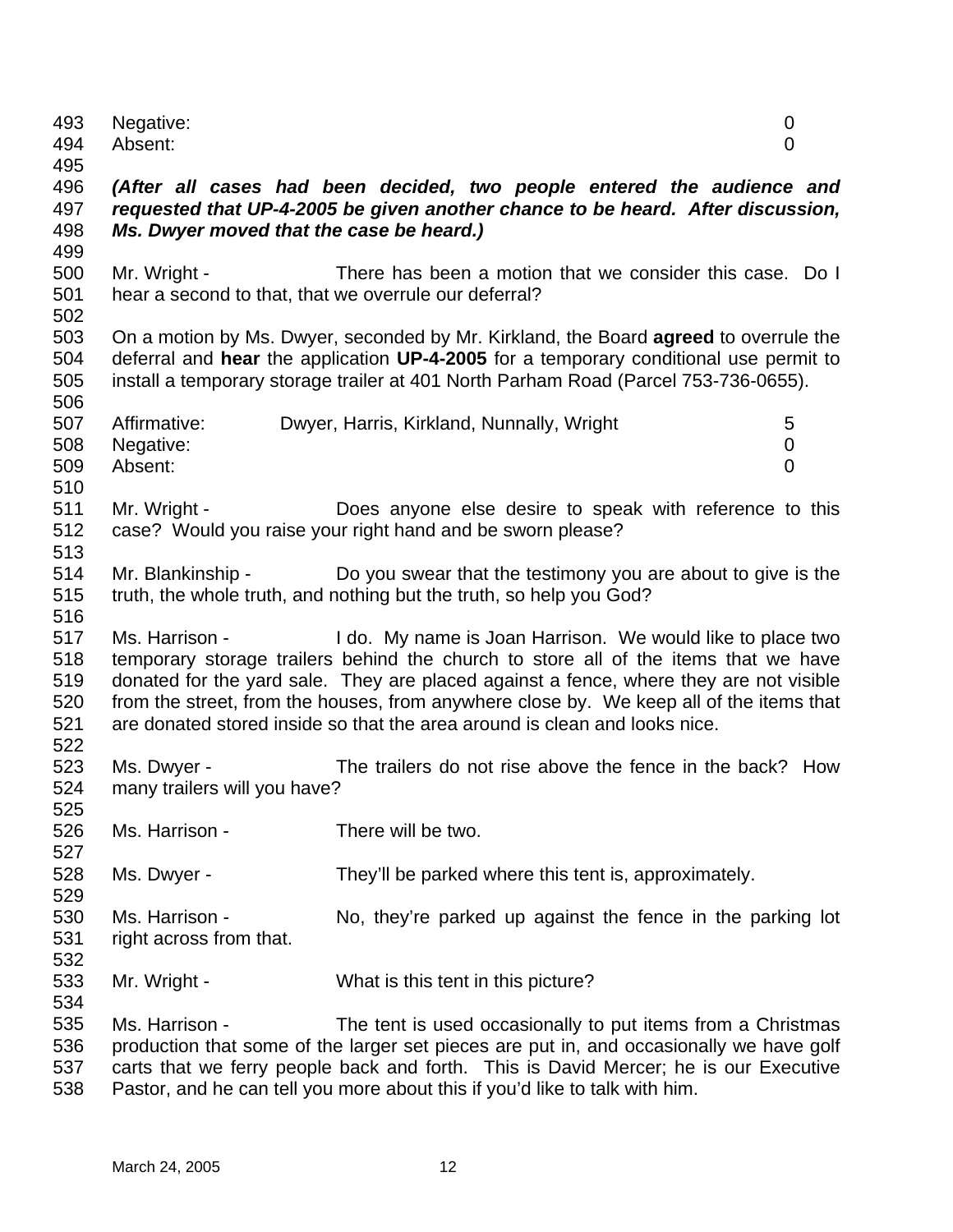Negative: 0
Absent: 0

***(After all cases had been decided, two people entered the audience and requested that UP-4-2005 be given another chance to be heard. After discussion, Ms. Dwyer moved that the case be heard.)***

Mr. Wright - There has been a motion that we consider this case. Do I hear a second to that, that we overrule our deferral?

On a motion by Ms. Dwyer, seconded by Mr. Kirkland, the Board **agreed** to overrule the deferral and **hear** the application **UP-4-2005** for a temporary conditional use permit to install a temporary storage trailer at 401 North Parham Road (Parcel 753-736-0655).

| | | |
|---|---|---|
| Affirmative: | Dwyer, Harris, Kirkland, Nunnally, Wright | 5 |
| Negative: | | 0 |
| Absent: | | 0 |

Mr. Wright - Does anyone else desire to speak with reference to this case? Would you raise your right hand and be sworn please?

Mr. Blankinship - Do you swear that the testimony you are about to give is the truth, the whole truth, and nothing but the truth, so help you God?

Ms. Harrison - I do. My name is Joan Harrison. We would like to place two temporary storage trailers behind the church to store all of the items that we have donated for the yard sale. They are placed against a fence, where they are not visible from the street, from the houses, from anywhere close by. We keep all of the items that are donated stored inside so that the area around is clean and looks nice.

Ms. Dwyer - The trailers do not rise above the fence in the back? How many trailers will you have?

Ms. Harrison - There will be two.

Ms. Dwyer - They'll be parked where this tent is, approximately.

Ms. Harrison - No, they're parked up against the fence in the parking lot right across from that.

Mr. Wright - What is this tent in this picture?

Ms. Harrison - The tent is used occasionally to put items from a Christmas production that some of the larger set pieces are put in, and occasionally we have golf carts that we ferry people back and forth. This is David Mercer; he is our Executive Pastor, and he can tell you more about this if you'd like to talk with him.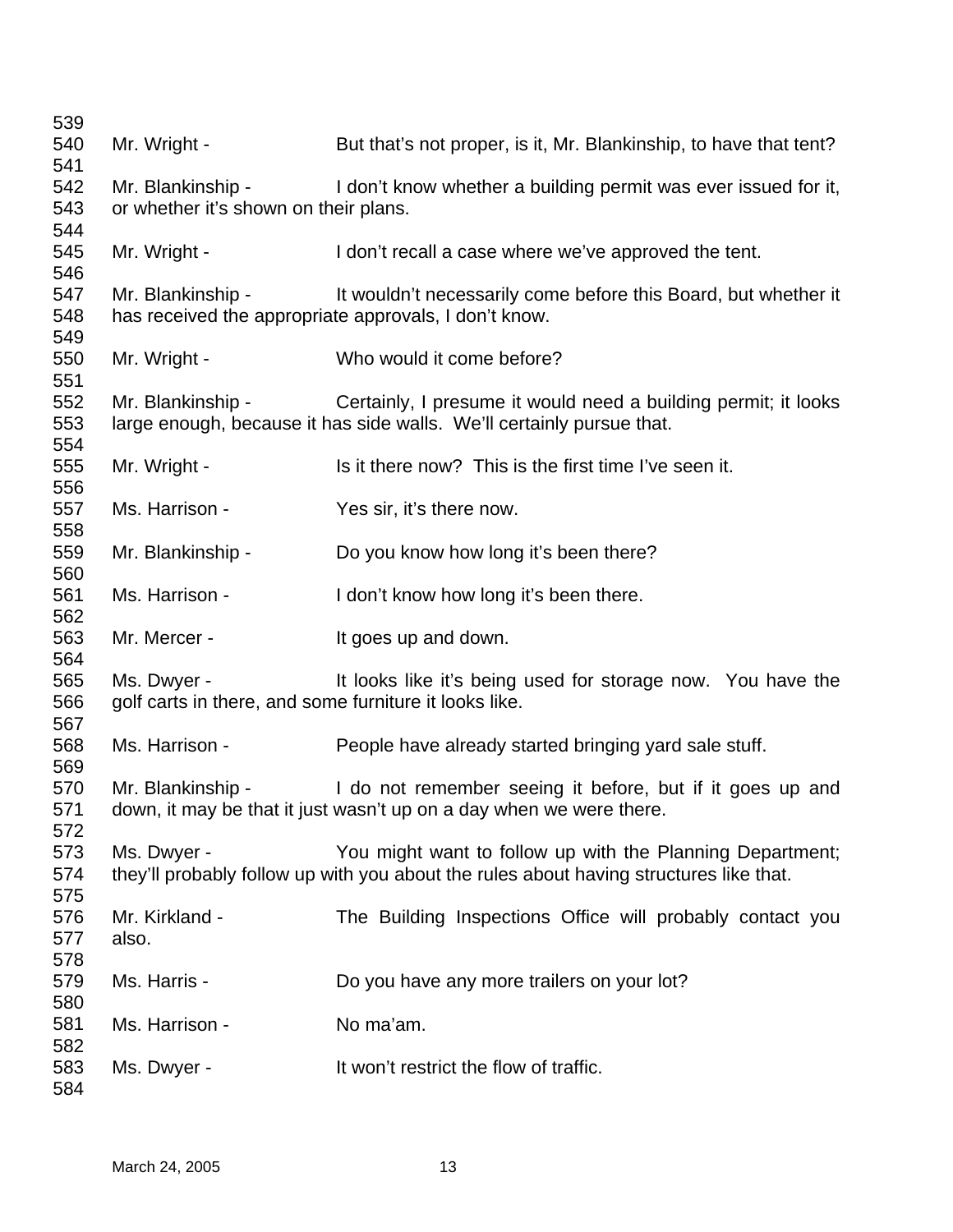539

540 Mr. Wright - But that's not proper, is it, Mr. Blankinship, to have that tent?

541

542 Mr. Blankinship - I don't know whether a building permit was ever issued for it,
543 or whether it's shown on their plans.

544

545 Mr. Wright - I don't recall a case where we've approved the tent.

546

547 Mr. Blankinship - It wouldn't necessarily come before this Board, but whether it
548 has received the appropriate approvals, I don't know.

549

550 Mr. Wright - Who would it come before?

551

552 Mr. Blankinship - Certainly, I presume it would need a building permit; it looks
553 large enough, because it has side walls. We'll certainly pursue that.

554

555 Mr. Wright - Is it there now? This is the first time I've seen it.

556

557 Ms. Harrison - Yes sir, it's there now.

558

559 Mr. Blankinship - Do you know how long it's been there?

560

561 Ms. Harrison - I don't know how long it's been there.

562

563 Mr. Mercer - It goes up and down.

564

565 Ms. Dwyer - It looks like it's being used for storage now. You have the
566 golf carts in there, and some furniture it looks like.

567

568 Ms. Harrison - People have already started bringing yard sale stuff.

569

570 Mr. Blankinship - I do not remember seeing it before, but if it goes up and
571 down, it may be that it just wasn't up on a day when we were there.

572

573 Ms. Dwyer - You might want to follow up with the Planning Department;
574 they'll probably follow up with you about the rules about having structures like that.

575

576 Mr. Kirkland - The Building Inspections Office will probably contact you
577 also.

578

579 Ms. Harris - Do you have any more trailers on your lot?

580

581 Ms. Harrison - No ma'am.

582

583 Ms. Dwyer - It won't restrict the flow of traffic.

584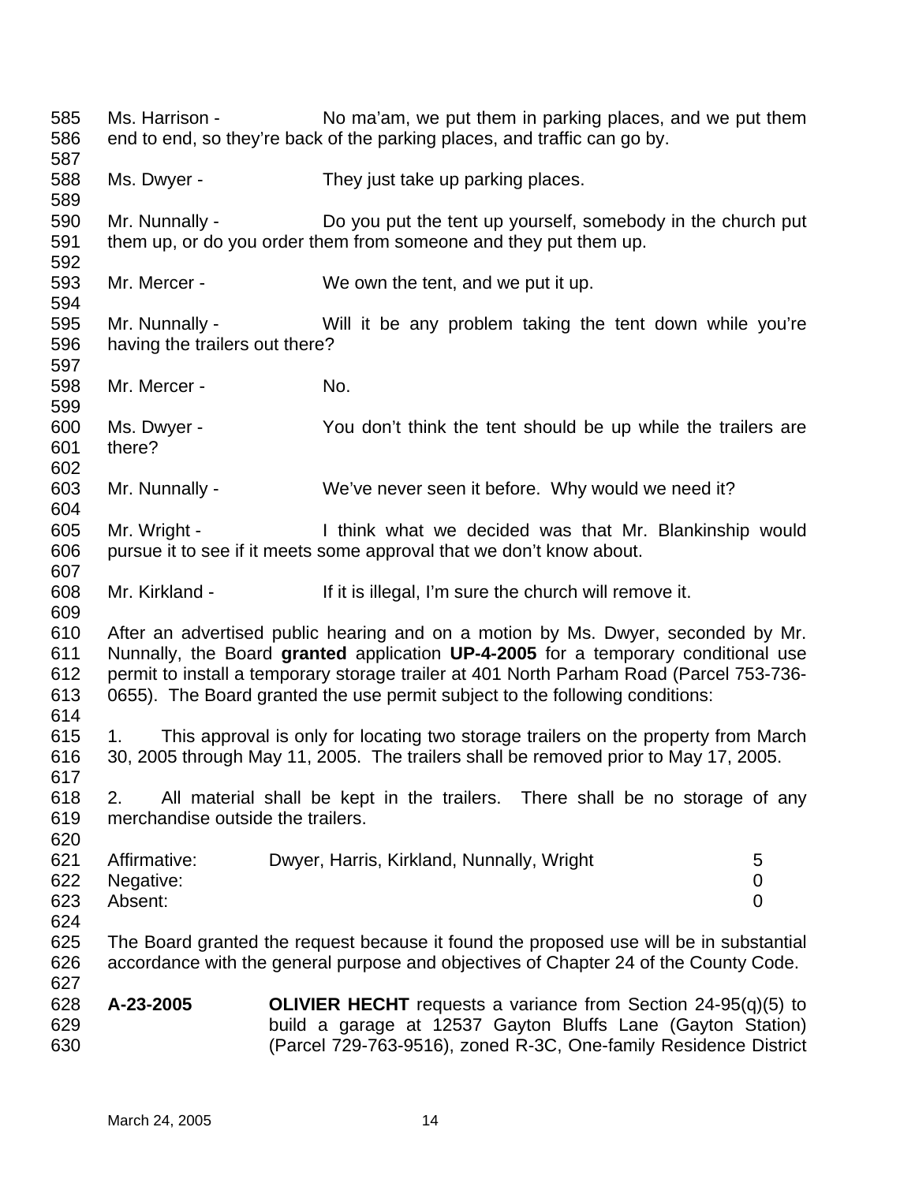Ms. Harrison - No ma'am, we put them in parking places, and we put them end to end, so they're back of the parking places, and traffic can go by.

Ms. Dwyer - They just take up parking places.

Mr. Nunnally - Do you put the tent up yourself, somebody in the church put them up, or do you order them from someone and they put them up.

Mr. Mercer - We own the tent, and we put it up.

Mr. Nunnally - Will it be any problem taking the tent down while you're having the trailers out there?

Mr. Mercer - No.

Ms. Dwyer - You don't think the tent should be up while the trailers are there?

Mr. Nunnally - We've never seen it before. Why would we need it?

Mr. Wright - I think what we decided was that Mr. Blankinship would pursue it to see if it meets some approval that we don't know about.

Mr. Kirkland - If it is illegal, I'm sure the church will remove it.

After an advertised public hearing and on a motion by Ms. Dwyer, seconded by Mr. Nunnally, the Board **granted** application **UP-4-2005** for a temporary conditional use permit to install a temporary storage trailer at 401 North Parham Road (Parcel 753-736-0655). The Board granted the use permit subject to the following conditions:

1. This approval is only for locating two storage trailers on the property from March 30, 2005 through May 11, 2005. The trailers shall be removed prior to May 17, 2005.

2. All material shall be kept in the trailers. There shall be no storage of any merchandise outside the trailers.

| | | |
|---|---|---|
| Affirmative: | Dwyer, Harris, Kirkland, Nunnally, Wright | 5 |
| Negative: | | 0 |
| Absent: | | 0 |

The Board granted the request because it found the proposed use will be in substantial accordance with the general purpose and objectives of Chapter 24 of the County Code.

**A-23-2005** **OLIVIER HECHT** requests a variance from Section 24-95(q)(5) to build a garage at 12537 Gayton Bluffs Lane (Gayton Station) (Parcel 729-763-9516), zoned R-3C, One-family Residence District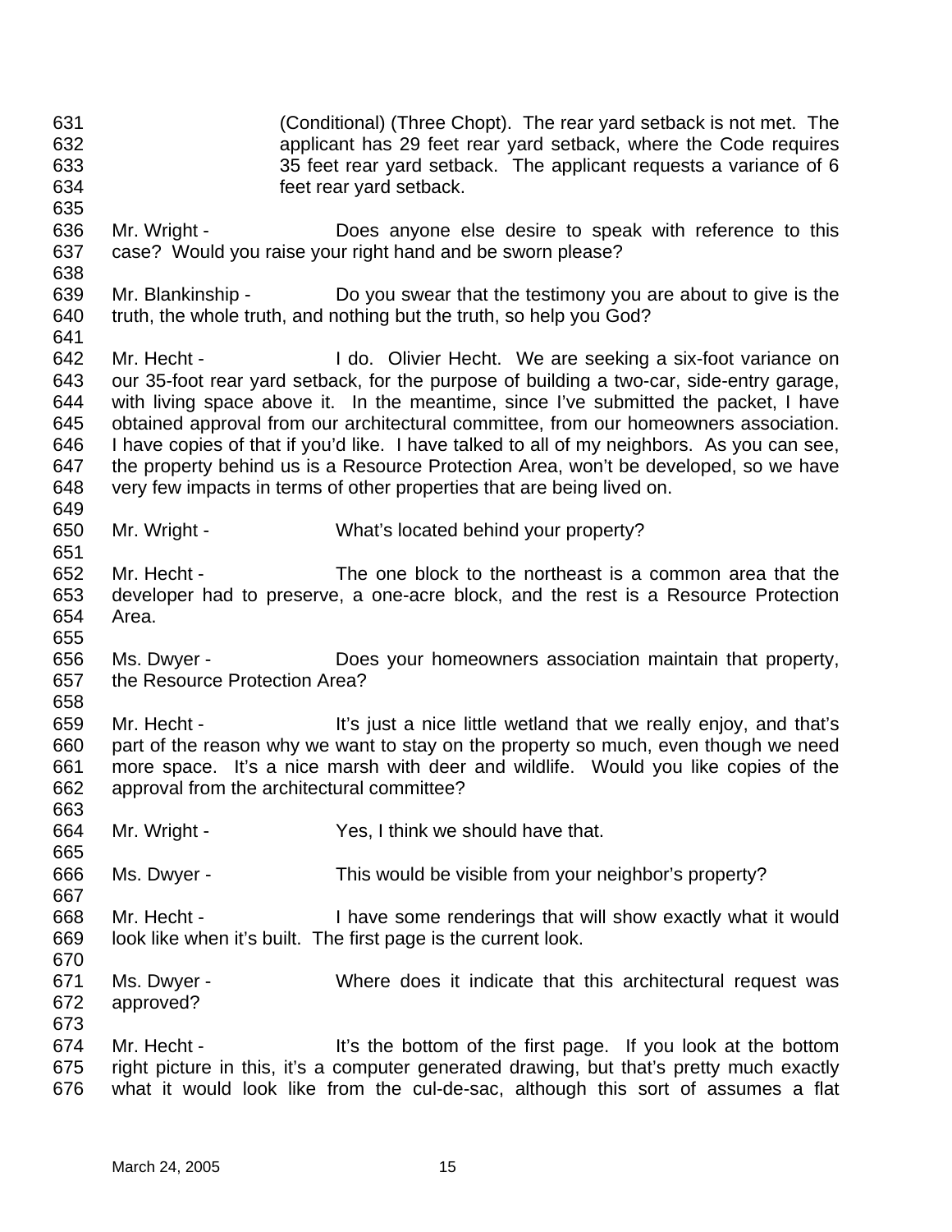631 (Conditional) (Three Chopt). The rear yard setback is not met. The
632 applicant has 29 feet rear yard setback, where the Code requires
633 35 feet rear yard setback. The applicant requests a variance of 6
634 feet rear yard setback.
635
636 Mr. Wright - Does anyone else desire to speak with reference to this
637 case? Would you raise your right hand and be sworn please?
638
639 Mr. Blankinship - Do you swear that the testimony you are about to give is the
640 truth, the whole truth, and nothing but the truth, so help you God?
641
642 Mr. Hecht - I do. Olivier Hecht. We are seeking a six-foot variance on
643 our 35-foot rear yard setback, for the purpose of building a two-car, side-entry garage,
644 with living space above it. In the meantime, since I've submitted the packet, I have
645 obtained approval from our architectural committee, from our homeowners association.
646 I have copies of that if you'd like. I have talked to all of my neighbors. As you can see,
647 the property behind us is a Resource Protection Area, won't be developed, so we have
648 very few impacts in terms of other properties that are being lived on.
649
650 Mr. Wright - What's located behind your property?
651
652 Mr. Hecht - The one block to the northeast is a common area that the
653 developer had to preserve, a one-acre block, and the rest is a Resource Protection
654 Area.
655
656 Ms. Dwyer - Does your homeowners association maintain that property,
657 the Resource Protection Area?
658
659 Mr. Hecht - It's just a nice little wetland that we really enjoy, and that's
660 part of the reason why we want to stay on the property so much, even though we need
661 more space. It's a nice marsh with deer and wildlife. Would you like copies of the
662 approval from the architectural committee?
663
664 Mr. Wright - Yes, I think we should have that.
665
666 Ms. Dwyer - This would be visible from your neighbor's property?
667
668 Mr. Hecht - I have some renderings that will show exactly what it would
669 look like when it's built. The first page is the current look.
670
671 Ms. Dwyer - Where does it indicate that this architectural request was
672 approved?
673
674 Mr. Hecht - It's the bottom of the first page. If you look at the bottom
675 right picture in this, it's a computer generated drawing, but that's pretty much exactly
676 what it would look like from the cul-de-sac, although this sort of assumes a flat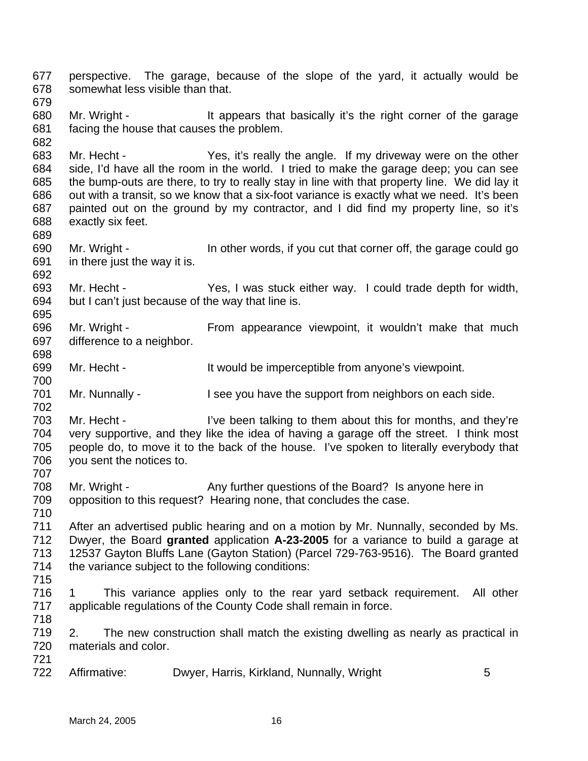perspective. The garage, because of the slope of the yard, it actually would be somewhat less visible than that.

Mr. Wright - It appears that basically it's the right corner of the garage facing the house that causes the problem.

Mr. Hecht - Yes, it's really the angle. If my driveway were on the other side, I'd have all the room in the world. I tried to make the garage deep; you can see the bump-outs are there, to try to really stay in line with that property line. We did lay it out with a transit, so we know that a six-foot variance is exactly what we need. It's been painted out on the ground by my contractor, and I did find my property line, so it's exactly six feet.

Mr. Wright - In other words, if you cut that corner off, the garage could go in there just the way it is.

Mr. Hecht - Yes, I was stuck either way. I could trade depth for width, but I can't just because of the way that line is.

Mr. Wright - From appearance viewpoint, it wouldn't make that much difference to a neighbor.

Mr. Hecht - It would be imperceptible from anyone's viewpoint.

Mr. Nunnally - I see you have the support from neighbors on each side.

Mr. Hecht - I've been talking to them about this for months, and they're very supportive, and they like the idea of having a garage off the street. I think most people do, to move it to the back of the house. I've spoken to literally everybody that you sent the notices to.

Mr. Wright - Any further questions of the Board? Is anyone here in opposition to this request? Hearing none, that concludes the case.

After an advertised public hearing and on a motion by Mr. Nunnally, seconded by Ms. Dwyer, the Board **granted** application **A-23-2005** for a variance to build a garage at 12537 Gayton Bluffs Lane (Gayton Station) (Parcel 729-763-9516). The Board granted the variance subject to the following conditions:

1 This variance applies only to the rear yard setback requirement. All other applicable regulations of the County Code shall remain in force.

2. The new construction shall match the existing dwelling as nearly as practical in materials and color.

Affirmative: Dwyer, Harris, Kirkland, Nunnally, Wright 5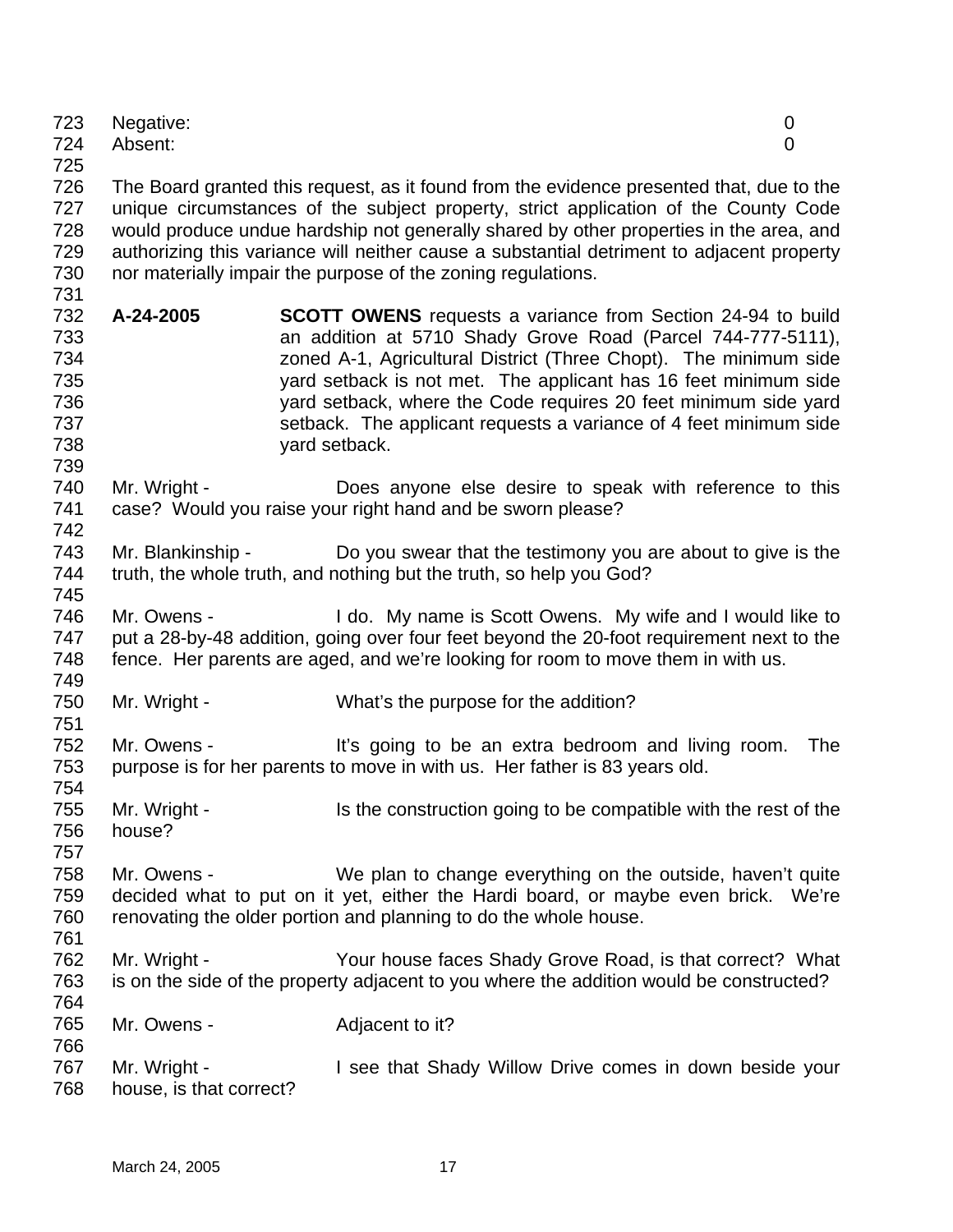Negative: 0
Absent: 0

The Board granted this request, as it found from the evidence presented that, due to the unique circumstances of the subject property, strict application of the County Code would produce undue hardship not generally shared by other properties in the area, and authorizing this variance will neither cause a substantial detriment to adjacent property nor materially impair the purpose of the zoning regulations.

**A-24-2005** **SCOTT OWENS** requests a variance from Section 24-94 to build an addition at 5710 Shady Grove Road (Parcel 744-777-5111), zoned A-1, Agricultural District (Three Chopt). The minimum side yard setback is not met. The applicant has 16 feet minimum side yard setback, where the Code requires 20 feet minimum side yard setback. The applicant requests a variance of 4 feet minimum side yard setback.

Mr. Wright - Does anyone else desire to speak with reference to this case? Would you raise your right hand and be sworn please?

Mr. Blankinship - Do you swear that the testimony you are about to give is the truth, the whole truth, and nothing but the truth, so help you God?

Mr. Owens - I do. My name is Scott Owens. My wife and I would like to put a 28-by-48 addition, going over four feet beyond the 20-foot requirement next to the fence. Her parents are aged, and we're looking for room to move them in with us.

Mr. Wright - What's the purpose for the addition?

Mr. Owens - It's going to be an extra bedroom and living room. The purpose is for her parents to move in with us. Her father is 83 years old.

Mr. Wright - Is the construction going to be compatible with the rest of the house?

Mr. Owens - We plan to change everything on the outside, haven't quite decided what to put on it yet, either the Hardi board, or maybe even brick. We're renovating the older portion and planning to do the whole house.

Mr. Wright - Your house faces Shady Grove Road, is that correct? What is on the side of the property adjacent to you where the addition would be constructed?

Mr. Owens - Adjacent to it?

Mr. Wright - I see that Shady Willow Drive comes in down beside your house, is that correct?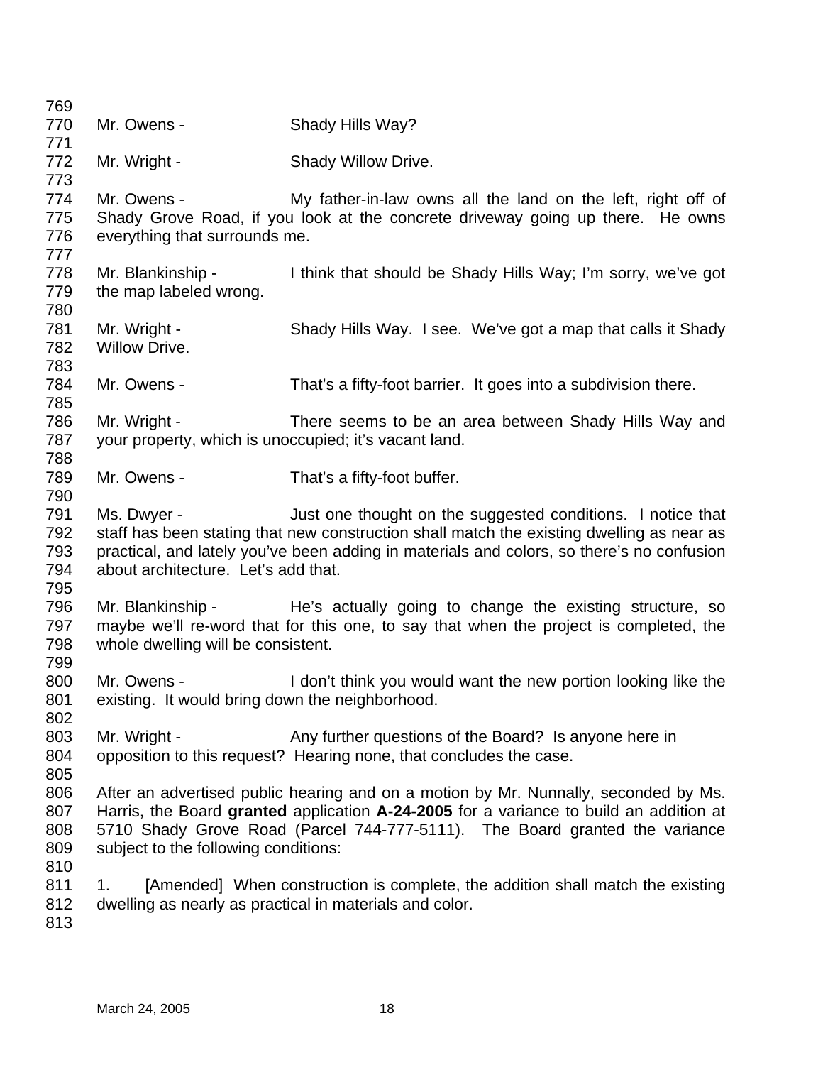Mr. Owens - Shady Hills Way?

Mr. Wright - Shady Willow Drive.

Mr. Owens - My father-in-law owns all the land on the left, right off of Shady Grove Road, if you look at the concrete driveway going up there. He owns everything that surrounds me.

Mr. Blankinship - I think that should be Shady Hills Way; I'm sorry, we've got the map labeled wrong.

Mr. Wright - Shady Hills Way. I see. We've got a map that calls it Shady Willow Drive.

Mr. Owens - That's a fifty-foot barrier. It goes into a subdivision there.

Mr. Wright - There seems to be an area between Shady Hills Way and your property, which is unoccupied; it's vacant land.

Mr. Owens - That's a fifty-foot buffer.

Ms. Dwyer - Just one thought on the suggested conditions. I notice that staff has been stating that new construction shall match the existing dwelling as near as practical, and lately you've been adding in materials and colors, so there's no confusion about architecture. Let's add that.

Mr. Blankinship - He's actually going to change the existing structure, so maybe we'll re-word that for this one, to say that when the project is completed, the whole dwelling will be consistent.

Mr. Owens - I don't think you would want the new portion looking like the existing. It would bring down the neighborhood.

Mr. Wright - Any further questions of the Board? Is anyone here in opposition to this request? Hearing none, that concludes the case.

After an advertised public hearing and on a motion by Mr. Nunnally, seconded by Ms. Harris, the Board **granted** application **A-24-2005** for a variance to build an addition at 5710 Shady Grove Road (Parcel 744-777-5111). The Board granted the variance subject to the following conditions:

1. [Amended] When construction is complete, the addition shall match the existing dwelling as nearly as practical in materials and color.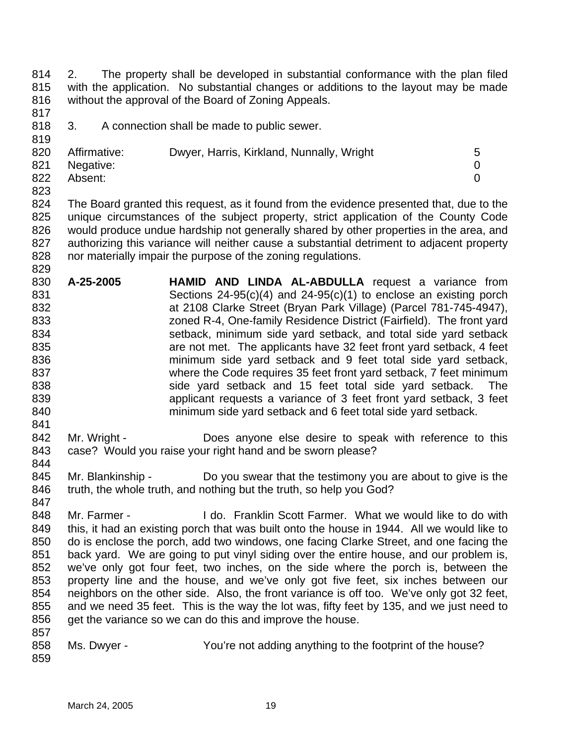2. The property shall be developed in substantial conformance with the plan filed with the application. No substantial changes or additions to the layout may be made without the approval of the Board of Zoning Appeals.

3. A connection shall be made to public sewer.

| | | |
|---|---|---|
| Affirmative: | Dwyer, Harris, Kirkland, Nunnally, Wright | 5 |
| Negative: | | 0 |
| Absent: | | 0 |

The Board granted this request, as it found from the evidence presented that, due to the unique circumstances of the subject property, strict application of the County Code would produce undue hardship not generally shared by other properties in the area, and authorizing this variance will neither cause a substantial detriment to adjacent property nor materially impair the purpose of the zoning regulations.

**A-25-2005** **HAMID AND LINDA AL-ABDULLA** request a variance from Sections 24-95(c)(4) and 24-95(c)(1) to enclose an existing porch at 2108 Clarke Street (Bryan Park Village) (Parcel 781-745-4947), zoned R-4, One-family Residence District (Fairfield). The front yard setback, minimum side yard setback, and total side yard setback are not met. The applicants have 32 feet front yard setback, 4 feet minimum side yard setback and 9 feet total side yard setback, where the Code requires 35 feet front yard setback, 7 feet minimum side yard setback and 15 feet total side yard setback. The applicant requests a variance of 3 feet front yard setback, 3 feet minimum side yard setback and 6 feet total side yard setback.

Mr. Wright - Does anyone else desire to speak with reference to this case? Would you raise your right hand and be sworn please?

Mr. Blankinship - Do you swear that the testimony you are about to give is the truth, the whole truth, and nothing but the truth, so help you God?

Mr. Farmer - I do. Franklin Scott Farmer. What we would like to do with this, it had an existing porch that was built onto the house in 1944. All we would like to do is enclose the porch, add two windows, one facing Clarke Street, and one facing the back yard. We are going to put vinyl siding over the entire house, and our problem is, we've only got four feet, two inches, on the side where the porch is, between the property line and the house, and we've only got five feet, six inches between our neighbors on the other side. Also, the front variance is off too. We've only got 32 feet, and we need 35 feet. This is the way the lot was, fifty feet by 135, and we just need to get the variance so we can do this and improve the house.

Ms. Dwyer - You're not adding anything to the footprint of the house?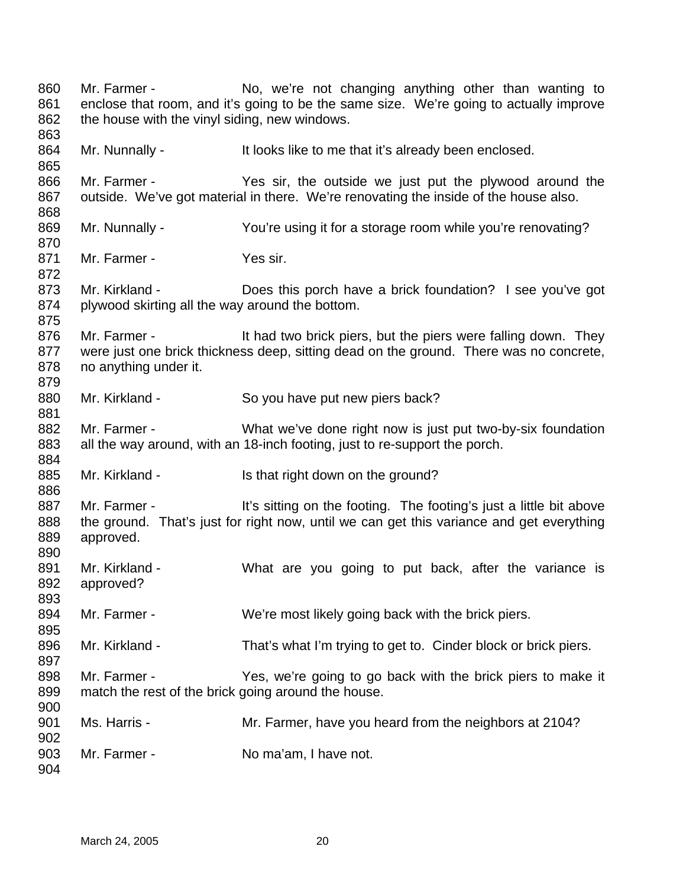Mr. Farmer - No, we're not changing anything other than wanting to enclose that room, and it's going to be the same size. We're going to actually improve the house with the vinyl siding, new windows.

Mr. Nunnally - It looks like to me that it's already been enclosed.

Mr. Farmer - Yes sir, the outside we just put the plywood around the outside. We've got material in there. We're renovating the inside of the house also.

Mr. Nunnally - You're using it for a storage room while you're renovating?

Mr. Farmer - Yes sir.

Mr. Kirkland - Does this porch have a brick foundation? I see you've got plywood skirting all the way around the bottom.

Mr. Farmer - It had two brick piers, but the piers were falling down. They were just one brick thickness deep, sitting dead on the ground. There was no concrete, no anything under it.

Mr. Kirkland - So you have put new piers back?

Mr. Farmer - What we've done right now is just put two-by-six foundation all the way around, with an 18-inch footing, just to re-support the porch.

Mr. Kirkland - Is that right down on the ground?

Mr. Farmer - It's sitting on the footing. The footing's just a little bit above the ground. That's just for right now, until we can get this variance and get everything approved.

Mr. Kirkland - What are you going to put back, after the variance is approved?

Mr. Farmer - We're most likely going back with the brick piers.

Mr. Kirkland - That's what I'm trying to get to. Cinder block or brick piers.

Mr. Farmer - Yes, we're going to go back with the brick piers to make it match the rest of the brick going around the house.

Ms. Harris - Mr. Farmer, have you heard from the neighbors at 2104?

Mr. Farmer - No ma'am, I have not.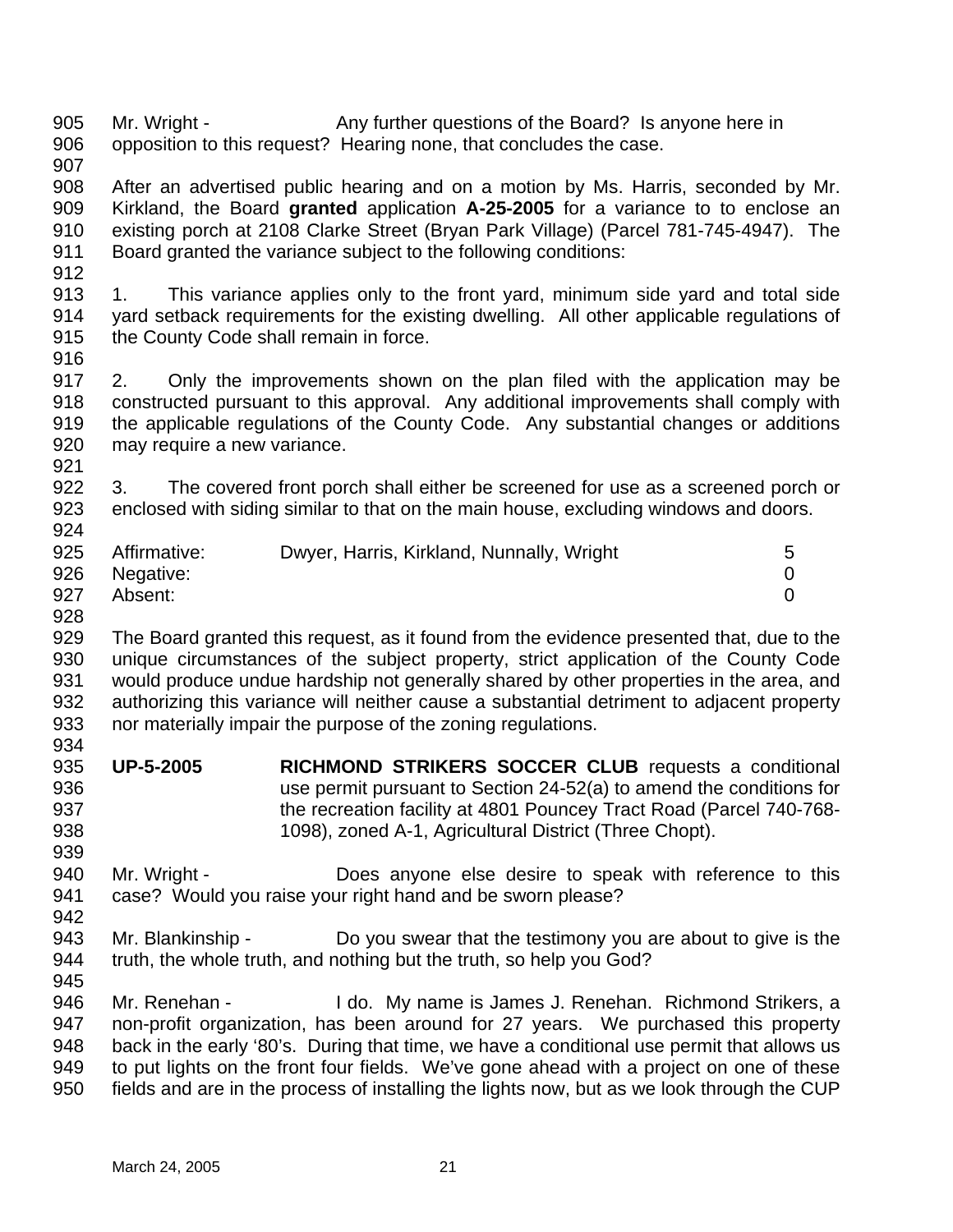Mr. Wright - Any further questions of the Board? Is anyone here in opposition to this request? Hearing none, that concludes the case.

After an advertised public hearing and on a motion by Ms. Harris, seconded by Mr. Kirkland, the Board **granted** application **A-25-2005** for a variance to to enclose an existing porch at 2108 Clarke Street (Bryan Park Village) (Parcel 781-745-4947). The Board granted the variance subject to the following conditions:

1. This variance applies only to the front yard, minimum side yard and total side yard setback requirements for the existing dwelling. All other applicable regulations of the County Code shall remain in force.

2. Only the improvements shown on the plan filed with the application may be constructed pursuant to this approval. Any additional improvements shall comply with the applicable regulations of the County Code. Any substantial changes or additions may require a new variance.

3. The covered front porch shall either be screened for use as a screened porch or enclosed with siding similar to that on the main house, excluding windows and doors.

| | | |
|---|---|---|
| Affirmative: | Dwyer, Harris, Kirkland, Nunnally, Wright | 5 |
| Negative: | | 0 |
| Absent: | | 0 |

The Board granted this request, as it found from the evidence presented that, due to the unique circumstances of the subject property, strict application of the County Code would produce undue hardship not generally shared by other properties in the area, and authorizing this variance will neither cause a substantial detriment to adjacent property nor materially impair the purpose of the zoning regulations.

**UP-5-2005** **RICHMOND STRIKERS SOCCER CLUB** requests a conditional use permit pursuant to Section 24-52(a) to amend the conditions for the recreation facility at 4801 Pouncey Tract Road (Parcel 740-768-1098), zoned A-1, Agricultural District (Three Chopt).

Mr. Wright - Does anyone else desire to speak with reference to this case? Would you raise your right hand and be sworn please?

Mr. Blankinship - Do you swear that the testimony you are about to give is the truth, the whole truth, and nothing but the truth, so help you God?

Mr. Renehan - I do. My name is James J. Renehan. Richmond Strikers, a non-profit organization, has been around for 27 years. We purchased this property back in the early '80's. During that time, we have a conditional use permit that allows us to put lights on the front four fields. We've gone ahead with a project on one of these fields and are in the process of installing the lights now, but as we look through the CUP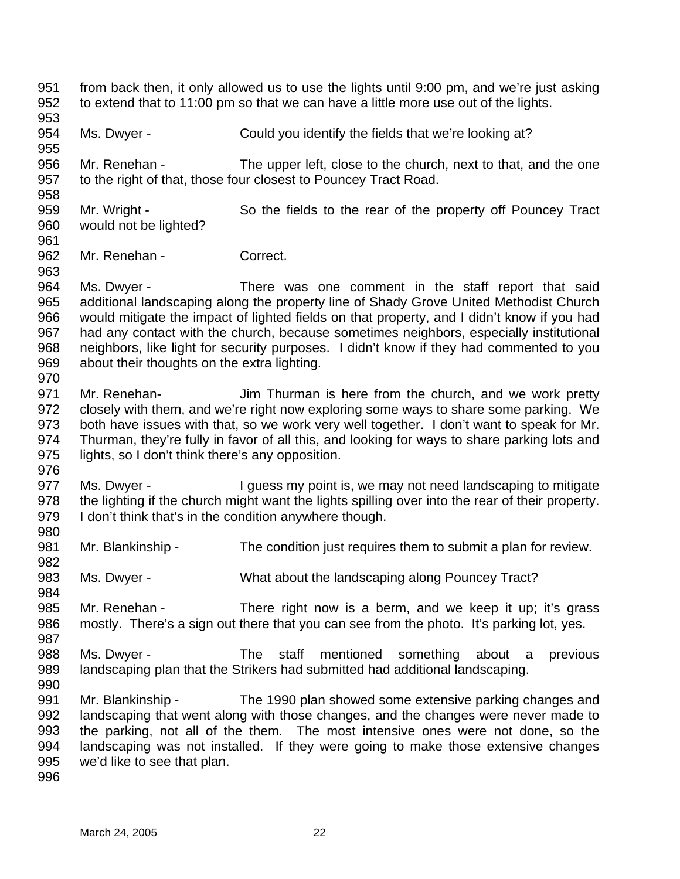from back then, it only allowed us to use the lights until 9:00 pm, and we're just asking to extend that to 11:00 pm so that we can have a little more use out of the lights.

Ms. Dwyer - Could you identify the fields that we're looking at?

Mr. Renehan - The upper left, close to the church, next to that, and the one to the right of that, those four closest to Pouncey Tract Road.

Mr. Wright - So the fields to the rear of the property off Pouncey Tract would not be lighted?

Mr. Renehan - Correct.

Ms. Dwyer - There was one comment in the staff report that said additional landscaping along the property line of Shady Grove United Methodist Church would mitigate the impact of lighted fields on that property, and I didn't know if you had had any contact with the church, because sometimes neighbors, especially institutional neighbors, like light for security purposes. I didn't know if they had commented to you about their thoughts on the extra lighting.

Mr. Renehan- Jim Thurman is here from the church, and we work pretty closely with them, and we're right now exploring some ways to share some parking. We both have issues with that, so we work very well together. I don't want to speak for Mr. Thurman, they're fully in favor of all this, and looking for ways to share parking lots and lights, so I don't think there's any opposition.

Ms. Dwyer - I guess my point is, we may not need landscaping to mitigate the lighting if the church might want the lights spilling over into the rear of their property. I don't think that's in the condition anywhere though.

Mr. Blankinship - The condition just requires them to submit a plan for review.

Ms. Dwyer - What about the landscaping along Pouncey Tract?

Mr. Renehan - There right now is a berm, and we keep it up; it's grass mostly. There's a sign out there that you can see from the photo. It's parking lot, yes.

Ms. Dwyer - The staff mentioned something about a previous landscaping plan that the Strikers had submitted had additional landscaping.

Mr. Blankinship - The 1990 plan showed some extensive parking changes and landscaping that went along with those changes, and the changes were never made to the parking, not all of the them. The most intensive ones were not done, so the landscaping was not installed. If they were going to make those extensive changes we'd like to see that plan.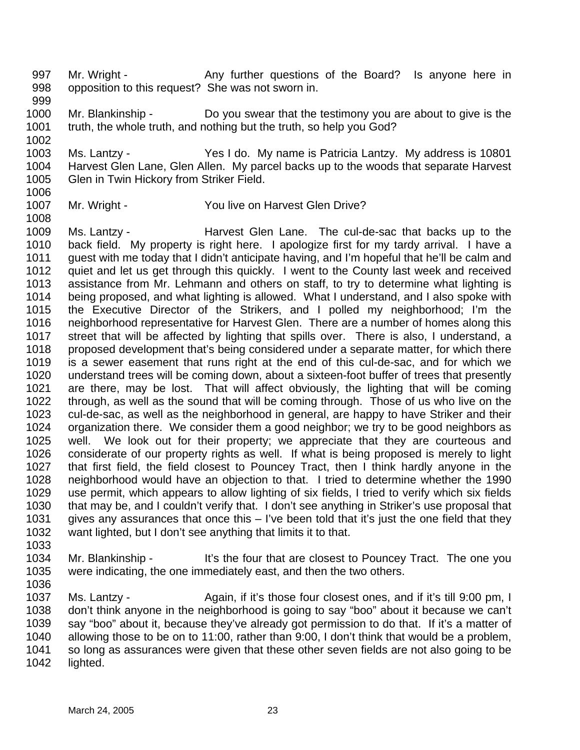997 Mr. Wright - Any further questions of the Board? Is anyone here in
998 opposition to this request? She was not sworn in.
999
1000 Mr. Blankinship - Do you swear that the testimony you are about to give is the
1001 truth, the whole truth, and nothing but the truth, so help you God?
1002
1003 Ms. Lantzy - Yes I do. My name is Patricia Lantzy. My address is 10801
1004 Harvest Glen Lane, Glen Allen. My parcel backs up to the woods that separate Harvest
1005 Glen in Twin Hickory from Striker Field.
1006
1007 Mr. Wright - You live on Harvest Glen Drive?
1008
1009 Ms. Lantzy - Harvest Glen Lane. The cul-de-sac that backs up to the
1010 back field. My property is right here. I apologize first for my tardy arrival. I have a
1011 guest with me today that I didn't anticipate having, and I'm hopeful that he'll be calm and
1012 quiet and let us get through this quickly. I went to the County last week and received
1013 assistance from Mr. Lehmann and others on staff, to try to determine what lighting is
1014 being proposed, and what lighting is allowed. What I understand, and I also spoke with
1015 the Executive Director of the Strikers, and I polled my neighborhood; I'm the
1016 neighborhood representative for Harvest Glen. There are a number of homes along this
1017 street that will be affected by lighting that spills over. There is also, I understand, a
1018 proposed development that's being considered under a separate matter, for which there
1019 is a sewer easement that runs right at the end of this cul-de-sac, and for which we
1020 understand trees will be coming down, about a sixteen-foot buffer of trees that presently
1021 are there, may be lost. That will affect obviously, the lighting that will be coming
1022 through, as well as the sound that will be coming through. Those of us who live on the
1023 cul-de-sac, as well as the neighborhood in general, are happy to have Striker and their
1024 organization there. We consider them a good neighbor; we try to be good neighbors as
1025 well. We look out for their property; we appreciate that they are courteous and
1026 considerate of our property rights as well. If what is being proposed is merely to light
1027 that first field, the field closest to Pouncey Tract, then I think hardly anyone in the
1028 neighborhood would have an objection to that. I tried to determine whether the 1990
1029 use permit, which appears to allow lighting of six fields, I tried to verify which six fields
1030 that may be, and I couldn't verify that. I don't see anything in Striker's use proposal that
1031 gives any assurances that once this – I've been told that it's just the one field that they
1032 want lighted, but I don't see anything that limits it to that.
1033
1034 Mr. Blankinship - It's the four that are closest to Pouncey Tract. The one you
1035 were indicating, the one immediately east, and then the two others.
1036
1037 Ms. Lantzy - Again, if it's those four closest ones, and if it's till 9:00 pm, I
1038 don't think anyone in the neighborhood is going to say "boo" about it because we can't
1039 say "boo" about it, because they've already got permission to do that. If it's a matter of
1040 allowing those to be on to 11:00, rather than 9:00, I don't think that would be a problem,
1041 so long as assurances were given that these other seven fields are not also going to be
1042 lighted.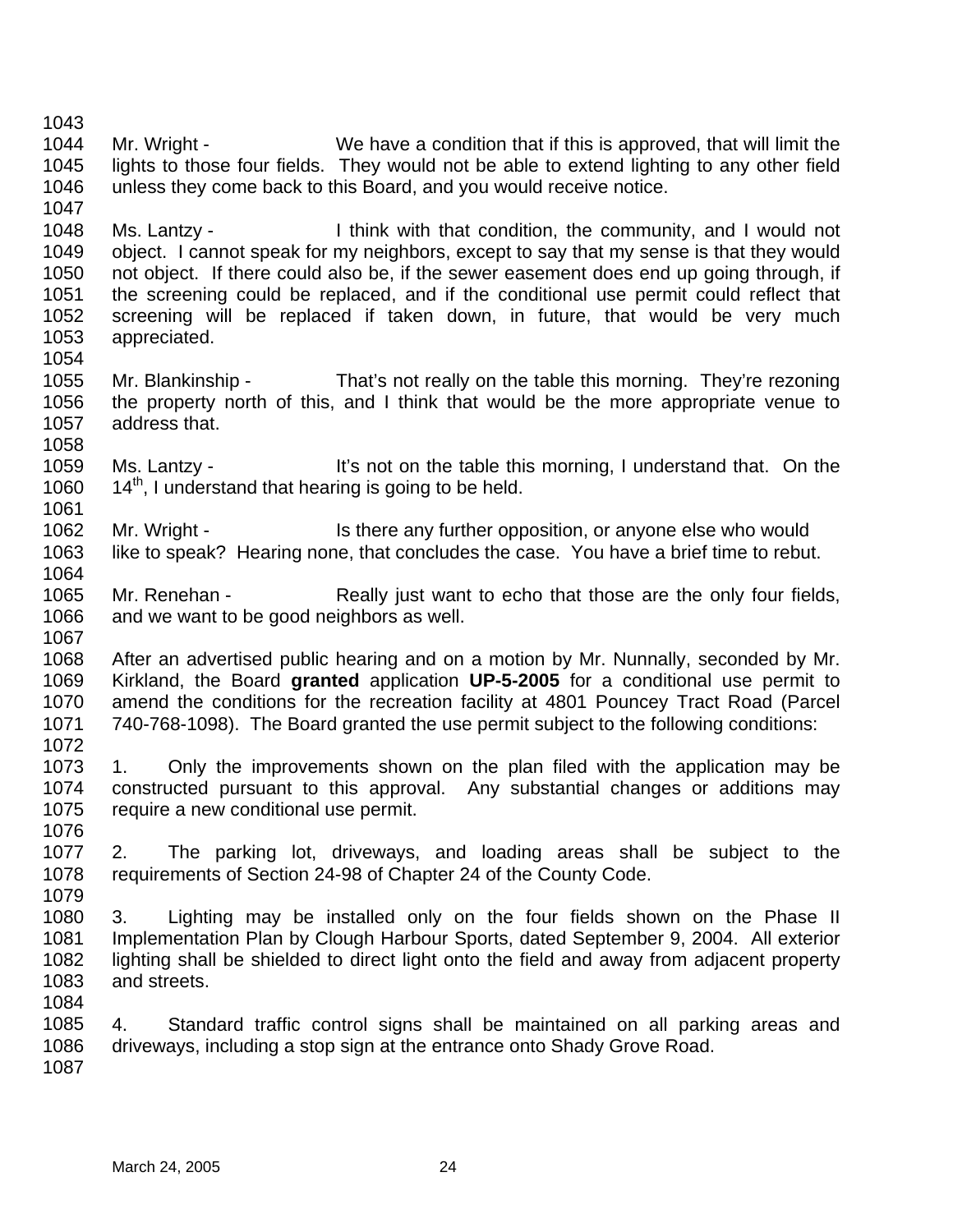Mr. Wright - We have a condition that if this is approved, that will limit the lights to those four fields. They would not be able to extend lighting to any other field unless they come back to this Board, and you would receive notice.

Ms. Lantzy - I think with that condition, the community, and I would not object. I cannot speak for my neighbors, except to say that my sense is that they would not object. If there could also be, if the sewer easement does end up going through, if the screening could be replaced, and if the conditional use permit could reflect that screening will be replaced if taken down, in future, that would be very much appreciated.

Mr. Blankinship - That's not really on the table this morning. They're rezoning the property north of this, and I think that would be the more appropriate venue to address that.

Ms. Lantzy - It's not on the table this morning, I understand that. On the 14th, I understand that hearing is going to be held.

Mr. Wright - Is there any further opposition, or anyone else who would like to speak? Hearing none, that concludes the case. You have a brief time to rebut.

Mr. Renehan - Really just want to echo that those are the only four fields, and we want to be good neighbors as well.

After an advertised public hearing and on a motion by Mr. Nunnally, seconded by Mr. Kirkland, the Board **granted** application **UP-5-2005** for a conditional use permit to amend the conditions for the recreation facility at 4801 Pouncey Tract Road (Parcel 740-768-1098). The Board granted the use permit subject to the following conditions:

1. Only the improvements shown on the plan filed with the application may be constructed pursuant to this approval. Any substantial changes or additions may require a new conditional use permit.

2. The parking lot, driveways, and loading areas shall be subject to the requirements of Section 24-98 of Chapter 24 of the County Code.

3. Lighting may be installed only on the four fields shown on the Phase II Implementation Plan by Clough Harbour Sports, dated September 9, 2004. All exterior lighting shall be shielded to direct light onto the field and away from adjacent property and streets.

4. Standard traffic control signs shall be maintained on all parking areas and driveways, including a stop sign at the entrance onto Shady Grove Road.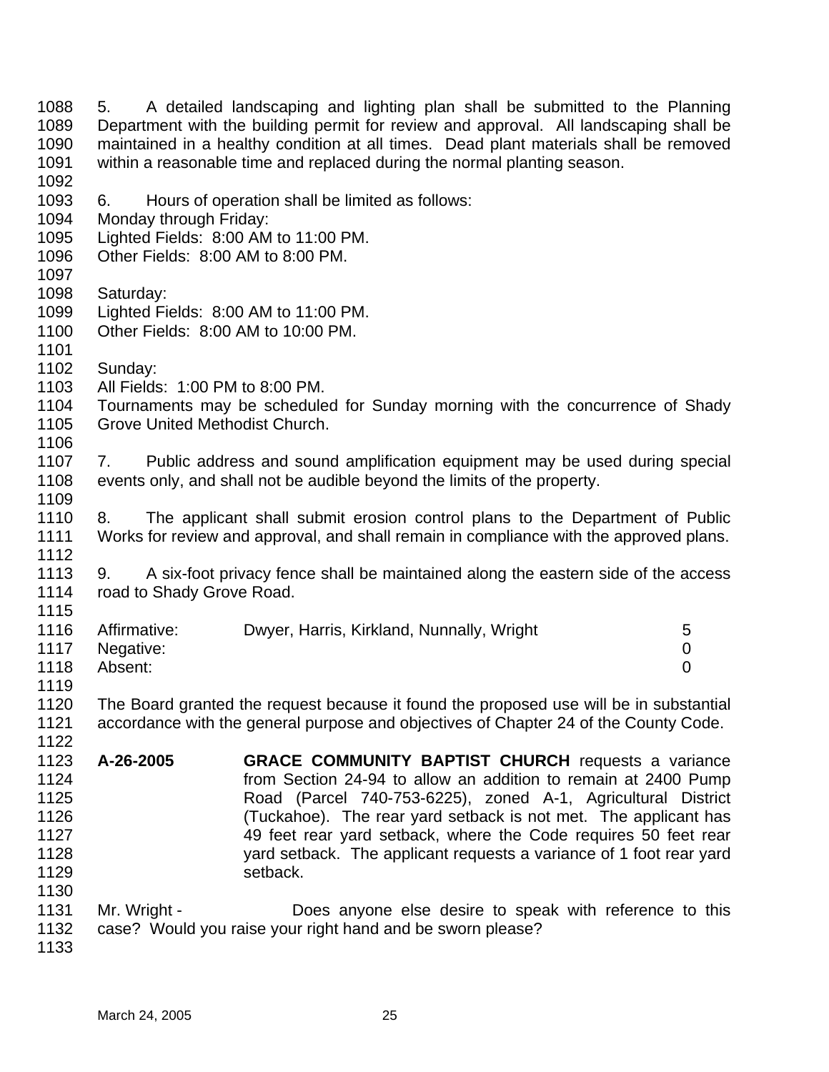5. A detailed landscaping and lighting plan shall be submitted to the Planning Department with the building permit for review and approval. All landscaping shall be maintained in a healthy condition at all times. Dead plant materials shall be removed within a reasonable time and replaced during the normal planting season.

6. Hours of operation shall be limited as follows:
Monday through Friday:
Lighted Fields: 8:00 AM to 11:00 PM.
Other Fields: 8:00 AM to 8:00 PM.

Saturday:
Lighted Fields: 8:00 AM to 11:00 PM.
Other Fields: 8:00 AM to 10:00 PM.

Sunday:
All Fields: 1:00 PM to 8:00 PM.
Tournaments may be scheduled for Sunday morning with the concurrence of Shady Grove United Methodist Church.

7. Public address and sound amplification equipment may be used during special events only, and shall not be audible beyond the limits of the property.

8. The applicant shall submit erosion control plans to the Department of Public Works for review and approval, and shall remain in compliance with the approved plans.

9. A six-foot privacy fence shall be maintained along the eastern side of the access road to Shady Grove Road.

| | | |
|---|---|---|
| Affirmative: | Dwyer, Harris, Kirkland, Nunnally, Wright | 5 |
| Negative: | | 0 |
| Absent: | | 0 |

The Board granted the request because it found the proposed use will be in substantial accordance with the general purpose and objectives of Chapter 24 of the County Code.

**A-26-2005** **GRACE COMMUNITY BAPTIST CHURCH** requests a variance from Section 24-94 to allow an addition to remain at 2400 Pump Road (Parcel 740-753-6225), zoned A-1, Agricultural District (Tuckahoe). The rear yard setback is not met. The applicant has 49 feet rear yard setback, where the Code requires 50 feet rear yard setback. The applicant requests a variance of 1 foot rear yard setback.

Mr. Wright - Does anyone else desire to speak with reference to this case? Would you raise your right hand and be sworn please?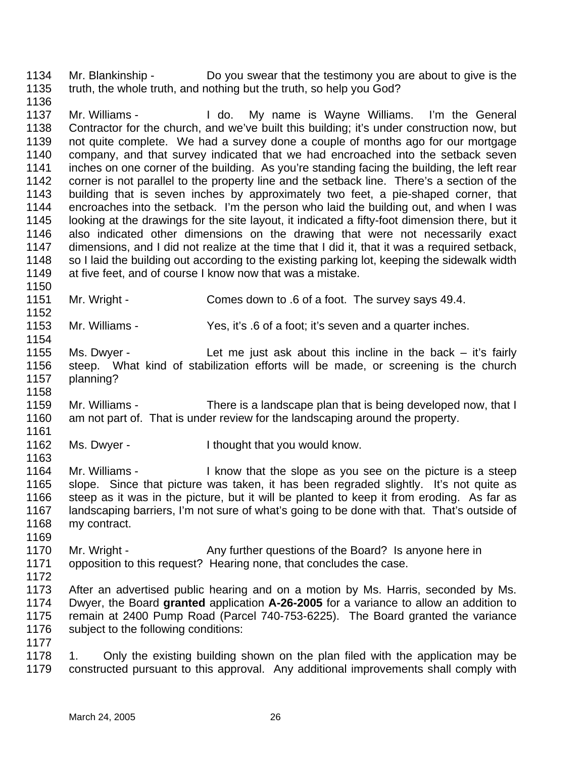Mr. Blankinship - Do you swear that the testimony you are about to give is the truth, the whole truth, and nothing but the truth, so help you God?

Mr. Williams - I do. My name is Wayne Williams. I'm the General Contractor for the church, and we've built this building; it's under construction now, but not quite complete. We had a survey done a couple of months ago for our mortgage company, and that survey indicated that we had encroached into the setback seven inches on one corner of the building. As you're standing facing the building, the left rear corner is not parallel to the property line and the setback line. There's a section of the building that is seven inches by approximately two feet, a pie-shaped corner, that encroaches into the setback. I'm the person who laid the building out, and when I was looking at the drawings for the site layout, it indicated a fifty-foot dimension there, but it also indicated other dimensions on the drawing that were not necessarily exact dimensions, and I did not realize at the time that I did it, that it was a required setback, so I laid the building out according to the existing parking lot, keeping the sidewalk width at five feet, and of course I know now that was a mistake.

Mr. Wright - Comes down to .6 of a foot. The survey says 49.4.

Mr. Williams - Yes, it's .6 of a foot; it's seven and a quarter inches.

Ms. Dwyer - Let me just ask about this incline in the back – it's fairly steep. What kind of stabilization efforts will be made, or screening is the church planning?

Mr. Williams - There is a landscape plan that is being developed now, that I am not part of. That is under review for the landscaping around the property.

Ms. Dwyer - I thought that you would know.

Mr. Williams - I know that the slope as you see on the picture is a steep slope. Since that picture was taken, it has been regraded slightly. It's not quite as steep as it was in the picture, but it will be planted to keep it from eroding. As far as landscaping barriers, I'm not sure of what's going to be done with that. That's outside of my contract.

Mr. Wright - Any further questions of the Board? Is anyone here in opposition to this request? Hearing none, that concludes the case.

After an advertised public hearing and on a motion by Ms. Harris, seconded by Ms. Dwyer, the Board **granted** application **A-26-2005** for a variance to allow an addition to remain at 2400 Pump Road (Parcel 740-753-6225). The Board granted the variance subject to the following conditions:

1. Only the existing building shown on the plan filed with the application may be constructed pursuant to this approval. Any additional improvements shall comply with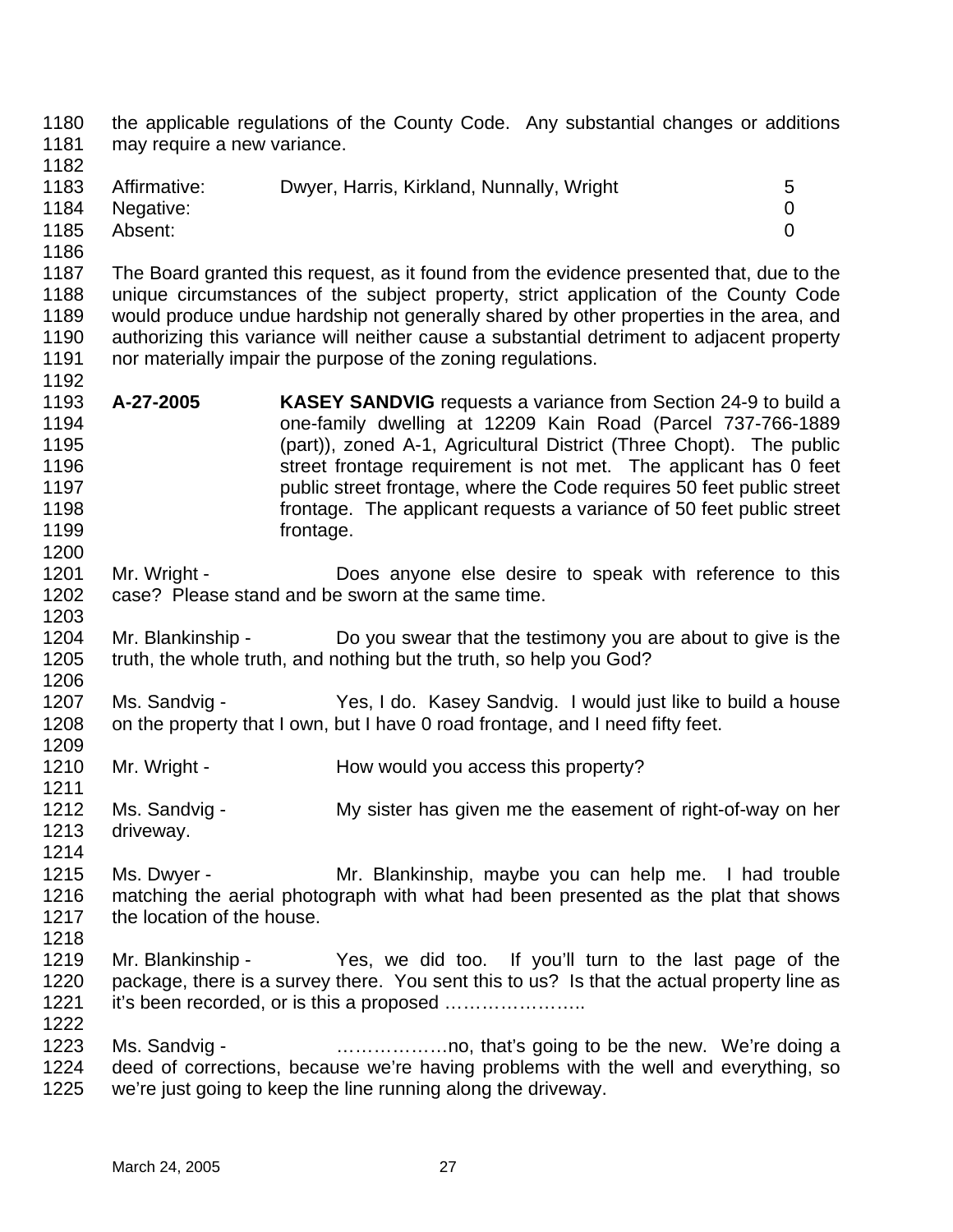the applicable regulations of the County Code. Any substantial changes or additions may require a new variance.

| Affirmative: | Dwyer, Harris, Kirkland, Nunnally, Wright | 5 |
|---|---|---|
| Negative: | | 0 |
| Absent: | | 0 |

The Board granted this request, as it found from the evidence presented that, due to the unique circumstances of the subject property, strict application of the County Code would produce undue hardship not generally shared by other properties in the area, and authorizing this variance will neither cause a substantial detriment to adjacent property nor materially impair the purpose of the zoning regulations.

**A-27-2005** **KASEY SANDVIG** requests a variance from Section 24-9 to build a one-family dwelling at 12209 Kain Road (Parcel 737-766-1889 (part)), zoned A-1, Agricultural District (Three Chopt). The public street frontage requirement is not met. The applicant has 0 feet public street frontage, where the Code requires 50 feet public street frontage. The applicant requests a variance of 50 feet public street frontage.

Mr. Wright - Does anyone else desire to speak with reference to this case? Please stand and be sworn at the same time.

Mr. Blankinship - Do you swear that the testimony you are about to give is the truth, the whole truth, and nothing but the truth, so help you God?

Ms. Sandvig - Yes, I do. Kasey Sandvig. I would just like to build a house on the property that I own, but I have 0 road frontage, and I need fifty feet.

Mr. Wright - How would you access this property?

Ms. Sandvig - My sister has given me the easement of right-of-way on her driveway.

Ms. Dwyer - Mr. Blankinship, maybe you can help me. I had trouble matching the aerial photograph with what had been presented as the plat that shows the location of the house.

Mr. Blankinship - Yes, we did too. If you'll turn to the last page of the package, there is a survey there. You sent this to us? Is that the actual property line as it's been recorded, or is this a proposed …………………..

Ms. Sandvig - ………………no, that's going to be the new. We're doing a deed of corrections, because we're having problems with the well and everything, so we're just going to keep the line running along the driveway.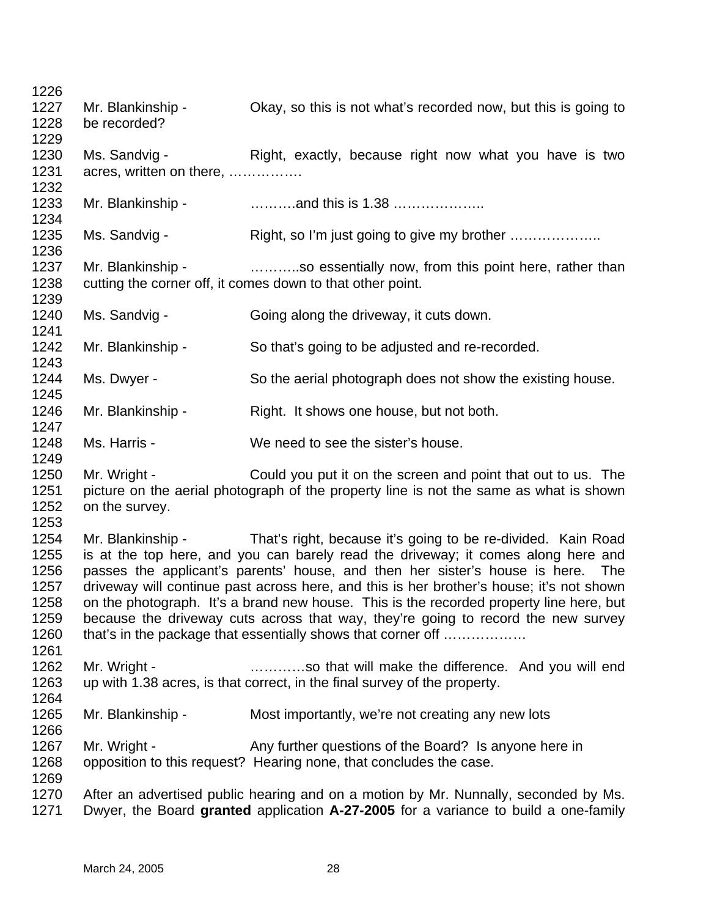Mr. Blankinship - Okay, so this is not what's recorded now, but this is going to be recorded?

Ms. Sandvig - Right, exactly, because right now what you have is two acres, written on there, …………….

Mr. Blankinship - ……….and this is 1.38 ………………..

Ms. Sandvig - Right, so I'm just going to give my brother ………………..

Mr. Blankinship - ………..so essentially now, from this point here, rather than cutting the corner off, it comes down to that other point.

Ms. Sandvig - Going along the driveway, it cuts down.

Mr. Blankinship - So that's going to be adjusted and re-recorded.

Ms. Dwyer - So the aerial photograph does not show the existing house.

Mr. Blankinship - Right. It shows one house, but not both.

Ms. Harris - We need to see the sister's house.

Mr. Wright - Could you put it on the screen and point that out to us. The picture on the aerial photograph of the property line is not the same as what is shown on the survey.

Mr. Blankinship - That's right, because it's going to be re-divided. Kain Road is at the top here, and you can barely read the driveway; it comes along here and passes the applicant's parents' house, and then her sister's house is here. The driveway will continue past across here, and this is her brother's house; it's not shown on the photograph. It's a brand new house. This is the recorded property line here, but because the driveway cuts across that way, they're going to record the new survey that's in the package that essentially shows that corner off ………………

Mr. Wright - …………so that will make the difference. And you will end up with 1.38 acres, is that correct, in the final survey of the property.

Mr. Blankinship - Most importantly, we're not creating any new lots

Mr. Wright - Any further questions of the Board? Is anyone here in opposition to this request? Hearing none, that concludes the case.

After an advertised public hearing and on a motion by Mr. Nunnally, seconded by Ms. Dwyer, the Board **granted** application **A-27-2005** for a variance to build a one-family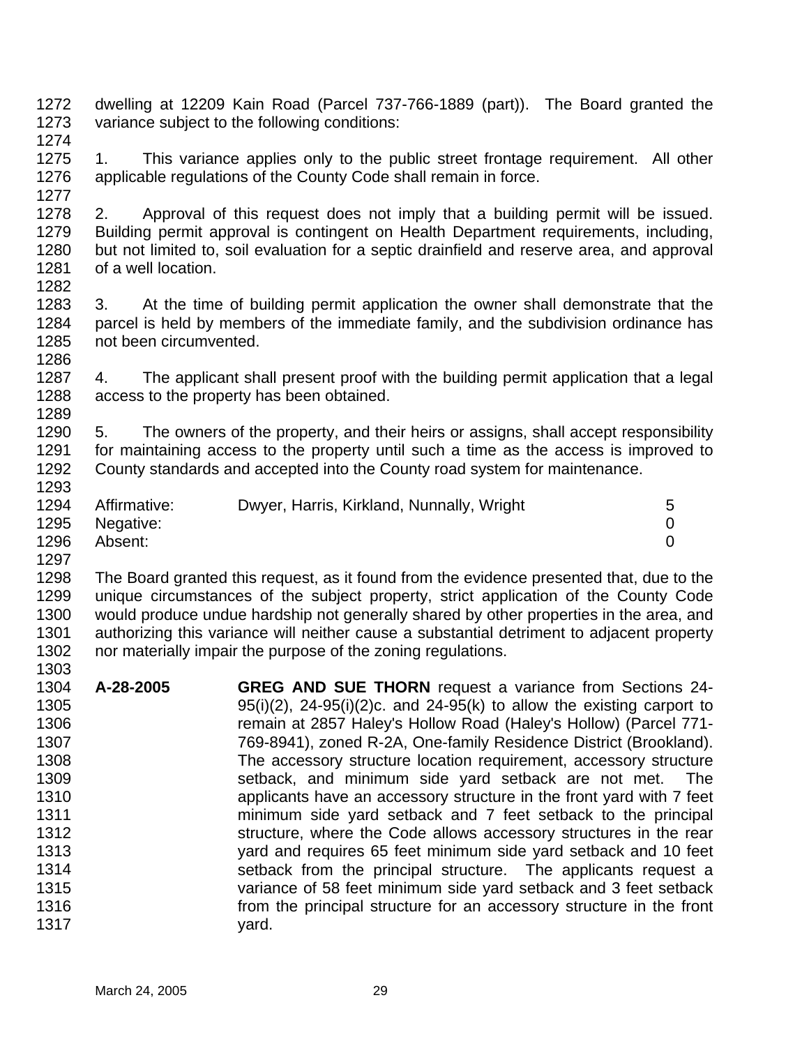dwelling at 12209 Kain Road (Parcel 737-766-1889 (part)). The Board granted the variance subject to the following conditions:

1. This variance applies only to the public street frontage requirement. All other applicable regulations of the County Code shall remain in force.

2. Approval of this request does not imply that a building permit will be issued. Building permit approval is contingent on Health Department requirements, including, but not limited to, soil evaluation for a septic drainfield and reserve area, and approval of a well location.

3. At the time of building permit application the owner shall demonstrate that the parcel is held by members of the immediate family, and the subdivision ordinance has not been circumvented.

4. The applicant shall present proof with the building permit application that a legal access to the property has been obtained.

5. The owners of the property, and their heirs or assigns, shall accept responsibility for maintaining access to the property until such a time as the access is improved to County standards and accepted into the County road system for maintenance.

| | | |
|---|---|---|
| Affirmative: | Dwyer, Harris, Kirkland, Nunnally, Wright | 5 |
| Negative: | | 0 |
| Absent: | | 0 |

The Board granted this request, as it found from the evidence presented that, due to the unique circumstances of the subject property, strict application of the County Code would produce undue hardship not generally shared by other properties in the area, and authorizing this variance will neither cause a substantial detriment to adjacent property nor materially impair the purpose of the zoning regulations.

**A-28-2005** **GREG AND SUE THORN** request a variance from Sections 24-95(i)(2), 24-95(i)(2)c. and 24-95(k) to allow the existing carport to remain at 2857 Haley's Hollow Road (Haley's Hollow) (Parcel 771-769-8941), zoned R-2A, One-family Residence District (Brookland). The accessory structure location requirement, accessory structure setback, and minimum side yard setback are not met. The applicants have an accessory structure in the front yard with 7 feet minimum side yard setback and 7 feet setback to the principal structure, where the Code allows accessory structures in the rear yard and requires 65 feet minimum side yard setback and 10 feet setback from the principal structure. The applicants request a variance of 58 feet minimum side yard setback and 3 feet setback from the principal structure for an accessory structure in the front yard.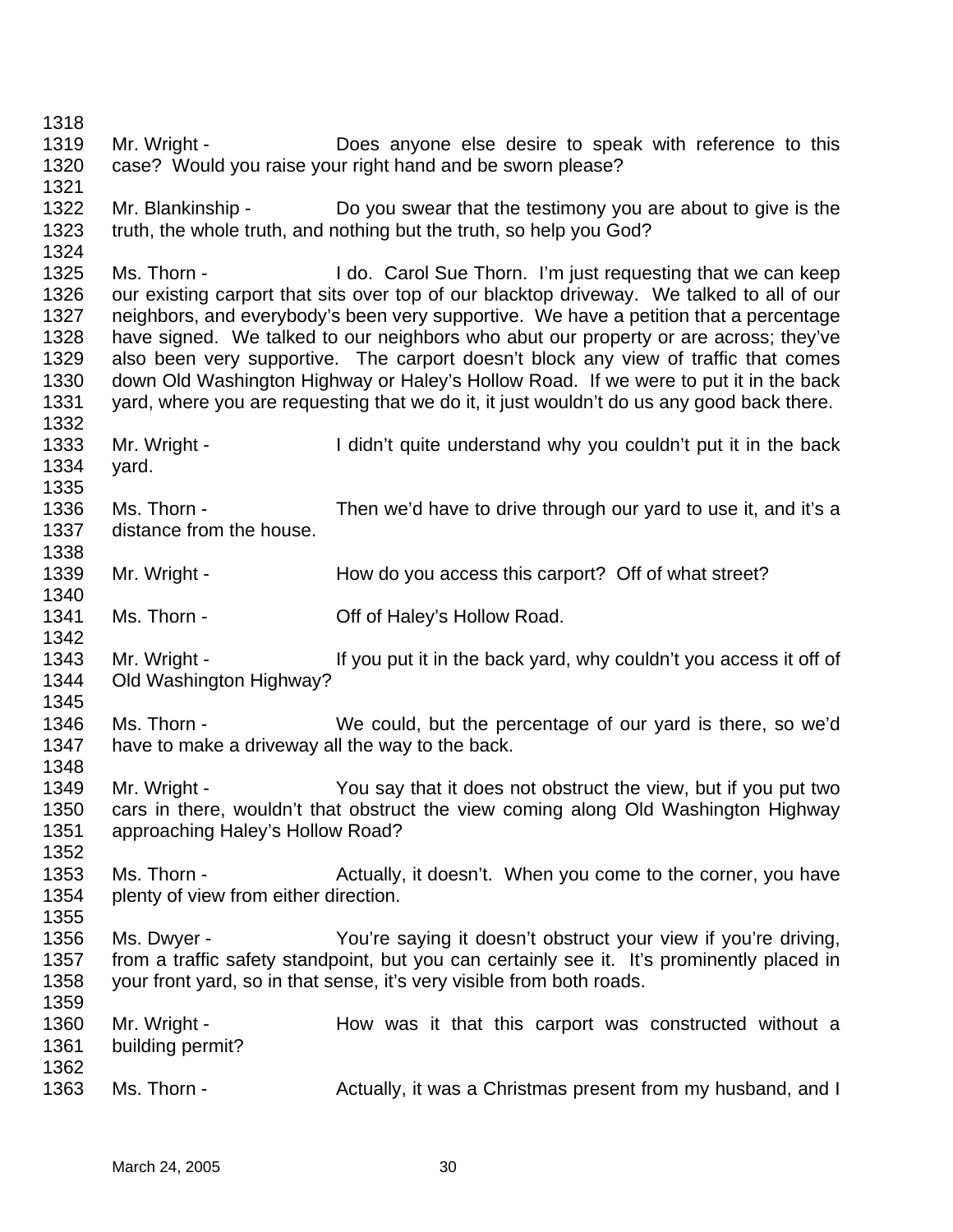Mr. Wright - Does anyone else desire to speak with reference to this case? Would you raise your right hand and be sworn please?

Mr. Blankinship - Do you swear that the testimony you are about to give is the truth, the whole truth, and nothing but the truth, so help you God?

Ms. Thorn - I do. Carol Sue Thorn. I'm just requesting that we can keep our existing carport that sits over top of our blacktop driveway. We talked to all of our neighbors, and everybody's been very supportive. We have a petition that a percentage have signed. We talked to our neighbors who abut our property or are across; they've also been very supportive. The carport doesn't block any view of traffic that comes down Old Washington Highway or Haley's Hollow Road. If we were to put it in the back yard, where you are requesting that we do it, it just wouldn't do us any good back there.

Mr. Wright - I didn't quite understand why you couldn't put it in the back yard.

Ms. Thorn - Then we'd have to drive through our yard to use it, and it's a distance from the house.

Mr. Wright - How do you access this carport? Off of what street?

Ms. Thorn - Off of Haley's Hollow Road.

Mr. Wright - If you put it in the back yard, why couldn't you access it off of Old Washington Highway?

Ms. Thorn - We could, but the percentage of our yard is there, so we'd have to make a driveway all the way to the back.

Mr. Wright - You say that it does not obstruct the view, but if you put two cars in there, wouldn't that obstruct the view coming along Old Washington Highway approaching Haley's Hollow Road?

Ms. Thorn - Actually, it doesn't. When you come to the corner, you have plenty of view from either direction.

Ms. Dwyer - You're saying it doesn't obstruct your view if you're driving, from a traffic safety standpoint, but you can certainly see it. It's prominently placed in your front yard, so in that sense, it's very visible from both roads.

Mr. Wright - How was it that this carport was constructed without a building permit?

Ms. Thorn - Actually, it was a Christmas present from my husband, and I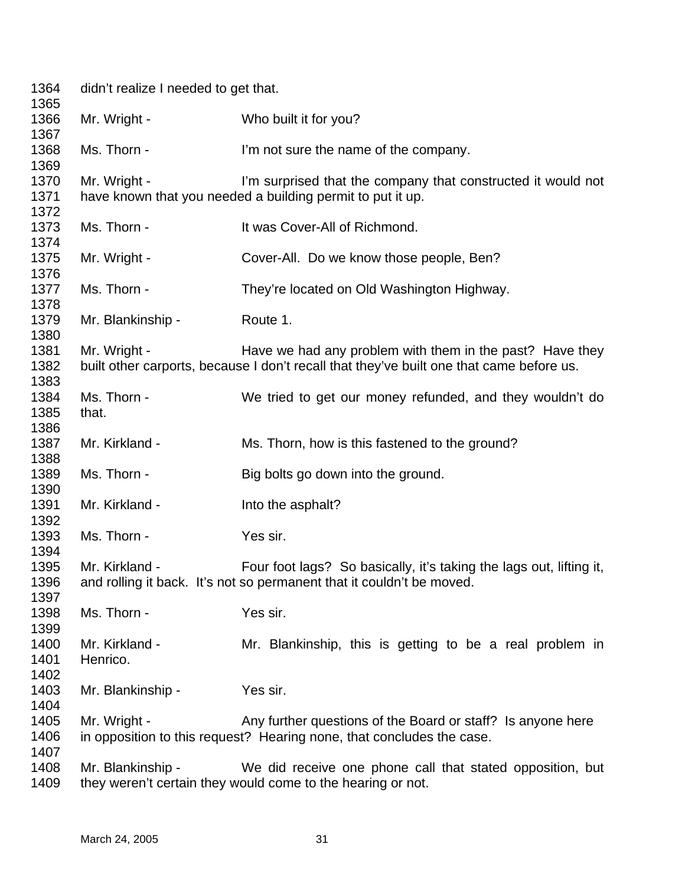1364 didn't realize I needed to get that.
1365
1366 Mr. Wright - Who built it for you?
1367
1368 Ms. Thorn - I'm not sure the name of the company.
1369
1370 Mr. Wright - I'm surprised that the company that constructed it would not
1371 have known that you needed a building permit to put it up.
1372
1373 Ms. Thorn - It was Cover-All of Richmond.
1374
1375 Mr. Wright - Cover-All. Do we know those people, Ben?
1376
1377 Ms. Thorn - They're located on Old Washington Highway.
1378
1379 Mr. Blankinship - Route 1.
1380
1381 Mr. Wright - Have we had any problem with them in the past? Have they
1382 built other carports, because I don't recall that they've built one that came before us.
1383
1384 Ms. Thorn - We tried to get our money refunded, and they wouldn't do
1385 that.
1386
1387 Mr. Kirkland - Ms. Thorn, how is this fastened to the ground?
1388
1389 Ms. Thorn - Big bolts go down into the ground.
1390
1391 Mr. Kirkland - Into the asphalt?
1392
1393 Ms. Thorn - Yes sir.
1394
1395 Mr. Kirkland - Four foot lags? So basically, it's taking the lags out, lifting it,
1396 and rolling it back. It's not so permanent that it couldn't be moved.
1397
1398 Ms. Thorn - Yes sir.
1399
1400 Mr. Kirkland - Mr. Blankinship, this is getting to be a real problem in
1401 Henrico.
1402
1403 Mr. Blankinship - Yes sir.
1404
1405 Mr. Wright - Any further questions of the Board or staff? Is anyone here
1406 in opposition to this request? Hearing none, that concludes the case.
1407
1408 Mr. Blankinship - We did receive one phone call that stated opposition, but
1409 they weren't certain they would come to the hearing or not.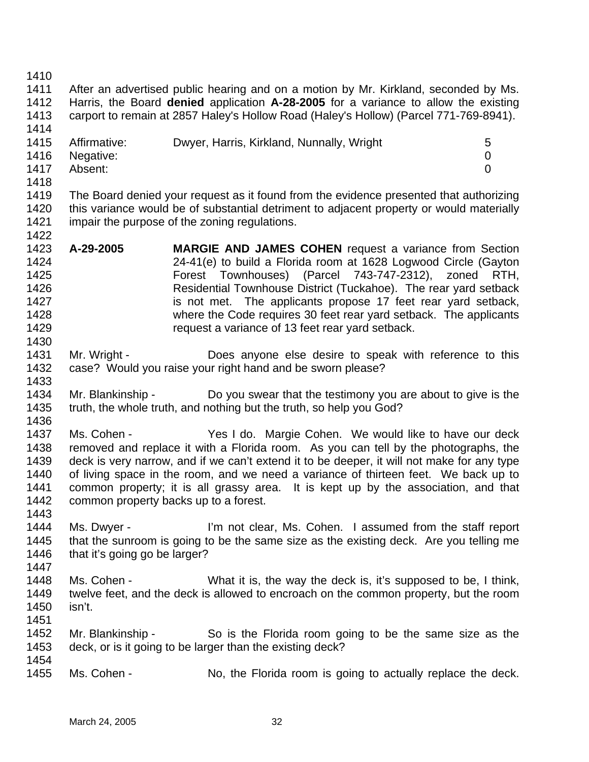After an advertised public hearing and on a motion by Mr. Kirkland, seconded by Ms. Harris, the Board **denied** application **A-28-2005** for a variance to allow the existing carport to remain at 2857 Haley's Hollow Road (Haley's Hollow) (Parcel 771-769-8941).

| | | |
|---|---|---|
| Affirmative: | Dwyer, Harris, Kirkland, Nunnally, Wright | 5 |
| Negative: | | 0 |
| Absent: | | 0 |

The Board denied your request as it found from the evidence presented that authorizing this variance would be of substantial detriment to adjacent property or would materially impair the purpose of the zoning regulations.

**A-29-2005** **MARGIE AND JAMES COHEN** request a variance from Section 24-41(e) to build a Florida room at 1628 Logwood Circle (Gayton Forest Townhouses) (Parcel 743-747-2312), zoned RTH, Residential Townhouse District (Tuckahoe). The rear yard setback is not met. The applicants propose 17 feet rear yard setback, where the Code requires 30 feet rear yard setback. The applicants request a variance of 13 feet rear yard setback.

Mr. Wright - Does anyone else desire to speak with reference to this case? Would you raise your right hand and be sworn please?

Mr. Blankinship - Do you swear that the testimony you are about to give is the truth, the whole truth, and nothing but the truth, so help you God?

Ms. Cohen - Yes I do. Margie Cohen. We would like to have our deck removed and replace it with a Florida room. As you can tell by the photographs, the deck is very narrow, and if we can't extend it to be deeper, it will not make for any type of living space in the room, and we need a variance of thirteen feet. We back up to common property; it is all grassy area. It is kept up by the association, and that common property backs up to a forest.

Ms. Dwyer - I'm not clear, Ms. Cohen. I assumed from the staff report that the sunroom is going to be the same size as the existing deck. Are you telling me that it's going go be larger?

Ms. Cohen - What it is, the way the deck is, it's supposed to be, I think, twelve feet, and the deck is allowed to encroach on the common property, but the room isn't.

Mr. Blankinship - So is the Florida room going to be the same size as the deck, or is it going to be larger than the existing deck?

Ms. Cohen - No, the Florida room is going to actually replace the deck.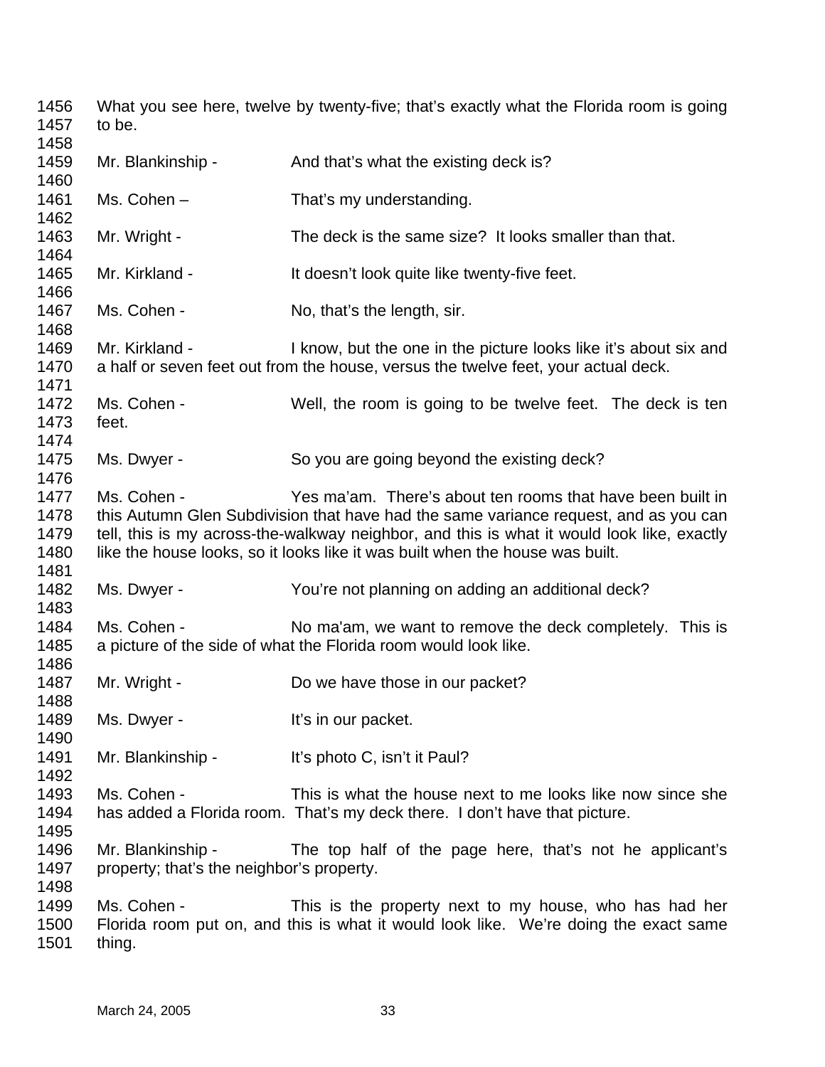What you see here, twelve by twenty-five; that's exactly what the Florida room is going to be.

Mr. Blankinship - And that's what the existing deck is?

Ms. Cohen – That's my understanding.

Mr. Wright - The deck is the same size? It looks smaller than that.

Mr. Kirkland - It doesn't look quite like twenty-five feet.

Ms. Cohen - No, that's the length, sir.

Mr. Kirkland - I know, but the one in the picture looks like it's about six and a half or seven feet out from the house, versus the twelve feet, your actual deck.

Ms. Cohen - Well, the room is going to be twelve feet. The deck is ten feet.

Ms. Dwyer - So you are going beyond the existing deck?

Ms. Cohen - Yes ma'am. There's about ten rooms that have been built in this Autumn Glen Subdivision that have had the same variance request, and as you can tell, this is my across-the-walkway neighbor, and this is what it would look like, exactly like the house looks, so it looks like it was built when the house was built.

Ms. Dwyer - You're not planning on adding an additional deck?

Ms. Cohen - No ma'am, we want to remove the deck completely. This is a picture of the side of what the Florida room would look like.

Mr. Wright - Do we have those in our packet?

Ms. Dwyer - It's in our packet.

Mr. Blankinship - It's photo C, isn't it Paul?

Ms. Cohen - This is what the house next to me looks like now since she has added a Florida room. That's my deck there. I don't have that picture.

Mr. Blankinship - The top half of the page here, that's not he applicant's property; that's the neighbor's property.

Ms. Cohen - This is the property next to my house, who has had her Florida room put on, and this is what it would look like. We're doing the exact same thing.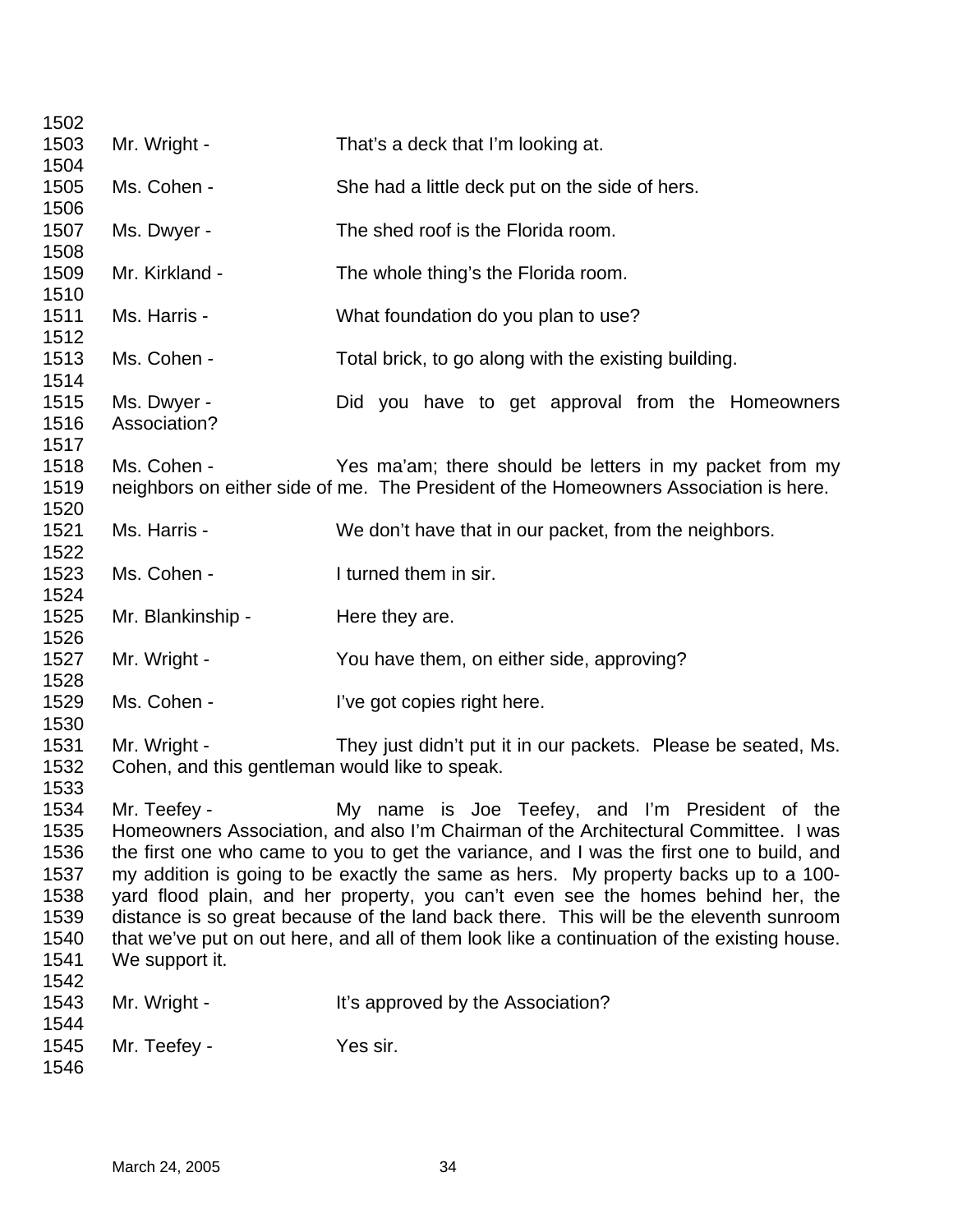Mr. Wright - That's a deck that I'm looking at.

Ms. Cohen - She had a little deck put on the side of hers.

Ms. Dwyer - The shed roof is the Florida room.

Mr. Kirkland - The whole thing's the Florida room.

Ms. Harris - What foundation do you plan to use?

Ms. Cohen - Total brick, to go along with the existing building.

Ms. Dwyer - Did you have to get approval from the Homeowners Association?

Ms. Cohen - Yes ma'am; there should be letters in my packet from my neighbors on either side of me. The President of the Homeowners Association is here.

Ms. Harris - We don't have that in our packet, from the neighbors.

Ms. Cohen - I turned them in sir.

Mr. Blankinship - Here they are.

Mr. Wright - You have them, on either side, approving?

Ms. Cohen - I've got copies right here.

Mr. Wright - They just didn't put it in our packets. Please be seated, Ms. Cohen, and this gentleman would like to speak.

Mr. Teefey - My name is Joe Teefey, and I'm President of the Homeowners Association, and also I'm Chairman of the Architectural Committee. I was the first one who came to you to get the variance, and I was the first one to build, and my addition is going to be exactly the same as hers. My property backs up to a 100-yard flood plain, and her property, you can't even see the homes behind her, the distance is so great because of the land back there. This will be the eleventh sunroom that we've put on out here, and all of them look like a continuation of the existing house. We support it.

Mr. Wright - It's approved by the Association?

Mr. Teefey - Yes sir.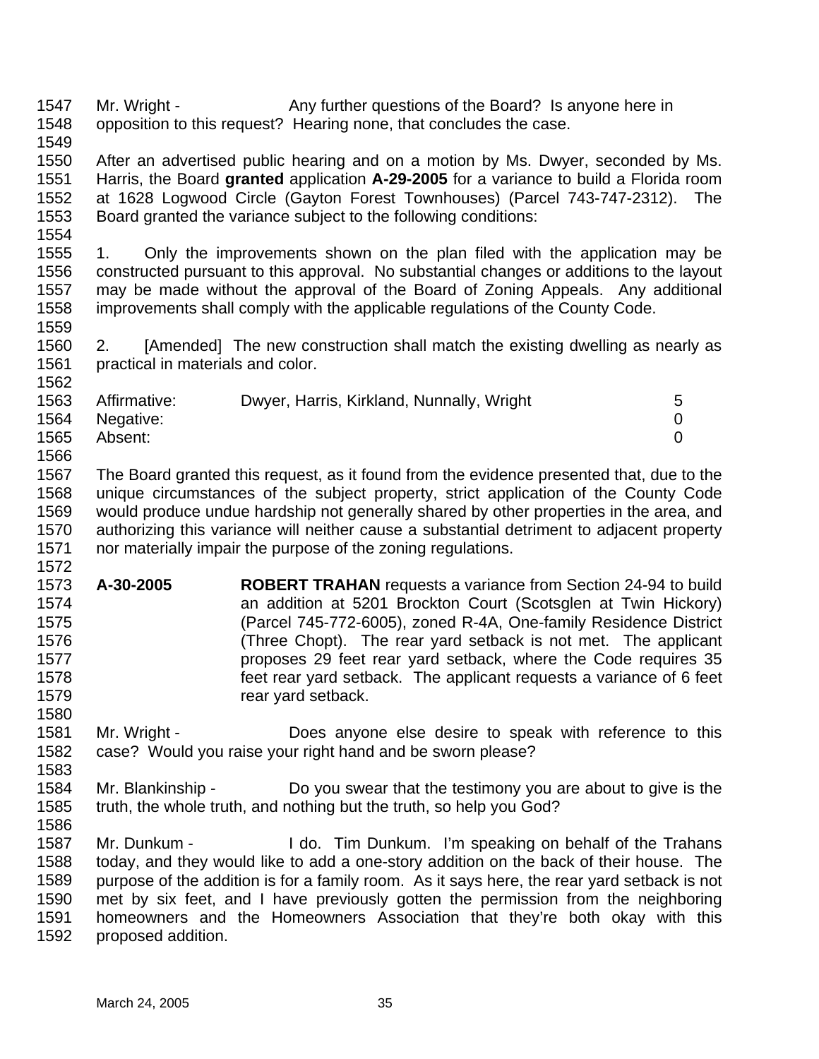Mr. Wright - Any further questions of the Board? Is anyone here in opposition to this request? Hearing none, that concludes the case.

After an advertised public hearing and on a motion by Ms. Dwyer, seconded by Ms. Harris, the Board **granted** application **A-29-2005** for a variance to build a Florida room at 1628 Logwood Circle (Gayton Forest Townhouses) (Parcel 743-747-2312). The Board granted the variance subject to the following conditions:

1. Only the improvements shown on the plan filed with the application may be constructed pursuant to this approval. No substantial changes or additions to the layout may be made without the approval of the Board of Zoning Appeals. Any additional improvements shall comply with the applicable regulations of the County Code.

2. [Amended] The new construction shall match the existing dwelling as nearly as practical in materials and color.

| | | |
|---|---|---|
| Affirmative: | Dwyer, Harris, Kirkland, Nunnally, Wright | 5 |
| Negative: | | 0 |
| Absent: | | 0 |

The Board granted this request, as it found from the evidence presented that, due to the unique circumstances of the subject property, strict application of the County Code would produce undue hardship not generally shared by other properties in the area, and authorizing this variance will neither cause a substantial detriment to adjacent property nor materially impair the purpose of the zoning regulations.

**A-30-2005** **ROBERT TRAHAN** requests a variance from Section 24-94 to build an addition at 5201 Brockton Court (Scotsglen at Twin Hickory) (Parcel 745-772-6005), zoned R-4A, One-family Residence District (Three Chopt). The rear yard setback is not met. The applicant proposes 29 feet rear yard setback, where the Code requires 35 feet rear yard setback. The applicant requests a variance of 6 feet rear yard setback.

Mr. Wright - Does anyone else desire to speak with reference to this case? Would you raise your right hand and be sworn please?

Mr. Blankinship - Do you swear that the testimony you are about to give is the truth, the whole truth, and nothing but the truth, so help you God?

Mr. Dunkum - I do. Tim Dunkum. I'm speaking on behalf of the Trahans today, and they would like to add a one-story addition on the back of their house. The purpose of the addition is for a family room. As it says here, the rear yard setback is not met by six feet, and I have previously gotten the permission from the neighboring homeowners and the Homeowners Association that they're both okay with this proposed addition.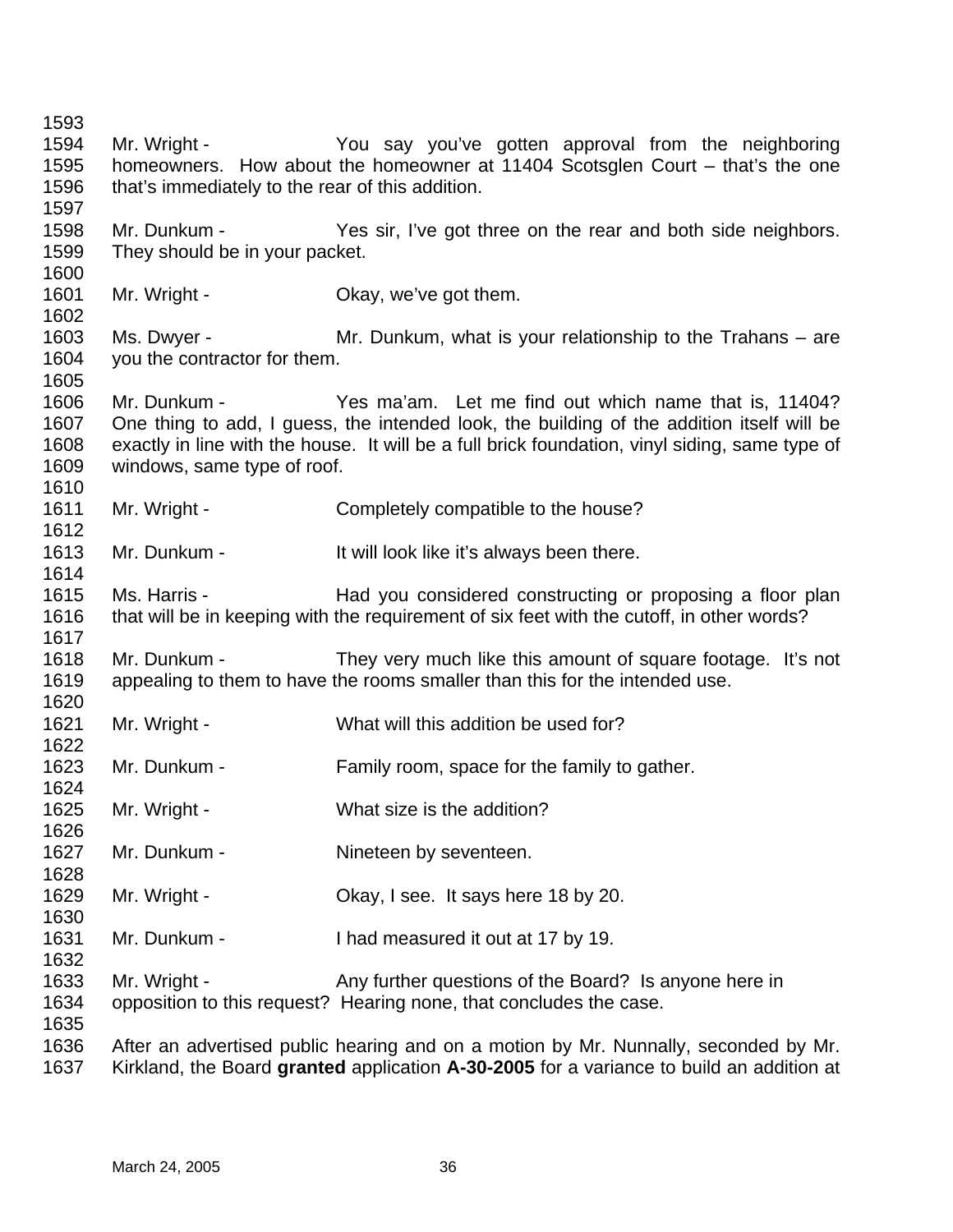Mr. Wright - You say you've gotten approval from the neighboring homeowners. How about the homeowner at 11404 Scotsglen Court – that's the one that's immediately to the rear of this addition.

Mr. Dunkum - Yes sir, I've got three on the rear and both side neighbors. They should be in your packet.

Mr. Wright - Okay, we've got them.

Ms. Dwyer - Mr. Dunkum, what is your relationship to the Trahans – are you the contractor for them.

Mr. Dunkum - Yes ma'am. Let me find out which name that is, 11404? One thing to add, I guess, the intended look, the building of the addition itself will be exactly in line with the house. It will be a full brick foundation, vinyl siding, same type of windows, same type of roof.

Mr. Wright - Completely compatible to the house?

Mr. Dunkum - It will look like it's always been there.

Ms. Harris - Had you considered constructing or proposing a floor plan that will be in keeping with the requirement of six feet with the cutoff, in other words?

Mr. Dunkum - They very much like this amount of square footage. It's not appealing to them to have the rooms smaller than this for the intended use.

Mr. Wright - What will this addition be used for?

Mr. Dunkum - Family room, space for the family to gather.

Mr. Wright - What size is the addition?

Mr. Dunkum - Nineteen by seventeen.

Mr. Wright - Okay, I see. It says here 18 by 20.

Mr. Dunkum - I had measured it out at 17 by 19.

Mr. Wright - Any further questions of the Board? Is anyone here in opposition to this request? Hearing none, that concludes the case.

After an advertised public hearing and on a motion by Mr. Nunnally, seconded by Mr. Kirkland, the Board **granted** application **A-30-2005** for a variance to build an addition at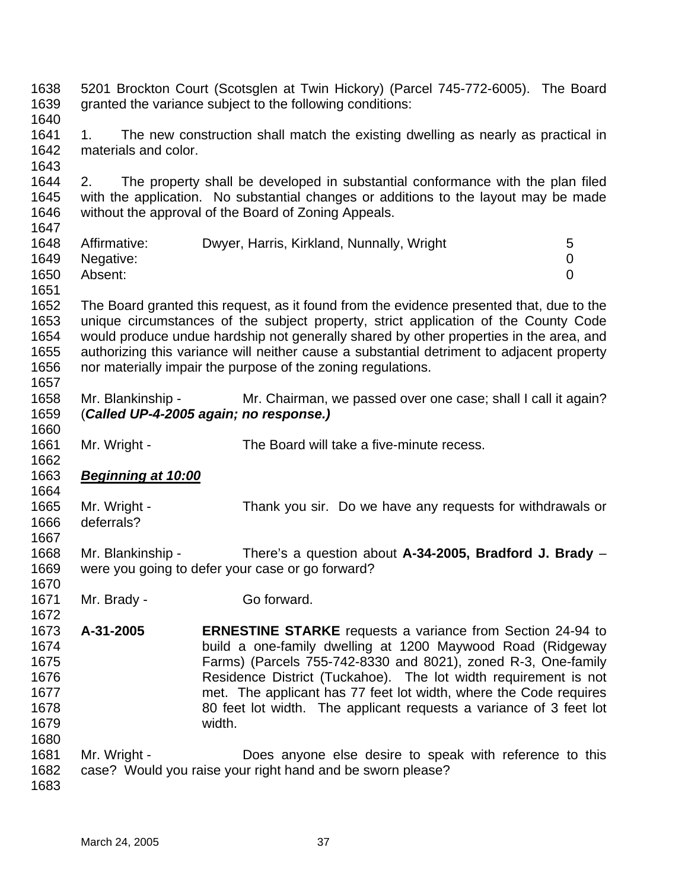5201 Brockton Court (Scotsglen at Twin Hickory) (Parcel 745-772-6005). The Board granted the variance subject to the following conditions:

1. The new construction shall match the existing dwelling as nearly as practical in materials and color.

2. The property shall be developed in substantial conformance with the plan filed with the application. No substantial changes or additions to the layout may be made without the approval of the Board of Zoning Appeals.

| | | |
|---|---|---|
| Affirmative: | Dwyer, Harris, Kirkland, Nunnally, Wright | 5 |
| Negative: | | 0 |
| Absent: | | 0 |

The Board granted this request, as it found from the evidence presented that, due to the unique circumstances of the subject property, strict application of the County Code would produce undue hardship not generally shared by other properties in the area, and authorizing this variance will neither cause a substantial detriment to adjacent property nor materially impair the purpose of the zoning regulations.

Mr. Blankinship - Mr. Chairman, we passed over one case; shall I call it again? (***Called UP-4-2005 again; no response.)***

Mr. Wright - The Board will take a five-minute recess.

***Beginning at 10:00***

Mr. Wright - Thank you sir. Do we have any requests for withdrawals or deferrals?

Mr. Blankinship - There's a question about **A-34-2005, Bradford J. Brady** – were you going to defer your case or go forward?

Mr. Brady - Go forward.

**A-31-2005** **ERNESTINE STARKE** requests a variance from Section 24-94 to build a one-family dwelling at 1200 Maywood Road (Ridgeway Farms) (Parcels 755-742-8330 and 8021), zoned R-3, One-family Residence District (Tuckahoe). The lot width requirement is not met. The applicant has 77 feet lot width, where the Code requires 80 feet lot width. The applicant requests a variance of 3 feet lot width.

Mr. Wright - Does anyone else desire to speak with reference to this case? Would you raise your right hand and be sworn please?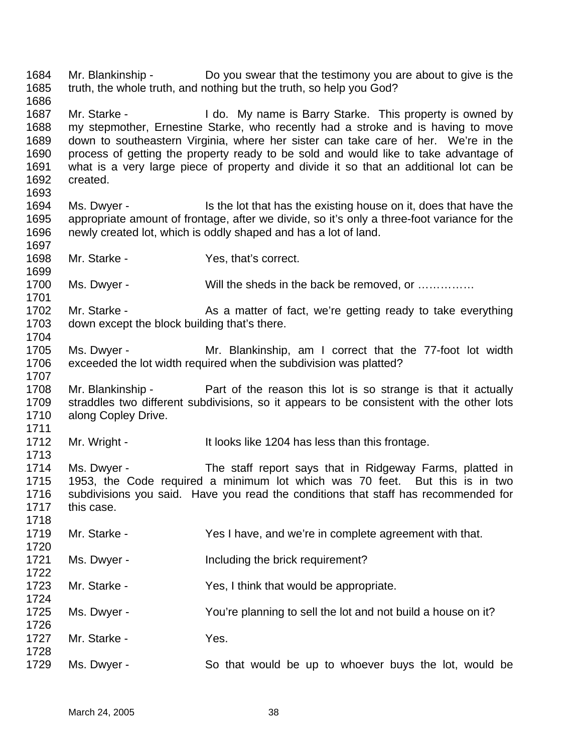1684 Mr. Blankinship - Do you swear that the testimony you are about to give is the
1685 truth, the whole truth, and nothing but the truth, so help you God?
1686
1687 Mr. Starke - I do. My name is Barry Starke. This property is owned by
1688 my stepmother, Ernestine Starke, who recently had a stroke and is having to move
1689 down to southeastern Virginia, where her sister can take care of her. We're in the
1690 process of getting the property ready to be sold and would like to take advantage of
1691 what is a very large piece of property and divide it so that an additional lot can be
1692 created.
1693
1694 Ms. Dwyer - Is the lot that has the existing house on it, does that have the
1695 appropriate amount of frontage, after we divide, so it's only a three-foot variance for the
1696 newly created lot, which is oddly shaped and has a lot of land.
1697
1698 Mr. Starke - Yes, that's correct.
1699
1700 Ms. Dwyer - Will the sheds in the back be removed, or ……………
1701
1702 Mr. Starke - As a matter of fact, we're getting ready to take everything
1703 down except the block building that's there.
1704
1705 Ms. Dwyer - Mr. Blankinship, am I correct that the 77-foot lot width
1706 exceeded the lot width required when the subdivision was platted?
1707
1708 Mr. Blankinship - Part of the reason this lot is so strange is that it actually
1709 straddles two different subdivisions, so it appears to be consistent with the other lots
1710 along Copley Drive.
1711
1712 Mr. Wright - It looks like 1204 has less than this frontage.
1713
1714 Ms. Dwyer - The staff report says that in Ridgeway Farms, platted in
1715 1953, the Code required a minimum lot which was 70 feet. But this is in two
1716 subdivisions you said. Have you read the conditions that staff has recommended for
1717 this case.
1718
1719 Mr. Starke - Yes I have, and we're in complete agreement with that.
1720
1721 Ms. Dwyer - Including the brick requirement?
1722
1723 Mr. Starke - Yes, I think that would be appropriate.
1724
1725 Ms. Dwyer - You're planning to sell the lot and not build a house on it?
1726
1727 Mr. Starke - Yes.
1728
1729 Ms. Dwyer - So that would be up to whoever buys the lot, would be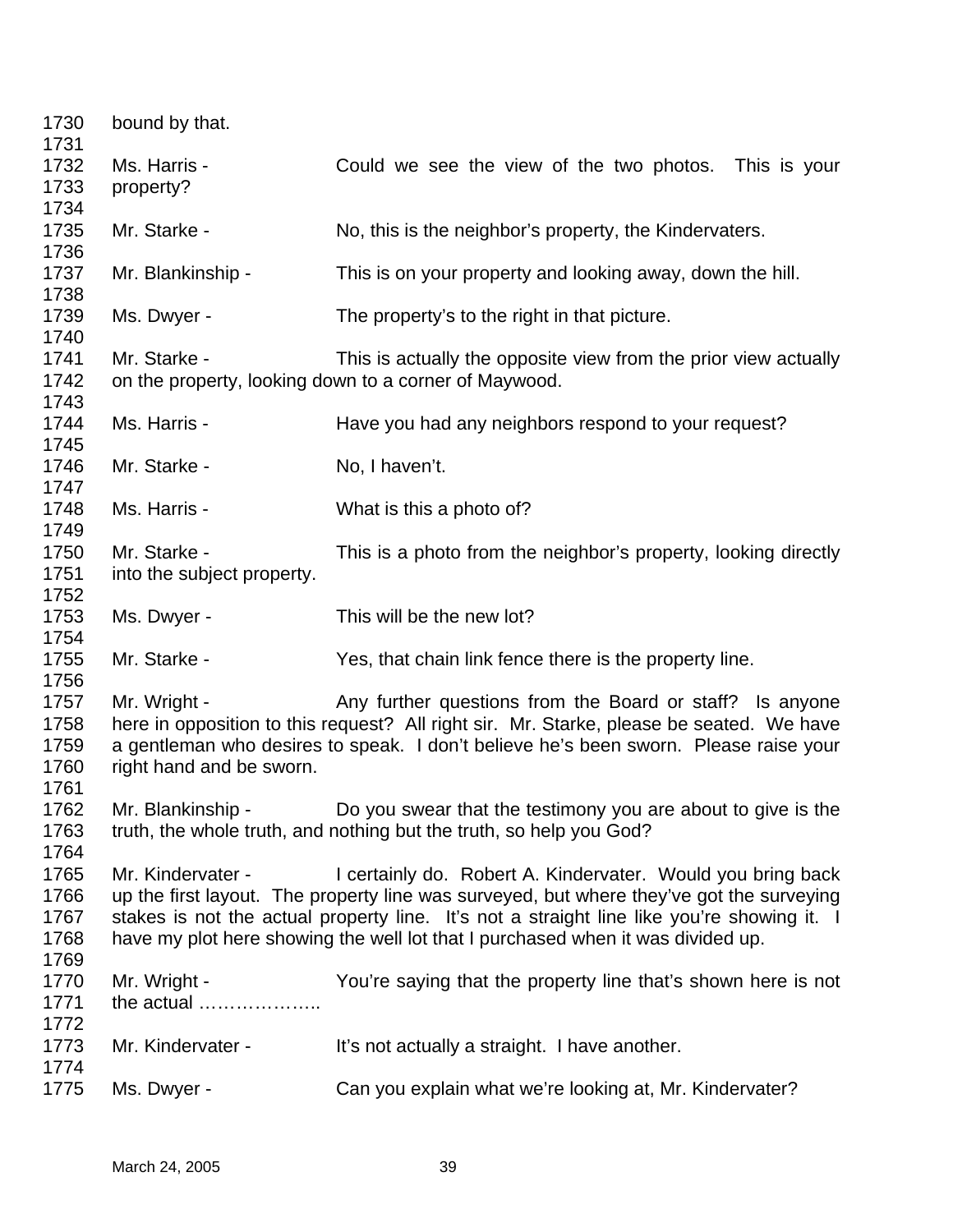1730 bound by that.

1732 Ms. Harris - Could we see the view of the two photos. This is your
1733 property?

1735 Mr. Starke - No, this is the neighbor's property, the Kindervaters.

1737 Mr. Blankinship - This is on your property and looking away, down the hill.

1739 Ms. Dwyer - The property's to the right in that picture.

1741 Mr. Starke - This is actually the opposite view from the prior view actually
1742 on the property, looking down to a corner of Maywood.

1744 Ms. Harris - Have you had any neighbors respond to your request?

1746 Mr. Starke - No, I haven't.

1748 Ms. Harris - What is this a photo of?

1750 Mr. Starke - This is a photo from the neighbor's property, looking directly
1751 into the subject property.

1753 Ms. Dwyer - This will be the new lot?

1755 Mr. Starke - Yes, that chain link fence there is the property line.

1757 Mr. Wright - Any further questions from the Board or staff? Is anyone
1758 here in opposition to this request? All right sir. Mr. Starke, please be seated. We have
1759 a gentleman who desires to speak. I don't believe he's been sworn. Please raise your
1760 right hand and be sworn.

1762 Mr. Blankinship - Do you swear that the testimony you are about to give is the
1763 truth, the whole truth, and nothing but the truth, so help you God?

1765 Mr. Kindervater - I certainly do. Robert A. Kindervater. Would you bring back
1766 up the first layout. The property line was surveyed, but where they've got the surveying
1767 stakes is not the actual property line. It's not a straight line like you're showing it. I
1768 have my plot here showing the well lot that I purchased when it was divided up.

1770 Mr. Wright - You're saying that the property line that's shown here is not
1771 the actual ………………..

1773 Mr. Kindervater - It's not actually a straight. I have another.

1775 Ms. Dwyer - Can you explain what we're looking at, Mr. Kindervater?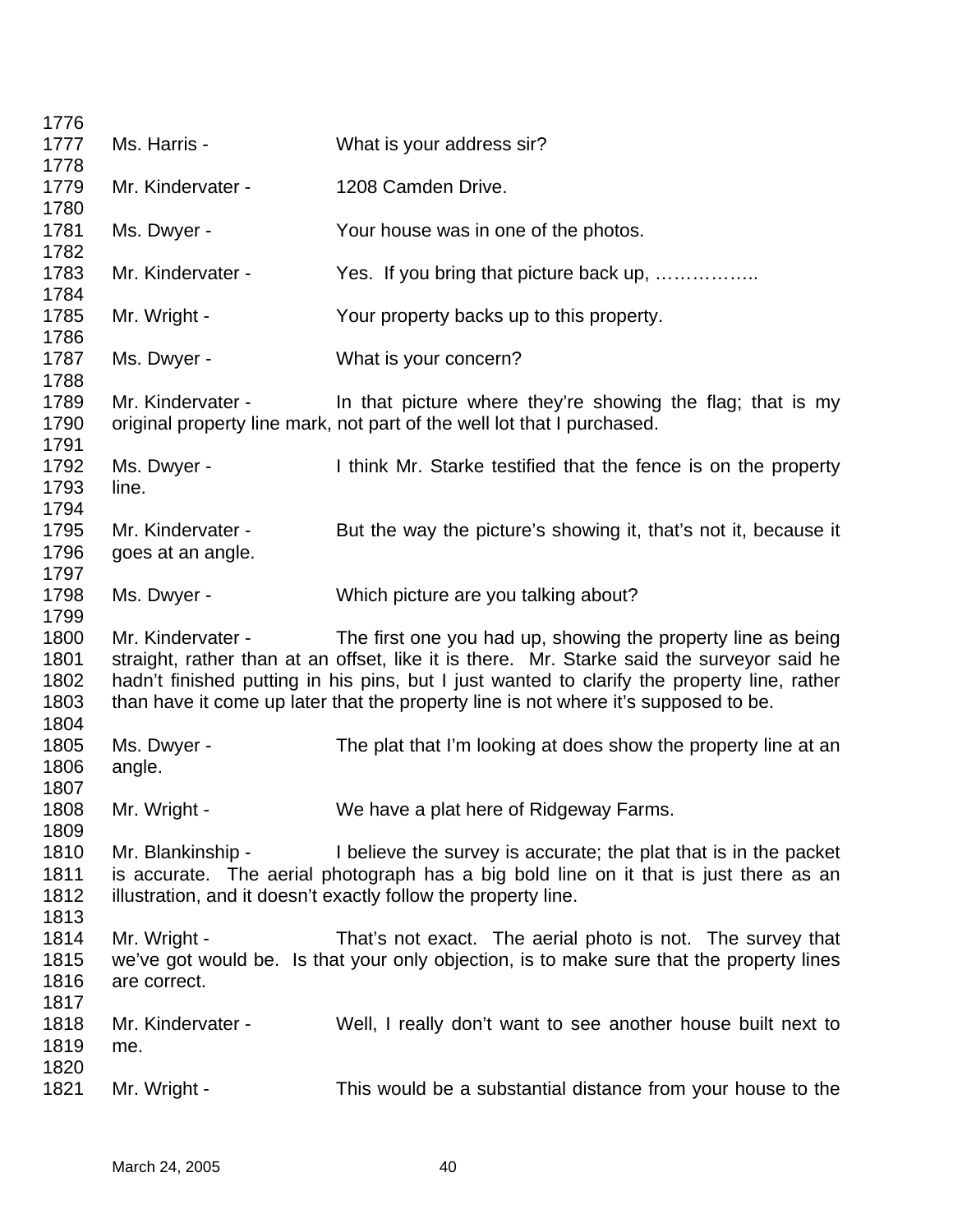1776
1777 Ms. Harris - What is your address sir?
1778
1779 Mr. Kindervater - 1208 Camden Drive.
1780
1781 Ms. Dwyer - Your house was in one of the photos.
1782
1783 Mr. Kindervater - Yes. If you bring that picture back up, ……………..
1784
1785 Mr. Wright - Your property backs up to this property.
1786
1787 Ms. Dwyer - What is your concern?
1788
1789 Mr. Kindervater - In that picture where they're showing the flag; that is my
1790 original property line mark, not part of the well lot that I purchased.
1791
1792 Ms. Dwyer - I think Mr. Starke testified that the fence is on the property
1793 line.
1794
1795 Mr. Kindervater - But the way the picture's showing it, that's not it, because it
1796 goes at an angle.
1797
1798 Ms. Dwyer - Which picture are you talking about?
1799
1800 Mr. Kindervater - The first one you had up, showing the property line as being
1801 straight, rather than at an offset, like it is there. Mr. Starke said the surveyor said he
1802 hadn't finished putting in his pins, but I just wanted to clarify the property line, rather
1803 than have it come up later that the property line is not where it's supposed to be.
1804
1805 Ms. Dwyer - The plat that I'm looking at does show the property line at an
1806 angle.
1807
1808 Mr. Wright - We have a plat here of Ridgeway Farms.
1809
1810 Mr. Blankinship - I believe the survey is accurate; the plat that is in the packet
1811 is accurate. The aerial photograph has a big bold line on it that is just there as an
1812 illustration, and it doesn't exactly follow the property line.
1813
1814 Mr. Wright - That's not exact. The aerial photo is not. The survey that
1815 we've got would be. Is that your only objection, is to make sure that the property lines
1816 are correct.
1817
1818 Mr. Kindervater - Well, I really don't want to see another house built next to
1819 me.
1820
1821 Mr. Wright - This would be a substantial distance from your house to the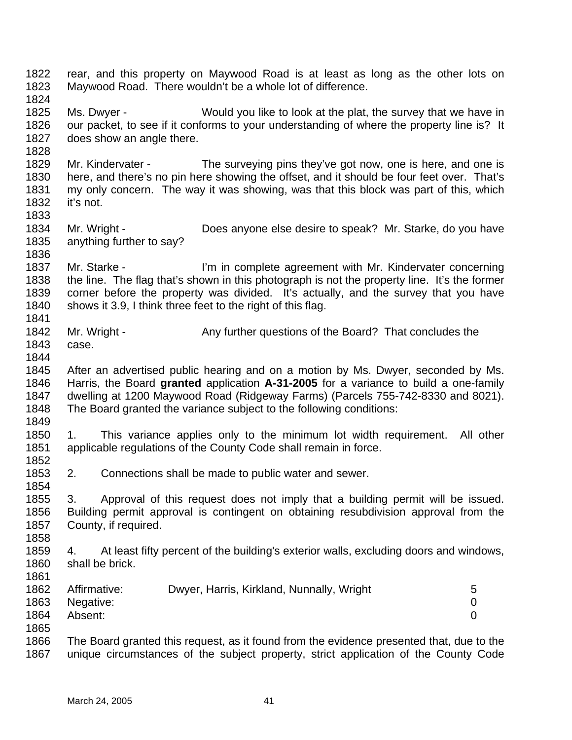rear, and this property on Maywood Road is at least as long as the other lots on Maywood Road. There wouldn't be a whole lot of difference.

Ms. Dwyer - Would you like to look at the plat, the survey that we have in our packet, to see if it conforms to your understanding of where the property line is? It does show an angle there.

Mr. Kindervater - The surveying pins they've got now, one is here, and one is here, and there's no pin here showing the offset, and it should be four feet over. That's my only concern. The way it was showing, was that this block was part of this, which it's not.

Mr. Wright - Does anyone else desire to speak? Mr. Starke, do you have anything further to say?

Mr. Starke - I'm in complete agreement with Mr. Kindervater concerning the line. The flag that's shown in this photograph is not the property line. It's the former corner before the property was divided. It's actually, and the survey that you have shows it 3.9, I think three feet to the right of this flag.

Mr. Wright - Any further questions of the Board? That concludes the case.

After an advertised public hearing and on a motion by Ms. Dwyer, seconded by Ms. Harris, the Board **granted** application **A-31-2005** for a variance to build a one-family dwelling at 1200 Maywood Road (Ridgeway Farms) (Parcels 755-742-8330 and 8021). The Board granted the variance subject to the following conditions:

1. This variance applies only to the minimum lot width requirement. All other applicable regulations of the County Code shall remain in force.

2. Connections shall be made to public water and sewer.

3. Approval of this request does not imply that a building permit will be issued. Building permit approval is contingent on obtaining resubdivision approval from the County, if required.

4. At least fifty percent of the building's exterior walls, excluding doors and windows, shall be brick.

| | | |
|---|---|---|
| Affirmative: | Dwyer, Harris, Kirkland, Nunnally, Wright | 5 |
| Negative: | | 0 |
| Absent: | | 0 |

The Board granted this request, as it found from the evidence presented that, due to the unique circumstances of the subject property, strict application of the County Code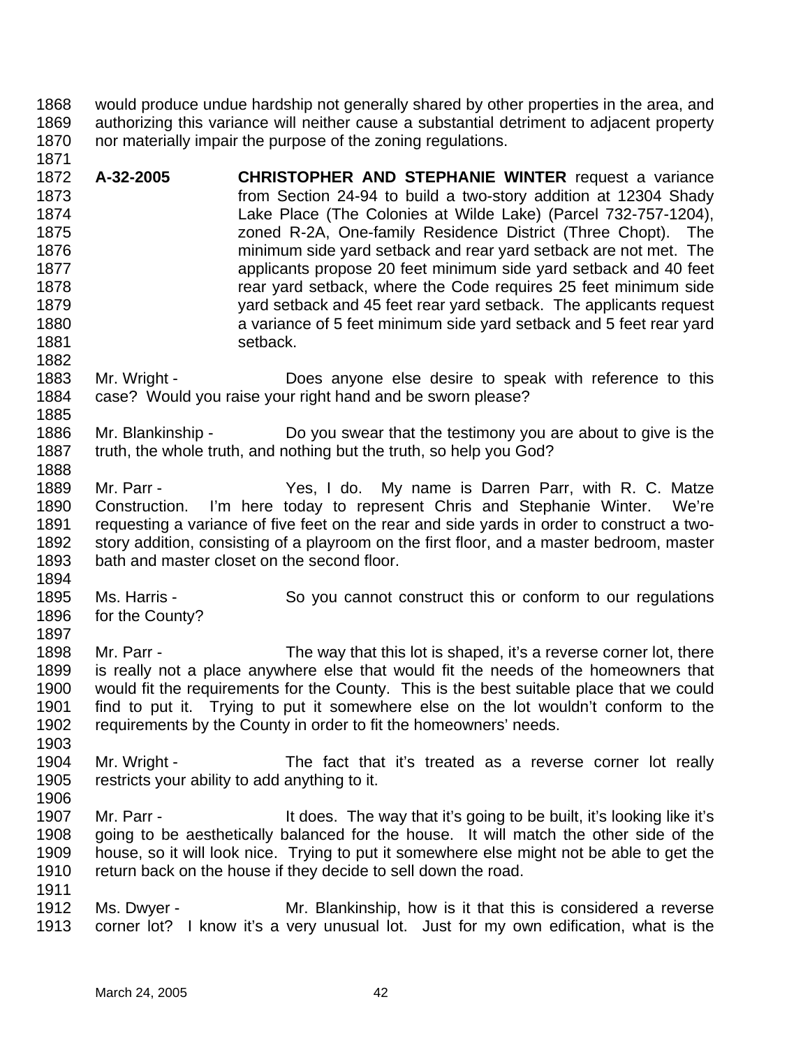would produce undue hardship not generally shared by other properties in the area, and authorizing this variance will neither cause a substantial detriment to adjacent property nor materially impair the purpose of the zoning regulations.

**A-32-2005** **CHRISTOPHER AND STEPHANIE WINTER** request a variance from Section 24-94 to build a two-story addition at 12304 Shady Lake Place (The Colonies at Wilde Lake) (Parcel 732-757-1204), zoned R-2A, One-family Residence District (Three Chopt). The minimum side yard setback and rear yard setback are not met. The applicants propose 20 feet minimum side yard setback and 40 feet rear yard setback, where the Code requires 25 feet minimum side yard setback and 45 feet rear yard setback. The applicants request a variance of 5 feet minimum side yard setback and 5 feet rear yard setback.

Mr. Wright - Does anyone else desire to speak with reference to this case? Would you raise your right hand and be sworn please?

Mr. Blankinship - Do you swear that the testimony you are about to give is the truth, the whole truth, and nothing but the truth, so help you God?

Mr. Parr - Yes, I do. My name is Darren Parr, with R. C. Matze Construction. I'm here today to represent Chris and Stephanie Winter. We're requesting a variance of five feet on the rear and side yards in order to construct a two-story addition, consisting of a playroom on the first floor, and a master bedroom, master bath and master closet on the second floor.

Ms. Harris - So you cannot construct this or conform to our regulations for the County?

Mr. Parr - The way that this lot is shaped, it's a reverse corner lot, there is really not a place anywhere else that would fit the needs of the homeowners that would fit the requirements for the County. This is the best suitable place that we could find to put it. Trying to put it somewhere else on the lot wouldn't conform to the requirements by the County in order to fit the homeowners' needs.

Mr. Wright - The fact that it's treated as a reverse corner lot really restricts your ability to add anything to it.

Mr. Parr - It does. The way that it's going to be built, it's looking like it's going to be aesthetically balanced for the house. It will match the other side of the house, so it will look nice. Trying to put it somewhere else might not be able to get the return back on the house if they decide to sell down the road.

Ms. Dwyer - Mr. Blankinship, how is it that this is considered a reverse corner lot? I know it's a very unusual lot. Just for my own edification, what is the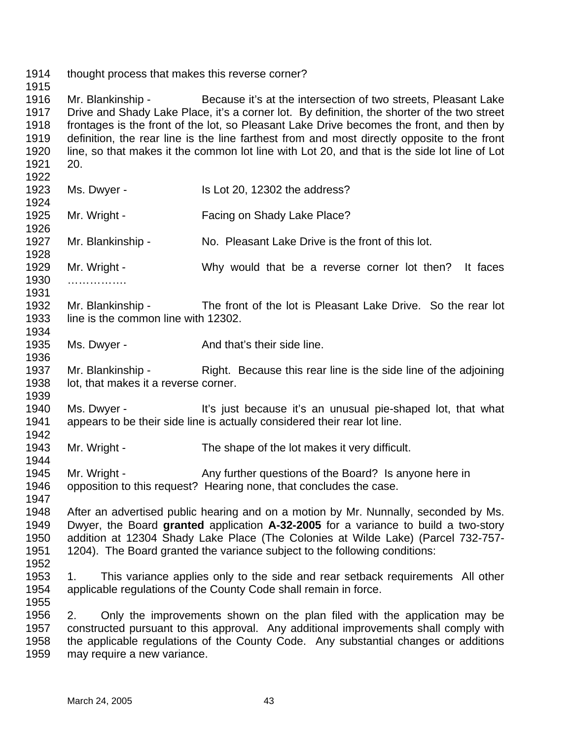thought process that makes this reverse corner?

Mr. Blankinship - Because it's at the intersection of two streets, Pleasant Lake Drive and Shady Lake Place, it's a corner lot. By definition, the shorter of the two street frontages is the front of the lot, so Pleasant Lake Drive becomes the front, and then by definition, the rear line is the line farthest from and most directly opposite to the front line, so that makes it the common lot line with Lot 20, and that is the side lot line of Lot 20.

Ms. Dwyer - Is Lot 20, 12302 the address?

Mr. Wright - Facing on Shady Lake Place?

Mr. Blankinship - No. Pleasant Lake Drive is the front of this lot.

Mr. Wright - Why would that be a reverse corner lot then? It faces …………….

Mr. Blankinship - The front of the lot is Pleasant Lake Drive. So the rear lot line is the common line with 12302.

Ms. Dwyer - And that's their side line.

Mr. Blankinship - Right. Because this rear line is the side line of the adjoining lot, that makes it a reverse corner.

Ms. Dwyer - It's just because it's an unusual pie-shaped lot, that what appears to be their side line is actually considered their rear lot line.

Mr. Wright - The shape of the lot makes it very difficult.

Mr. Wright - Any further questions of the Board? Is anyone here in opposition to this request? Hearing none, that concludes the case.

After an advertised public hearing and on a motion by Mr. Nunnally, seconded by Ms. Dwyer, the Board **granted** application **A-32-2005** for a variance to build a two-story addition at 12304 Shady Lake Place (The Colonies at Wilde Lake) (Parcel 732-757-1204). The Board granted the variance subject to the following conditions:

1. This variance applies only to the side and rear setback requirements All other applicable regulations of the County Code shall remain in force.

2. Only the improvements shown on the plan filed with the application may be constructed pursuant to this approval. Any additional improvements shall comply with the applicable regulations of the County Code. Any substantial changes or additions may require a new variance.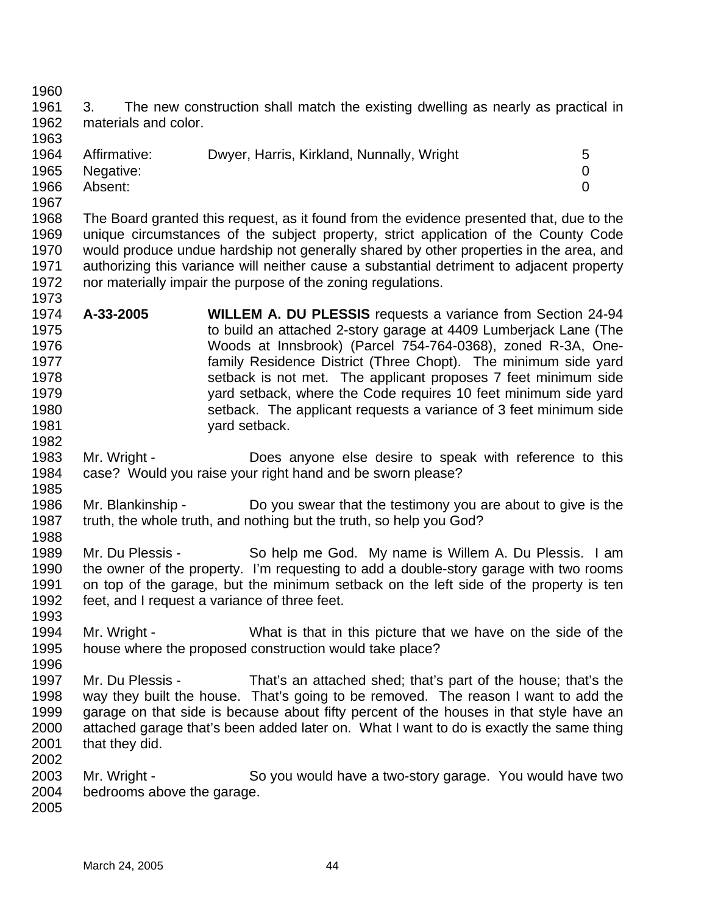3. The new construction shall match the existing dwelling as nearly as practical in materials and color.

| | | |
|---|---|---|
| Affirmative: | Dwyer, Harris, Kirkland, Nunnally, Wright | 5 |
| Negative: | | 0 |
| Absent: | | 0 |

The Board granted this request, as it found from the evidence presented that, due to the unique circumstances of the subject property, strict application of the County Code would produce undue hardship not generally shared by other properties in the area, and authorizing this variance will neither cause a substantial detriment to adjacent property nor materially impair the purpose of the zoning regulations.

**A-33-2005** **WILLEM A. DU PLESSIS** requests a variance from Section 24-94 to build an attached 2-story garage at 4409 Lumberjack Lane (The Woods at Innsbrook) (Parcel 754-764-0368), zoned R-3A, One-family Residence District (Three Chopt). The minimum side yard setback is not met. The applicant proposes 7 feet minimum side yard setback, where the Code requires 10 feet minimum side yard setback. The applicant requests a variance of 3 feet minimum side yard setback.

Mr. Wright - Does anyone else desire to speak with reference to this case? Would you raise your right hand and be sworn please?

Mr. Blankinship - Do you swear that the testimony you are about to give is the truth, the whole truth, and nothing but the truth, so help you God?

Mr. Du Plessis - So help me God. My name is Willem A. Du Plessis. I am the owner of the property. I'm requesting to add a double-story garage with two rooms on top of the garage, but the minimum setback on the left side of the property is ten feet, and I request a variance of three feet.

Mr. Wright - What is that in this picture that we have on the side of the house where the proposed construction would take place?

Mr. Du Plessis - That's an attached shed; that's part of the house; that's the way they built the house. That's going to be removed. The reason I want to add the garage on that side is because about fifty percent of the houses in that style have an attached garage that's been added later on. What I want to do is exactly the same thing that they did.

Mr. Wright - So you would have a two-story garage. You would have two bedrooms above the garage.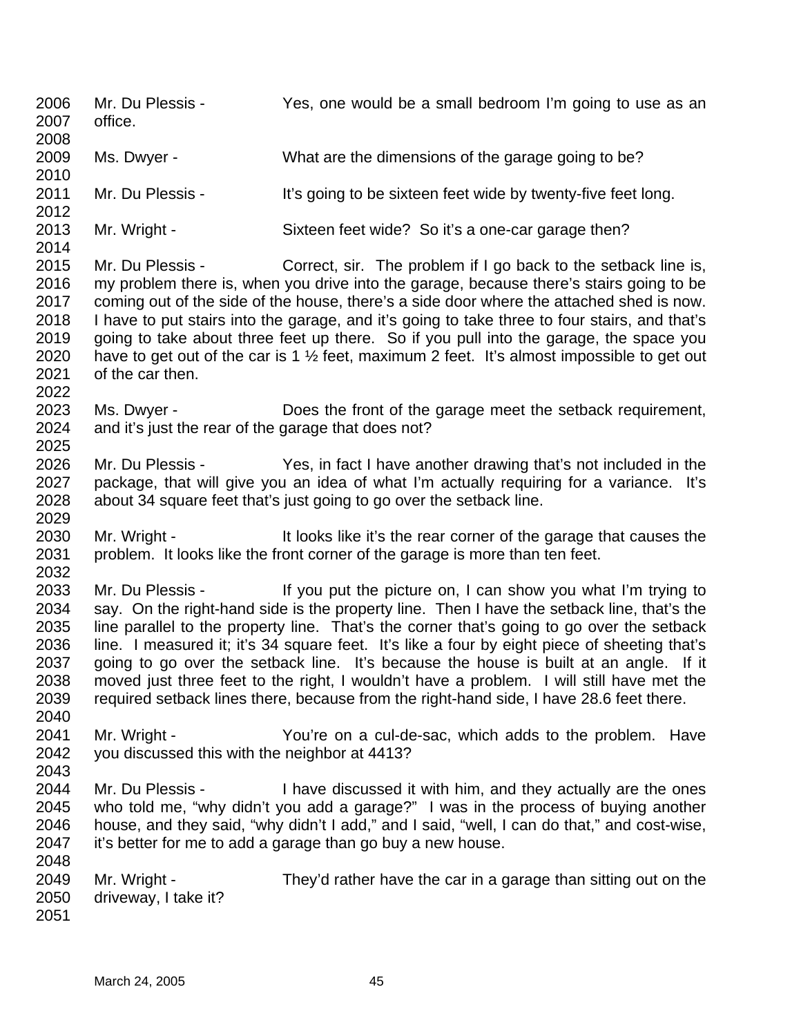2006 Mr. Du Plessis - Yes, one would be a small bedroom I'm going to use as an
2007 office.
2008
2009 Ms. Dwyer - What are the dimensions of the garage going to be?
2010
2011 Mr. Du Plessis - It's going to be sixteen feet wide by twenty-five feet long.
2012
2013 Mr. Wright - Sixteen feet wide? So it's a one-car garage then?
2014
2015 Mr. Du Plessis - Correct, sir. The problem if I go back to the setback line is,
2016 my problem there is, when you drive into the garage, because there's stairs going to be
2017 coming out of the side of the house, there's a side door where the attached shed is now.
2018 I have to put stairs into the garage, and it's going to take three to four stairs, and that's
2019 going to take about three feet up there. So if you pull into the garage, the space you
2020 have to get out of the car is 1 ½ feet, maximum 2 feet. It's almost impossible to get out
2021 of the car then.
2022
2023 Ms. Dwyer - Does the front of the garage meet the setback requirement,
2024 and it's just the rear of the garage that does not?
2025
2026 Mr. Du Plessis - Yes, in fact I have another drawing that's not included in the
2027 package, that will give you an idea of what I'm actually requiring for a variance. It's
2028 about 34 square feet that's just going to go over the setback line.
2029
2030 Mr. Wright - It looks like it's the rear corner of the garage that causes the
2031 problem. It looks like the front corner of the garage is more than ten feet.
2032
2033 Mr. Du Plessis - If you put the picture on, I can show you what I'm trying to
2034 say. On the right-hand side is the property line. Then I have the setback line, that's the
2035 line parallel to the property line. That's the corner that's going to go over the setback
2036 line. I measured it; it's 34 square feet. It's like a four by eight piece of sheeting that's
2037 going to go over the setback line. It's because the house is built at an angle. If it
2038 moved just three feet to the right, I wouldn't have a problem. I will still have met the
2039 required setback lines there, because from the right-hand side, I have 28.6 feet there.
2040
2041 Mr. Wright - You're on a cul-de-sac, which adds to the problem. Have
2042 you discussed this with the neighbor at 4413?
2043
2044 Mr. Du Plessis - I have discussed it with him, and they actually are the ones
2045 who told me, "why didn't you add a garage?" I was in the process of buying another
2046 house, and they said, "why didn't I add," and I said, "well, I can do that," and cost-wise,
2047 it's better for me to add a garage than go buy a new house.
2048
2049 Mr. Wright - They'd rather have the car in a garage than sitting out on the
2050 driveway, I take it?
2051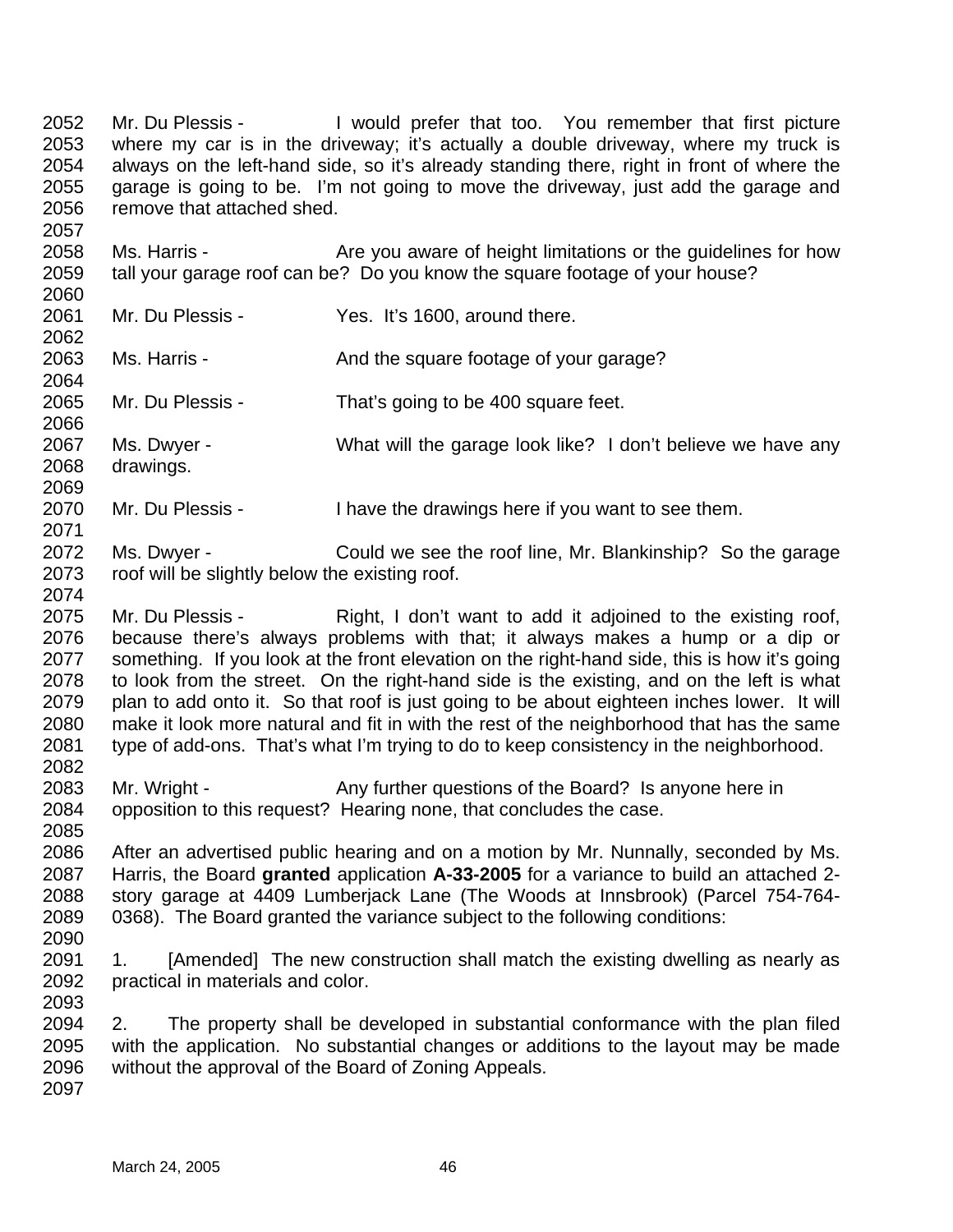Mr. Du Plessis - I would prefer that too. You remember that first picture where my car is in the driveway; it's actually a double driveway, where my truck is always on the left-hand side, so it's already standing there, right in front of where the garage is going to be. I'm not going to move the driveway, just add the garage and remove that attached shed.

Ms. Harris - Are you aware of height limitations or the guidelines for how tall your garage roof can be? Do you know the square footage of your house?

Mr. Du Plessis - Yes. It's 1600, around there.

Ms. Harris - And the square footage of your garage?

Mr. Du Plessis - That's going to be 400 square feet.

Ms. Dwyer - What will the garage look like? I don't believe we have any drawings.

Mr. Du Plessis - I have the drawings here if you want to see them.

Ms. Dwyer - Could we see the roof line, Mr. Blankinship? So the garage roof will be slightly below the existing roof.

Mr. Du Plessis - Right, I don't want to add it adjoined to the existing roof, because there's always problems with that; it always makes a hump or a dip or something. If you look at the front elevation on the right-hand side, this is how it's going to look from the street. On the right-hand side is the existing, and on the left is what plan to add onto it. So that roof is just going to be about eighteen inches lower. It will make it look more natural and fit in with the rest of the neighborhood that has the same type of add-ons. That's what I'm trying to do to keep consistency in the neighborhood.

Mr. Wright - Any further questions of the Board? Is anyone here in opposition to this request? Hearing none, that concludes the case.

After an advertised public hearing and on a motion by Mr. Nunnally, seconded by Ms. Harris, the Board **granted** application **A-33-2005** for a variance to build an attached 2-story garage at 4409 Lumberjack Lane (The Woods at Innsbrook) (Parcel 754-764-0368). The Board granted the variance subject to the following conditions:

1. [Amended] The new construction shall match the existing dwelling as nearly as practical in materials and color.

2. The property shall be developed in substantial conformance with the plan filed with the application. No substantial changes or additions to the layout may be made without the approval of the Board of Zoning Appeals.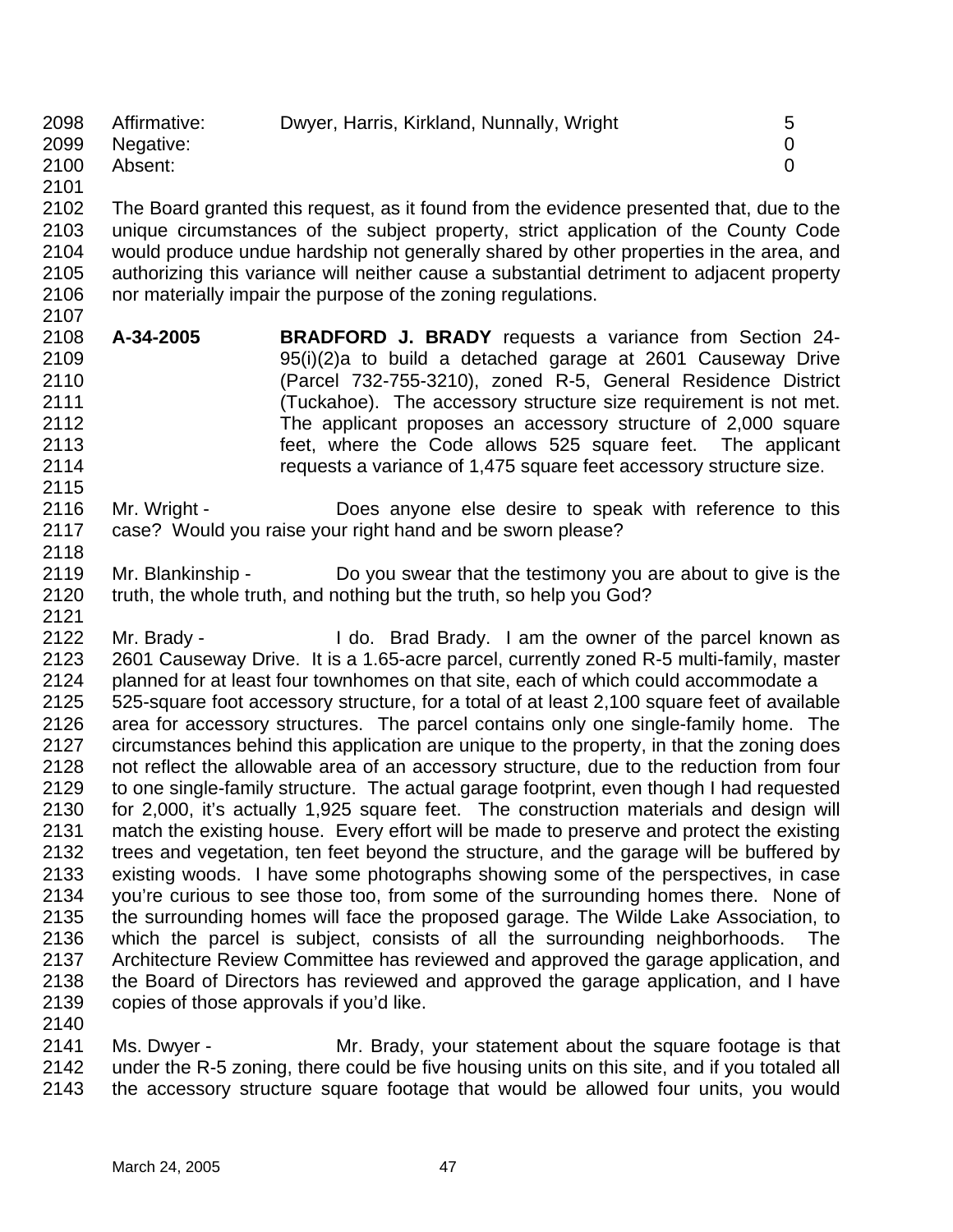| | | |
|---|---|---|
| Affirmative: | Dwyer, Harris, Kirkland, Nunnally, Wright | 5 |
| Negative: | | 0 |
| Absent: | | 0 |

The Board granted this request, as it found from the evidence presented that, due to the unique circumstances of the subject property, strict application of the County Code would produce undue hardship not generally shared by other properties in the area, and authorizing this variance will neither cause a substantial detriment to adjacent property nor materially impair the purpose of the zoning regulations.

**A-34-2005** **BRADFORD J. BRADY** requests a variance from Section 24-95(i)(2)a to build a detached garage at 2601 Causeway Drive (Parcel 732-755-3210), zoned R-5, General Residence District (Tuckahoe). The accessory structure size requirement is not met. The applicant proposes an accessory structure of 2,000 square feet, where the Code allows 525 square feet. The applicant requests a variance of 1,475 square feet accessory structure size.

Mr. Wright - Does anyone else desire to speak with reference to this case? Would you raise your right hand and be sworn please?

Mr. Blankinship - Do you swear that the testimony you are about to give is the truth, the whole truth, and nothing but the truth, so help you God?

Mr. Brady - I do. Brad Brady. I am the owner of the parcel known as 2601 Causeway Drive. It is a 1.65-acre parcel, currently zoned R-5 multi-family, master planned for at least four townhomes on that site, each of which could accommodate a 525-square foot accessory structure, for a total of at least 2,100 square feet of available area for accessory structures. The parcel contains only one single-family home. The circumstances behind this application are unique to the property, in that the zoning does not reflect the allowable area of an accessory structure, due to the reduction from four to one single-family structure. The actual garage footprint, even though I had requested for 2,000, it's actually 1,925 square feet. The construction materials and design will match the existing house. Every effort will be made to preserve and protect the existing trees and vegetation, ten feet beyond the structure, and the garage will be buffered by existing woods. I have some photographs showing some of the perspectives, in case you're curious to see those too, from some of the surrounding homes there. None of the surrounding homes will face the proposed garage. The Wilde Lake Association, to which the parcel is subject, consists of all the surrounding neighborhoods. The Architecture Review Committee has reviewed and approved the garage application, and the Board of Directors has reviewed and approved the garage application, and I have copies of those approvals if you'd like.

Ms. Dwyer - Mr. Brady, your statement about the square footage is that under the R-5 zoning, there could be five housing units on this site, and if you totaled all the accessory structure square footage that would be allowed four units, you would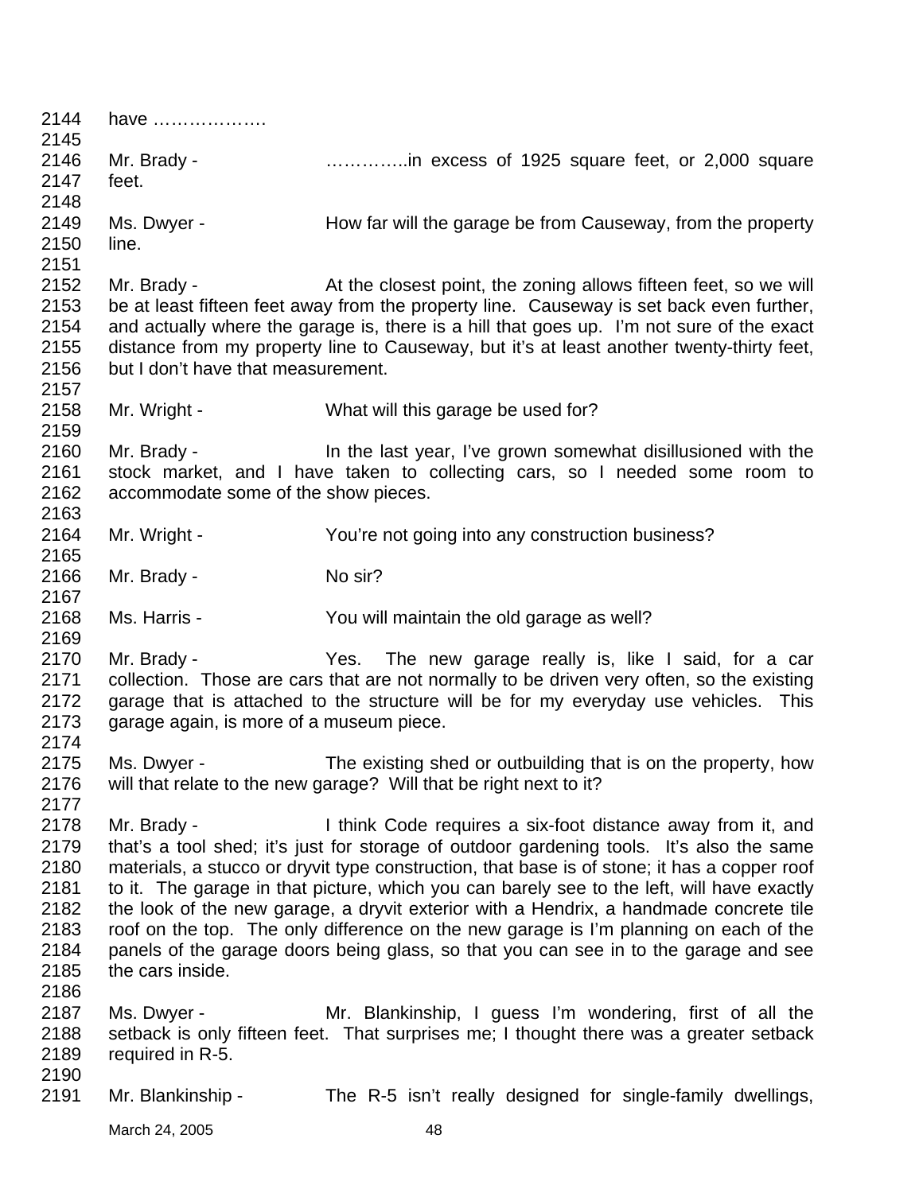have ………………

Mr. Brady - …………..in excess of 1925 square feet, or 2,000 square feet.

Ms. Dwyer - How far will the garage be from Causeway, from the property line.

Mr. Brady - At the closest point, the zoning allows fifteen feet, so we will be at least fifteen feet away from the property line. Causeway is set back even further, and actually where the garage is, there is a hill that goes up. I'm not sure of the exact distance from my property line to Causeway, but it's at least another twenty-thirty feet, but I don't have that measurement.

Mr. Wright - What will this garage be used for?

Mr. Brady - In the last year, I've grown somewhat disillusioned with the stock market, and I have taken to collecting cars, so I needed some room to accommodate some of the show pieces.

Mr. Wright - You're not going into any construction business?

Mr. Brady - No sir?

Ms. Harris - You will maintain the old garage as well?

Mr. Brady - Yes. The new garage really is, like I said, for a car collection. Those are cars that are not normally to be driven very often, so the existing garage that is attached to the structure will be for my everyday use vehicles. This garage again, is more of a museum piece.

Ms. Dwyer - The existing shed or outbuilding that is on the property, how will that relate to the new garage? Will that be right next to it?

Mr. Brady - I think Code requires a six-foot distance away from it, and that's a tool shed; it's just for storage of outdoor gardening tools. It's also the same materials, a stucco or dryvit type construction, that base is of stone; it has a copper roof to it. The garage in that picture, which you can barely see to the left, will have exactly the look of the new garage, a dryvit exterior with a Hendrix, a handmade concrete tile roof on the top. The only difference on the new garage is I'm planning on each of the panels of the garage doors being glass, so that you can see in to the garage and see the cars inside.

Ms. Dwyer - Mr. Blankinship, I guess I'm wondering, first of all the setback is only fifteen feet. That surprises me; I thought there was a greater setback required in R-5.

Mr. Blankinship - The R-5 isn't really designed for single-family dwellings,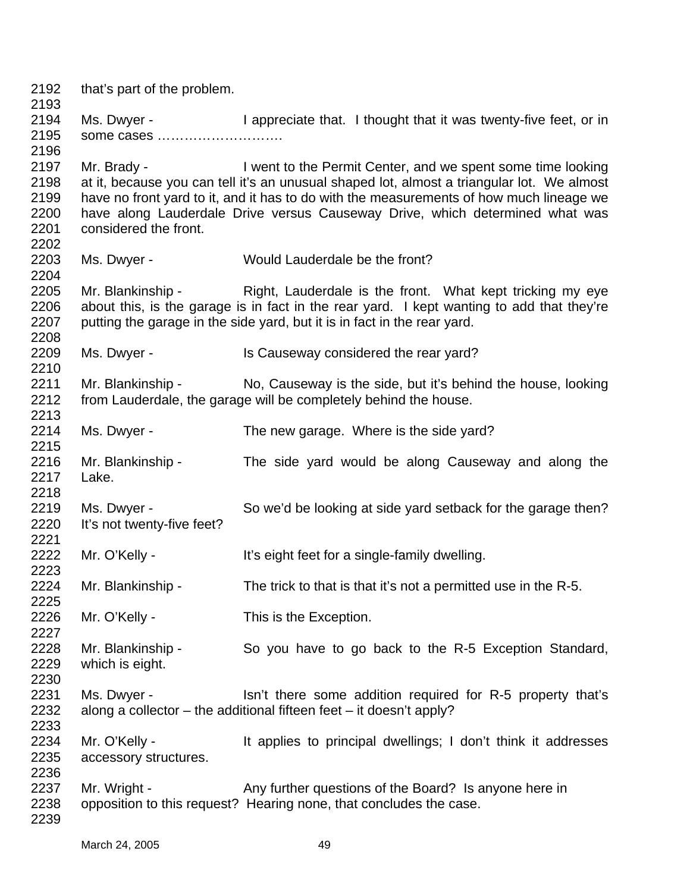2192 that's part of the problem.
2193
2194 Ms. Dwyer - I appreciate that. I thought that it was twenty-five feet, or in
2195 some cases ……………………….
2196
2197 Mr. Brady - I went to the Permit Center, and we spent some time looking
2198 at it, because you can tell it's an unusual shaped lot, almost a triangular lot. We almost
2199 have no front yard to it, and it has to do with the measurements of how much lineage we
2200 have along Lauderdale Drive versus Causeway Drive, which determined what was
2201 considered the front.
2202
2203 Ms. Dwyer - Would Lauderdale be the front?
2204
2205 Mr. Blankinship - Right, Lauderdale is the front. What kept tricking my eye
2206 about this, is the garage is in fact in the rear yard. I kept wanting to add that they're
2207 putting the garage in the side yard, but it is in fact in the rear yard.
2208
2209 Ms. Dwyer - Is Causeway considered the rear yard?
2210
2211 Mr. Blankinship - No, Causeway is the side, but it's behind the house, looking
2212 from Lauderdale, the garage will be completely behind the house.
2213
2214 Ms. Dwyer - The new garage. Where is the side yard?
2215
2216 Mr. Blankinship - The side yard would be along Causeway and along the
2217 Lake.
2218
2219 Ms. Dwyer - So we'd be looking at side yard setback for the garage then?
2220 It's not twenty-five feet?
2221
2222 Mr. O'Kelly - It's eight feet for a single-family dwelling.
2223
2224 Mr. Blankinship - The trick to that is that it's not a permitted use in the R-5.
2225
2226 Mr. O'Kelly - This is the Exception.
2227
2228 Mr. Blankinship - So you have to go back to the R-5 Exception Standard,
2229 which is eight.
2230
2231 Ms. Dwyer - Isn't there some addition required for R-5 property that's
2232 along a collector – the additional fifteen feet – it doesn't apply?
2233
2234 Mr. O'Kelly - It applies to principal dwellings; I don't think it addresses
2235 accessory structures.
2236
2237 Mr. Wright - Any further questions of the Board? Is anyone here in
2238 opposition to this request? Hearing none, that concludes the case.
2239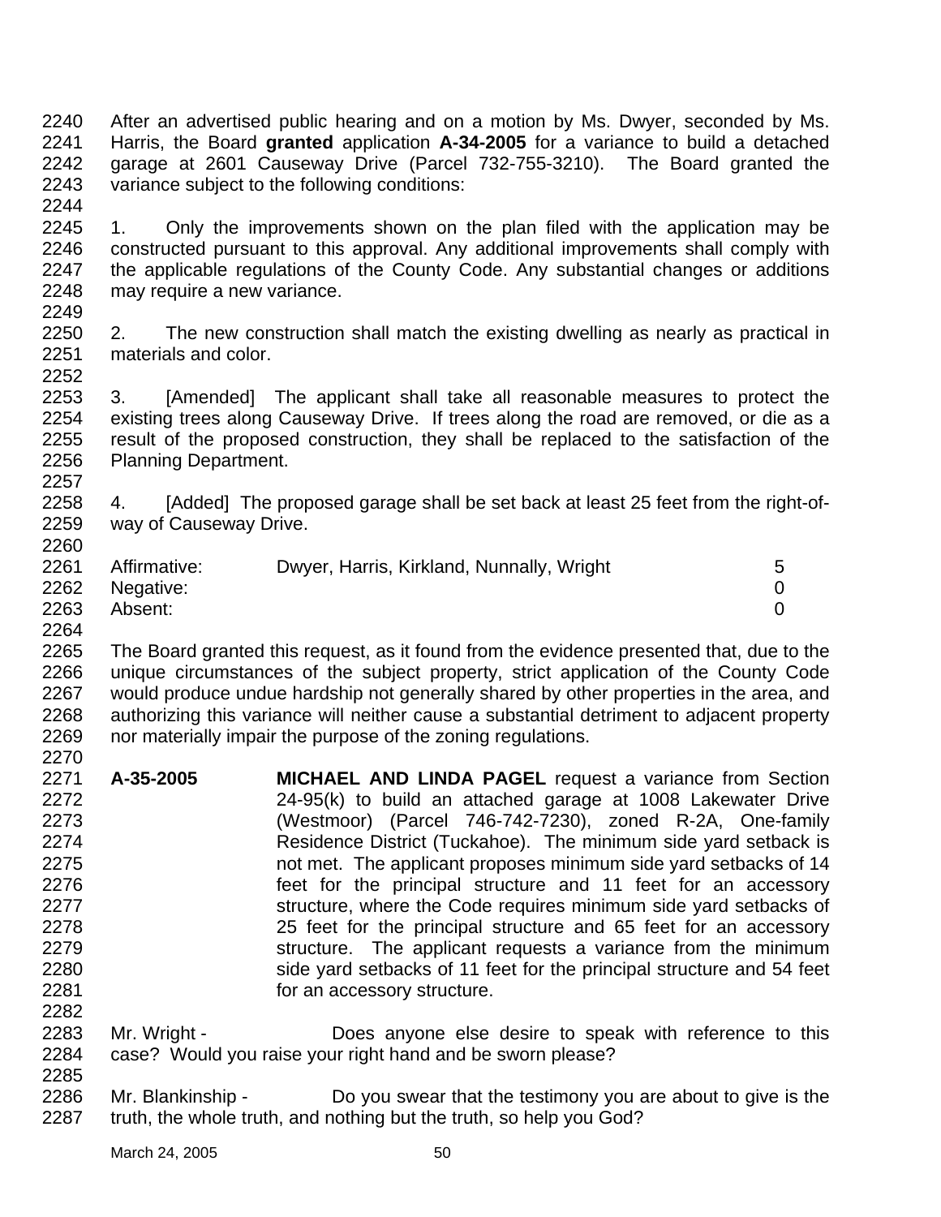After an advertised public hearing and on a motion by Ms. Dwyer, seconded by Ms. Harris, the Board **granted** application **A-34-2005** for a variance to build a detached garage at 2601 Causeway Drive (Parcel 732-755-3210). The Board granted the variance subject to the following conditions:

1. Only the improvements shown on the plan filed with the application may be constructed pursuant to this approval. Any additional improvements shall comply with the applicable regulations of the County Code. Any substantial changes or additions may require a new variance.

2. The new construction shall match the existing dwelling as nearly as practical in materials and color.

3. [Amended] The applicant shall take all reasonable measures to protect the existing trees along Causeway Drive. If trees along the road are removed, or die as a result of the proposed construction, they shall be replaced to the satisfaction of the Planning Department.

4. [Added] The proposed garage shall be set back at least 25 feet from the right-of-way of Causeway Drive.

| | | |
|---|---|---|
| Affirmative: | Dwyer, Harris, Kirkland, Nunnally, Wright | 5 |
| Negative: | | 0 |
| Absent: | | 0 |

The Board granted this request, as it found from the evidence presented that, due to the unique circumstances of the subject property, strict application of the County Code would produce undue hardship not generally shared by other properties in the area, and authorizing this variance will neither cause a substantial detriment to adjacent property nor materially impair the purpose of the zoning regulations.

**A-35-2005** **MICHAEL AND LINDA PAGEL** request a variance from Section 24-95(k) to build an attached garage at 1008 Lakewater Drive (Westmoor) (Parcel 746-742-7230), zoned R-2A, One-family Residence District (Tuckahoe). The minimum side yard setback is not met. The applicant proposes minimum side yard setbacks of 14 feet for the principal structure and 11 feet for an accessory structure, where the Code requires minimum side yard setbacks of 25 feet for the principal structure and 65 feet for an accessory structure. The applicant requests a variance from the minimum side yard setbacks of 11 feet for the principal structure and 54 feet for an accessory structure.

Mr. Wright - Does anyone else desire to speak with reference to this case? Would you raise your right hand and be sworn please?

Mr. Blankinship - Do you swear that the testimony you are about to give is the truth, the whole truth, and nothing but the truth, so help you God?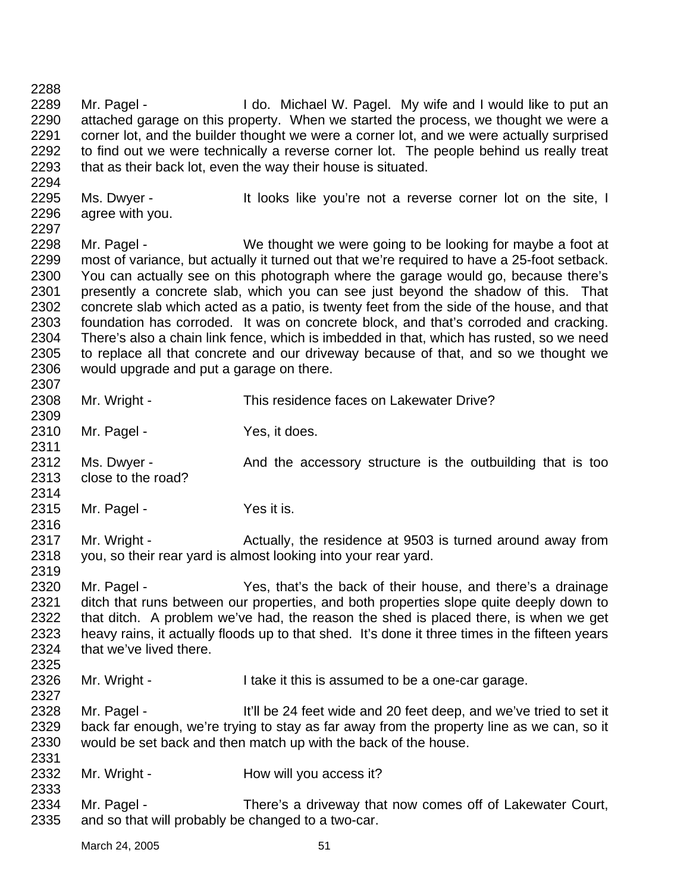Mr. Pagel - I do. Michael W. Pagel. My wife and I would like to put an attached garage on this property. When we started the process, we thought we were a corner lot, and the builder thought we were a corner lot, and we were actually surprised to find out we were technically a reverse corner lot. The people behind us really treat that as their back lot, even the way their house is situated.

Ms. Dwyer - It looks like you're not a reverse corner lot on the site, I agree with you.

Mr. Pagel - We thought we were going to be looking for maybe a foot at most of variance, but actually it turned out that we're required to have a 25-foot setback. You can actually see on this photograph where the garage would go, because there's presently a concrete slab, which you can see just beyond the shadow of this. That concrete slab which acted as a patio, is twenty feet from the side of the house, and that foundation has corroded. It was on concrete block, and that's corroded and cracking. There's also a chain link fence, which is imbedded in that, which has rusted, so we need to replace all that concrete and our driveway because of that, and so we thought we would upgrade and put a garage on there.

Mr. Wright - This residence faces on Lakewater Drive?

Mr. Pagel - Yes, it does.

Ms. Dwyer - And the accessory structure is the outbuilding that is too close to the road?

Mr. Pagel - Yes it is.

Mr. Wright - Actually, the residence at 9503 is turned around away from you, so their rear yard is almost looking into your rear yard.

Mr. Pagel - Yes, that's the back of their house, and there's a drainage ditch that runs between our properties, and both properties slope quite deeply down to that ditch. A problem we've had, the reason the shed is placed there, is when we get heavy rains, it actually floods up to that shed. It's done it three times in the fifteen years that we've lived there.

Mr. Wright - I take it this is assumed to be a one-car garage.

Mr. Pagel - It'll be 24 feet wide and 20 feet deep, and we've tried to set it back far enough, we're trying to stay as far away from the property line as we can, so it would be set back and then match up with the back of the house.

Mr. Wright - How will you access it?

Mr. Pagel - There's a driveway that now comes off of Lakewater Court, and so that will probably be changed to a two-car.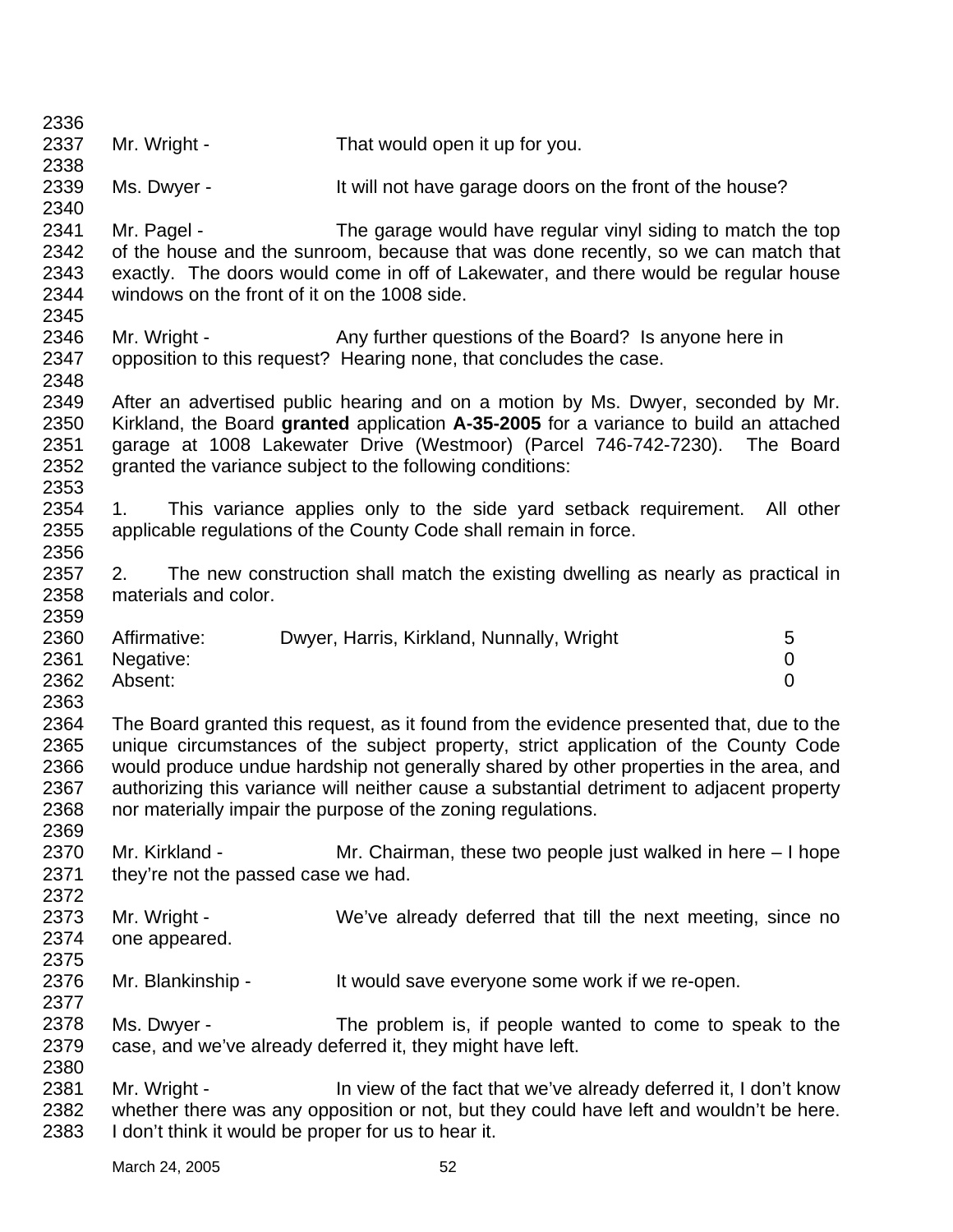Mr. Wright - That would open it up for you.

Ms. Dwyer - It will not have garage doors on the front of the house?

Mr. Pagel - The garage would have regular vinyl siding to match the top of the house and the sunroom, because that was done recently, so we can match that exactly. The doors would come in off of Lakewater, and there would be regular house windows on the front of it on the 1008 side.

Mr. Wright - Any further questions of the Board? Is anyone here in opposition to this request? Hearing none, that concludes the case.

After an advertised public hearing and on a motion by Ms. Dwyer, seconded by Mr. Kirkland, the Board **granted** application **A-35-2005** for a variance to build an attached garage at 1008 Lakewater Drive (Westmoor) (Parcel 746-742-7230). The Board granted the variance subject to the following conditions:

1. This variance applies only to the side yard setback requirement. All other applicable regulations of the County Code shall remain in force.

2. The new construction shall match the existing dwelling as nearly as practical in materials and color.

| | | |
|---|---|---|
| Affirmative: | Dwyer, Harris, Kirkland, Nunnally, Wright | 5 |
| Negative: | | 0 |
| Absent: | | 0 |

The Board granted this request, as it found from the evidence presented that, due to the unique circumstances of the subject property, strict application of the County Code would produce undue hardship not generally shared by other properties in the area, and authorizing this variance will neither cause a substantial detriment to adjacent property nor materially impair the purpose of the zoning regulations.

Mr. Kirkland - Mr. Chairman, these two people just walked in here – I hope they're not the passed case we had.

Mr. Wright - We've already deferred that till the next meeting, since no one appeared.

Mr. Blankinship - It would save everyone some work if we re-open.

Ms. Dwyer - The problem is, if people wanted to come to speak to the case, and we've already deferred it, they might have left.

Mr. Wright - In view of the fact that we've already deferred it, I don't know whether there was any opposition or not, but they could have left and wouldn't be here. I don't think it would be proper for us to hear it.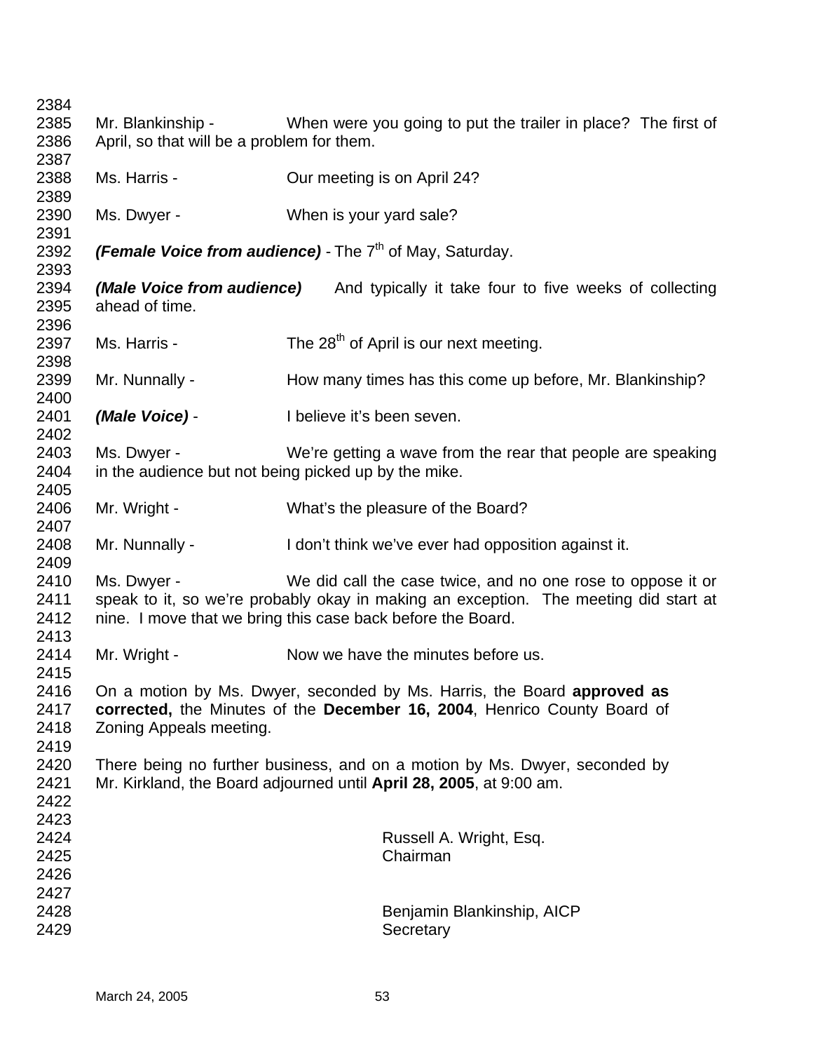Mr. Blankinship - When were you going to put the trailer in place? The first of April, so that will be a problem for them.

Ms. Harris - Our meeting is on April 24?

Ms. Dwyer - When is your yard sale?

***(Female Voice from audience)*** - The 7th of May, Saturday.

***(Male Voice from audience)*** And typically it take four to five weeks of collecting ahead of time.

Ms. Harris - The 28th of April is our next meeting.

Mr. Nunnally - How many times has this come up before, Mr. Blankinship?

***(Male Voice)*** - I believe it's been seven.

Ms. Dwyer - We're getting a wave from the rear that people are speaking in the audience but not being picked up by the mike.

Mr. Wright - What's the pleasure of the Board?

Mr. Nunnally - I don't think we've ever had opposition against it.

Ms. Dwyer - We did call the case twice, and no one rose to oppose it or speak to it, so we're probably okay in making an exception. The meeting did start at nine. I move that we bring this case back before the Board.

Mr. Wright - Now we have the minutes before us.

On a motion by Ms. Dwyer, seconded by Ms. Harris, the Board **approved as corrected,** the Minutes of the **December 16, 2004**, Henrico County Board of Zoning Appeals meeting.

There being no further business, and on a motion by Ms. Dwyer, seconded by Mr. Kirkland, the Board adjourned until **April 28, 2005**, at 9:00 am.

Russell A. Wright, Esq.
Chairman

Benjamin Blankinship, AICP
Secretary